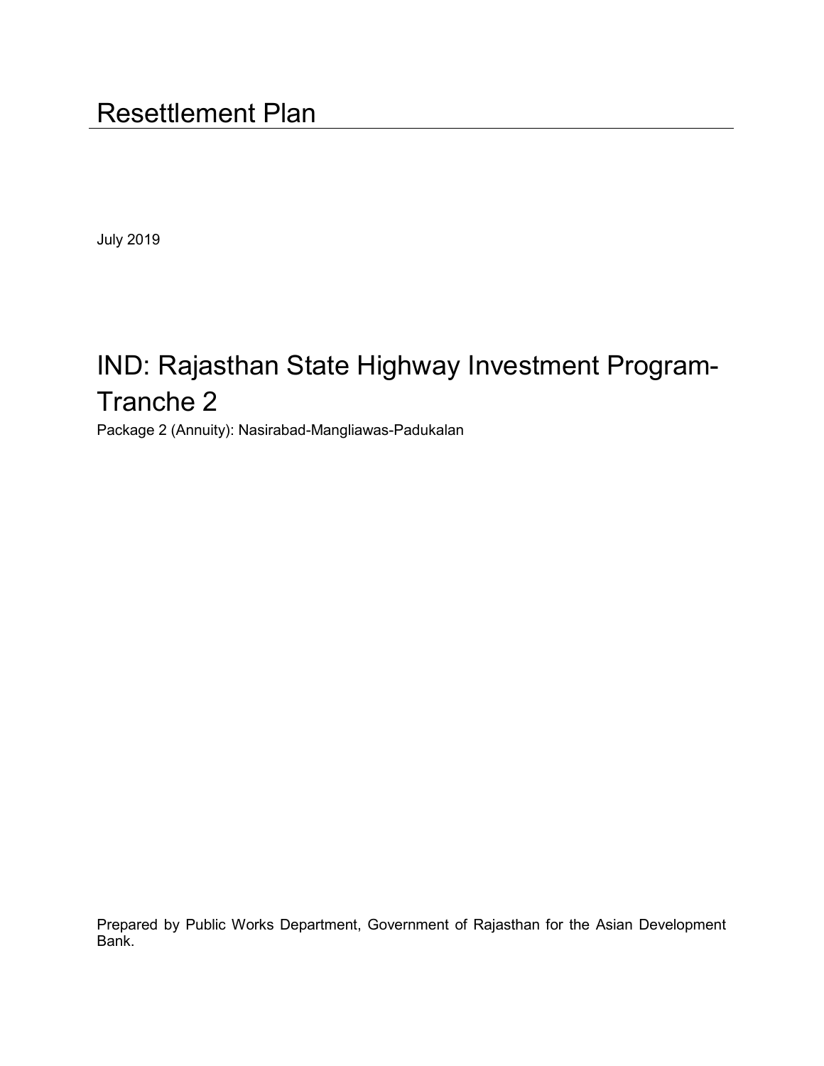# Resettlement Plan

July 2019

## IND: Rajasthan State Highway Investment Program-Tranche 2

Package 2 (Annuity): Nasirabad-Mangliawas-Padukalan

Prepared by Public Works Department, Government of Rajasthan for the Asian Development Bank.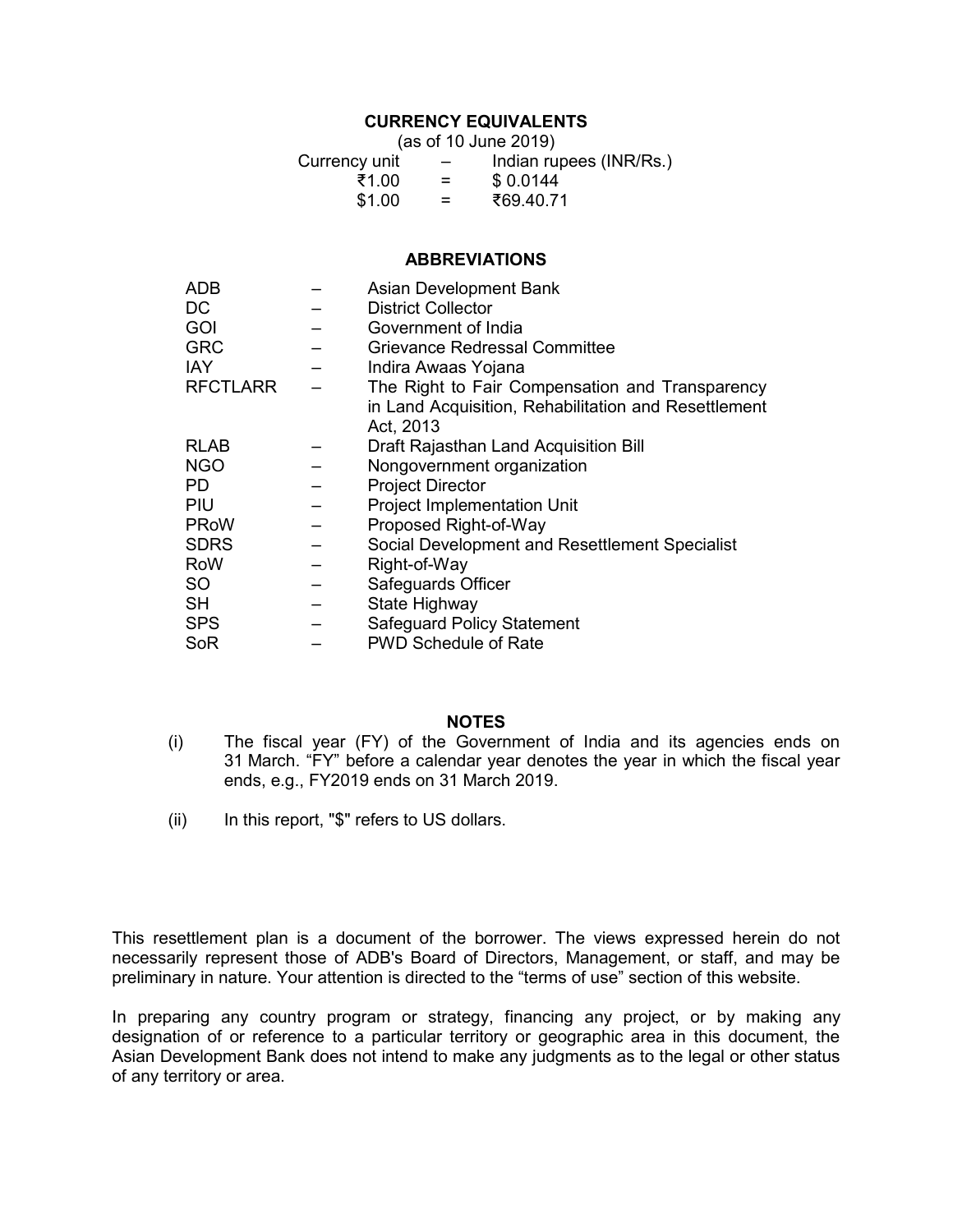## CURRENCY EQUIVALENTS

(as of 10 June 2019)

| | | |
|---|---|---|
| Currency unit | – | Indian rupees (INR/Rs.) |
| ₹1.00 | = | $ 0.0144 |
| $1.00 | = | ₹69.40.71 |

## ABBREVIATIONS

| | | |
|---|---|---|
| ADB | – | Asian Development Bank |
| DC | – | District Collector |
| GOI | – | Government of India |
| GRC | – | Grievance Redressal Committee |
| IAY | – | Indira Awaas Yojana |
| RFCTLARR | – | The Right to Fair Compensation and Transparency in Land Acquisition, Rehabilitation and Resettlement Act, 2013 |
| RLAB | – | Draft Rajasthan Land Acquisition Bill |
| NGO | – | Nongovernment organization |
| PD | – | Project Director |
| PIU | – | Project Implementation Unit |
| PRoW | – | Proposed Right-of-Way |
| SDRS | – | Social Development and Resettlement Specialist |
| RoW | – | Right-of-Way |
| SO | – | Safeguards Officer |
| SH | – | State Highway |
| SPS | – | Safeguard Policy Statement |
| SoR | – | PWD Schedule of Rate |

## NOTES

(i) The fiscal year (FY) of the Government of India and its agencies ends on 31 March. "FY" before a calendar year denotes the year in which the fiscal year ends, e.g., FY2019 ends on 31 March 2019.

(ii) In this report, "$" refers to US dollars.

This resettlement plan is a document of the borrower. The views expressed herein do not necessarily represent those of ADB's Board of Directors, Management, or staff, and may be preliminary in nature. Your attention is directed to the "terms of use" section of this website.

In preparing any country program or strategy, financing any project, or by making any designation of or reference to a particular territory or geographic area in this document, the Asian Development Bank does not intend to make any judgments as to the legal or other status of any territory or area.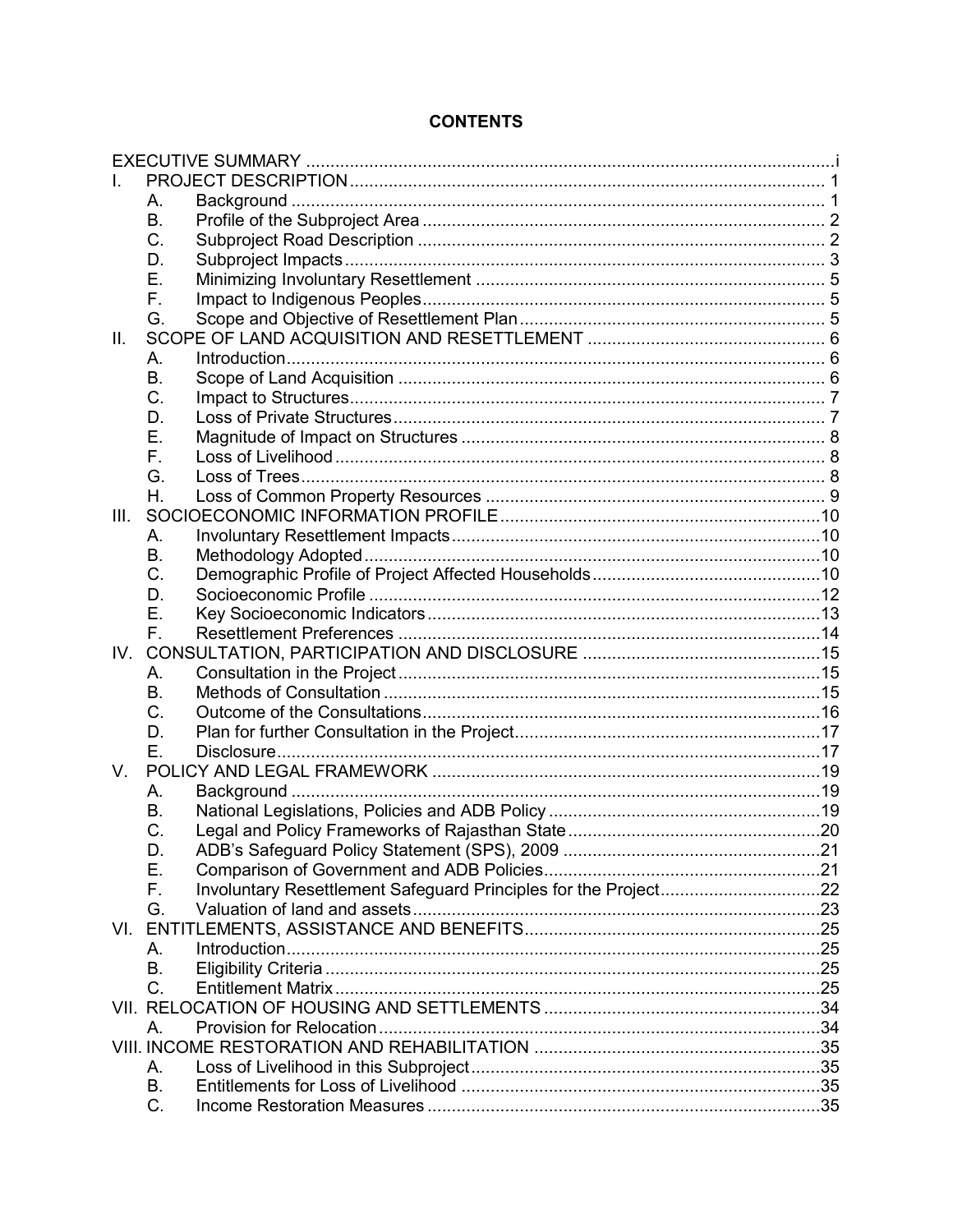# CONTENTS

| | | | |
|---|---|---|---|
| EXECUTIVE SUMMARY | | | i |
| I. | PROJECT DESCRIPTION | | 1 |
| | A. | Background | 1 |
| | B. | Profile of the Subproject Area | 2 |
| | C. | Subproject Road Description | 2 |
| | D. | Subproject Impacts | 3 |
| | E. | Minimizing Involuntary Resettlement | 5 |
| | F. | Impact to Indigenous Peoples | 5 |
| | G. | Scope and Objective of Resettlement Plan | 5 |
| II. | SCOPE OF LAND ACQUISITION AND RESETTLEMENT | | 6 |
| | A. | Introduction | 6 |
| | B. | Scope of Land Acquisition | 6 |
| | C. | Impact to Structures | 7 |
| | D. | Loss of Private Structures | 7 |
| | E. | Magnitude of Impact on Structures | 8 |
| | F. | Loss of Livelihood | 8 |
| | G. | Loss of Trees | 8 |
| | H. | Loss of Common Property Resources | 9 |
| III. | SOCIOECONOMIC INFORMATION PROFILE | | 10 |
| | A. | Involuntary Resettlement Impacts | 10 |
| | B. | Methodology Adopted | 10 |
| | C. | Demographic Profile of Project Affected Households | 10 |
| | D. | Socioeconomic Profile | 12 |
| | E. | Key Socioeconomic Indicators | 13 |
| | F. | Resettlement Preferences | 14 |
| IV. | CONSULTATION, PARTICIPATION AND DISCLOSURE | | 15 |
| | A. | Consultation in the Project | 15 |
| | B. | Methods of Consultation | 15 |
| | C. | Outcome of the Consultations | 16 |
| | D. | Plan for further Consultation in the Project | 17 |
| | E. | Disclosure | 17 |
| V. | POLICY AND LEGAL FRAMEWORK | | 19 |
| | A. | Background | 19 |
| | B. | National Legislations, Policies and ADB Policy | 19 |
| | C. | Legal and Policy Frameworks of Rajasthan State | 20 |
| | D. | ADB's Safeguard Policy Statement (SPS), 2009 | 21 |
| | E. | Comparison of Government and ADB Policies | 21 |
| | F. | Involuntary Resettlement Safeguard Principles for the Project | 22 |
| | G. | Valuation of land and assets | 23 |
| VI. | ENTITLEMENTS, ASSISTANCE AND BENEFITS | | 25 |
| | A. | Introduction | 25 |
| | B. | Eligibility Criteria | 25 |
| | C. | Entitlement Matrix | 25 |
| VII. | RELOCATION OF HOUSING AND SETTLEMENTS | | 34 |
| | A. | Provision for Relocation | 34 |
| VIII. | INCOME RESTORATION AND REHABILITATION | | 35 |
| | A. | Loss of Livelihood in this Subproject | 35 |
| | B. | Entitlements for Loss of Livelihood | 35 |
| | C. | Income Restoration Measures | 35 |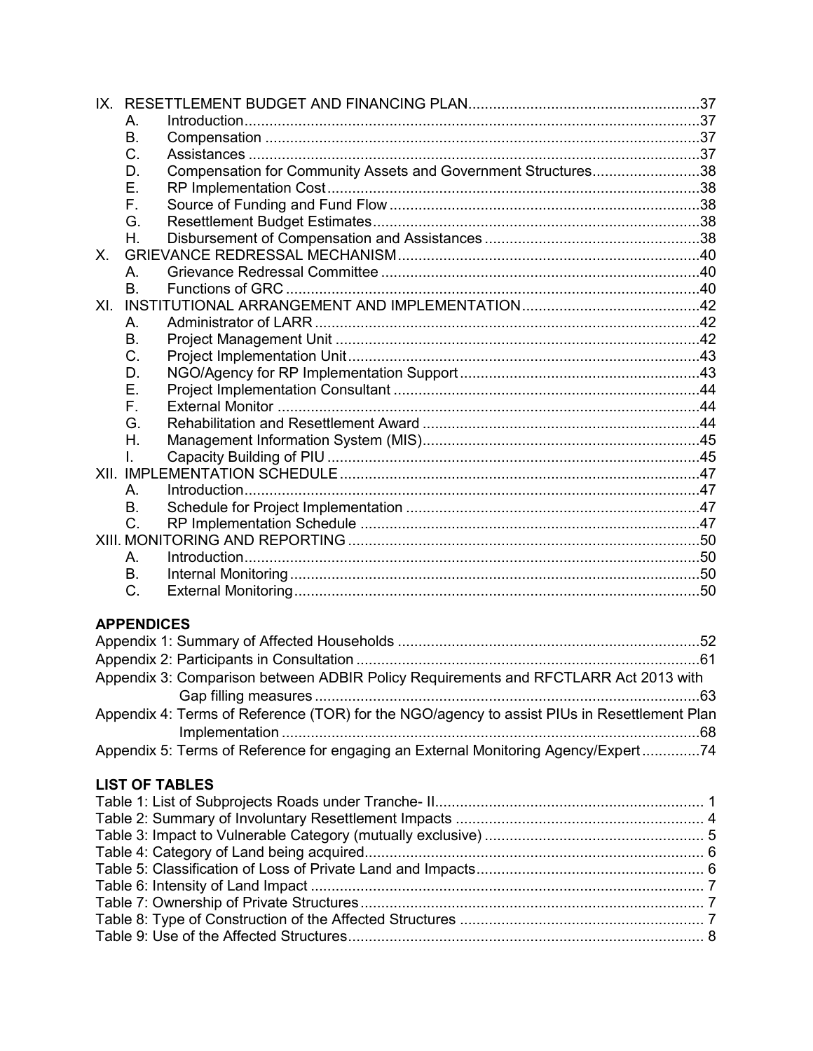IX. RESETTLEMENT BUDGET AND FINANCING PLAN........................................................37
- A. Introduction..............................................................................................................37
- B. Compensation .........................................................................................................37
- C. Assistances .............................................................................................................37
- D. Compensation for Community Assets and Government Structures..........................38
- E. RP Implementation Cost..........................................................................................38
- F. Source of Funding and Fund Flow ...........................................................................38
- G. Resettlement Budget Estimates...............................................................................38
- H. Disbursement of Compensation and Assistances ....................................................38

X. GRIEVANCE REDRESSAL MECHANISM........................................................................40
- A. Grievance Redressal Committee .............................................................................40
- B. Functions of GRC ....................................................................................................40

XI. INSTITUTIONAL ARRANGEMENT AND IMPLEMENTATION...........................................42
- A. Administrator of LARR .............................................................................................42
- B. Project Management Unit ........................................................................................42
- C. Project Implementation Unit.....................................................................................43
- D. NGO/Agency for RP Implementation Support ..........................................................43
- E. Project Implementation Consultant ..........................................................................44
- F. External Monitor ......................................................................................................44
- G. Rehabilitation and Resettlement Award ...................................................................44
- H. Management Information System (MIS)...................................................................45
- I. Capacity Building of PIU ..........................................................................................45

XII. IMPLEMENTATION SCHEDULE.......................................................................................47
- A. Introduction..............................................................................................................47
- B. Schedule for Project Implementation .......................................................................47
- C. RP Implementation Schedule ..................................................................................47

XIII. MONITORING AND REPORTING....................................................................................50
- A. Introduction..............................................................................................................50
- B. Internal Monitoring...................................................................................................50
- C. External Monitoring..................................................................................................50

## APPENDICES

Appendix 1: Summary of Affected Households .........................................................................52
Appendix 2: Participants in Consultation ...................................................................................61
Appendix 3: Comparison between ADBIR Policy Requirements and RFCTLARR Act 2013 with Gap filling measures ............................................................................................63
Appendix 4: Terms of Reference (TOR) for the NGO/agency to assist PIUs in Resettlement Plan Implementation .....................................................................................................68
Appendix 5: Terms of Reference for engaging an External Monitoring Agency/Expert..............74

## LIST OF TABLES

Table 1: List of Subprojects Roads under Tranche- II................................................................ 1
Table 2: Summary of Involuntary Resettlement Impacts ............................................................ 4
Table 3: Impact to Vulnerable Category (mutually exclusive) .................................................... 5
Table 4: Category of Land being acquired................................................................................. 6
Table 5: Classification of Loss of Private Land and Impacts...................................................... 6
Table 6: Intensity of Land Impact ............................................................................................... 7
Table 7: Ownership of Private Structures................................................................................... 7
Table 8: Type of Construction of the Affected Structures ........................................................... 7
Table 9: Use of the Affected Structures...................................................................................... 8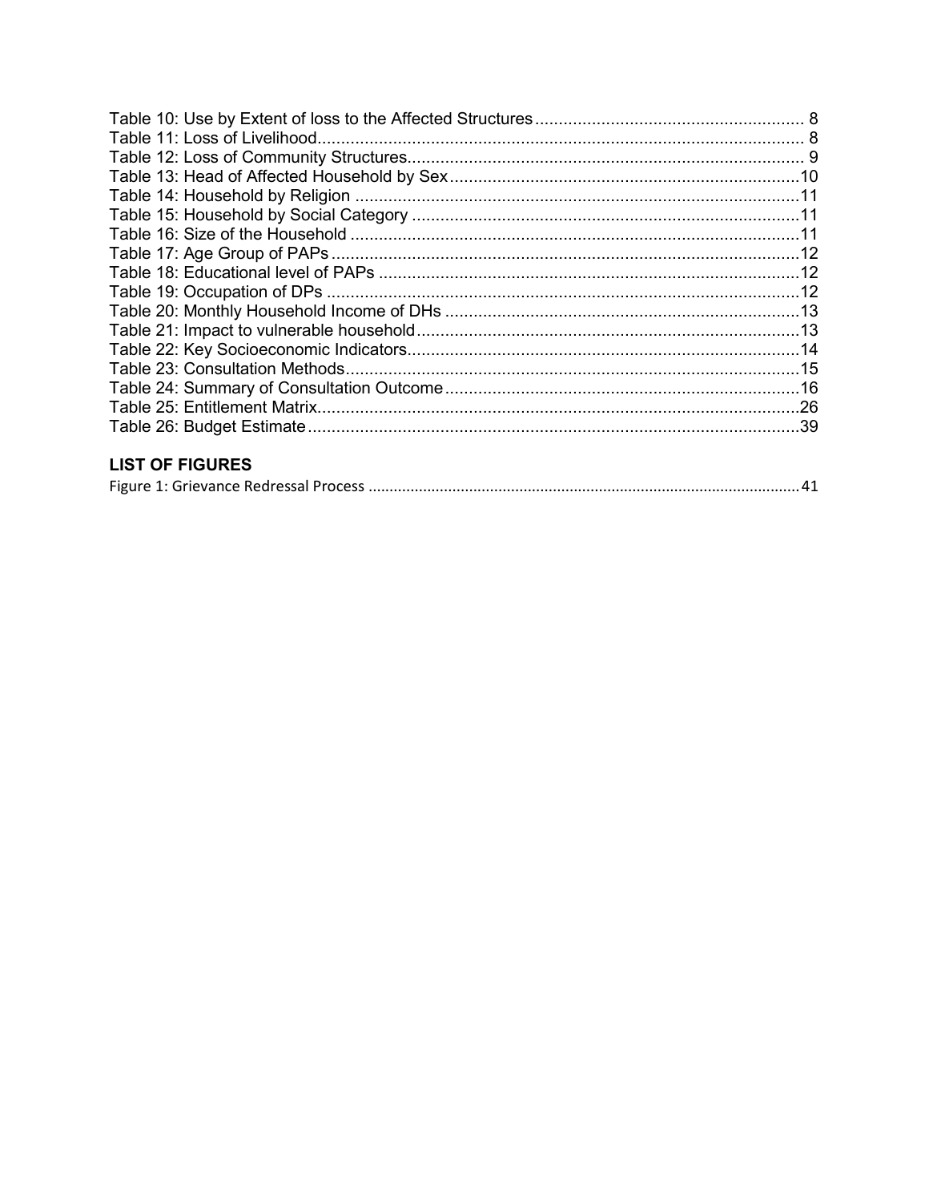Table 10: Use by Extent of loss to the Affected Structures ........................................................ 8
Table 11: Loss of Livelihood...................................................................................................... 8
Table 12: Loss of Community Structures.................................................................................. 9
Table 13: Head of Affected Household by Sex.........................................................................10
Table 14: Household by Religion .............................................................................................11
Table 15: Household by Social Category .................................................................................11
Table 16: Size of the Household ..............................................................................................11
Table 17: Age Group of PAPs...................................................................................................12
Table 18: Educational level of PAPs .........................................................................................12
Table 19: Occupation of DPs ....................................................................................................12
Table 20: Monthly Household Income of DHs ..........................................................................13
Table 21: Impact to vulnerable household................................................................................13
Table 22: Key Socioeconomic Indicators..................................................................................14
Table 23: Consultation Methods................................................................................................15
Table 24: Summary of Consultation Outcome...........................................................................16
Table 25: Entitlement Matrix......................................................................................................26
Table 26: Budget Estimate........................................................................................................39

## LIST OF FIGURES

Figure 1: Grievance Redressal Process .......................................................................................................41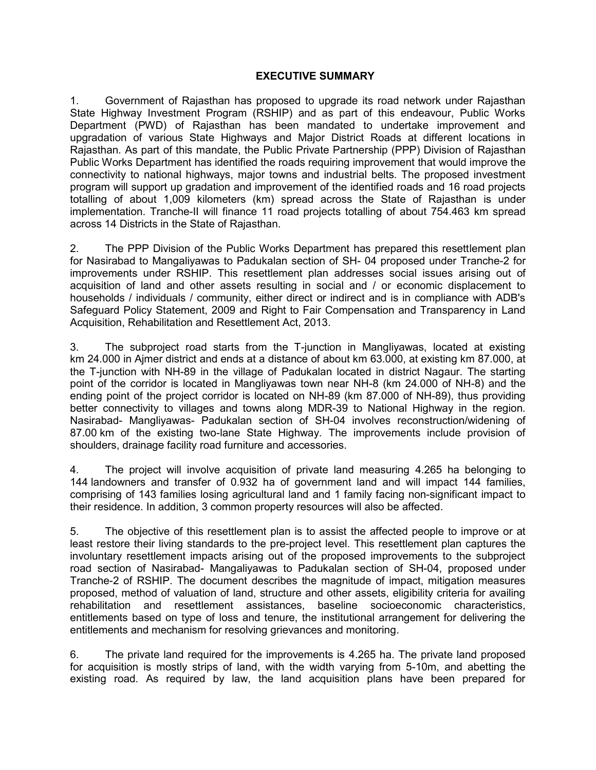# EXECUTIVE SUMMARY

1. Government of Rajasthan has proposed to upgrade its road network under Rajasthan State Highway Investment Program (RSHIP) and as part of this endeavour, Public Works Department (PWD) of Rajasthan has been mandated to undertake improvement and upgradation of various State Highways and Major District Roads at different locations in Rajasthan. As part of this mandate, the Public Private Partnership (PPP) Division of Rajasthan Public Works Department has identified the roads requiring improvement that would improve the connectivity to national highways, major towns and industrial belts. The proposed investment program will support up gradation and improvement of the identified roads and 16 road projects totalling of about 1,009 kilometers (km) spread across the State of Rajasthan is under implementation. Tranche-II will finance 11 road projects totalling of about 754.463 km spread across 14 Districts in the State of Rajasthan.

2. The PPP Division of the Public Works Department has prepared this resettlement plan for Nasirabad to Mangaliyawas to Padukalan section of SH- 04 proposed under Tranche-2 for improvements under RSHIP. This resettlement plan addresses social issues arising out of acquisition of land and other assets resulting in social and / or economic displacement to households / individuals / community, either direct or indirect and is in compliance with ADB's Safeguard Policy Statement, 2009 and Right to Fair Compensation and Transparency in Land Acquisition, Rehabilitation and Resettlement Act, 2013.

3. The subproject road starts from the T-junction in Mangliyawas, located at existing km 24.000 in Ajmer district and ends at a distance of about km 63.000, at existing km 87.000, at the T-junction with NH-89 in the village of Padukalan located in district Nagaur. The starting point of the corridor is located in Mangliyawas town near NH-8 (km 24.000 of NH-8) and the ending point of the project corridor is located on NH-89 (km 87.000 of NH-89), thus providing better connectivity to villages and towns along MDR-39 to National Highway in the region. Nasirabad- Mangliyawas- Padukalan section of SH-04 involves reconstruction/widening of 87.00 km of the existing two-lane State Highway. The improvements include provision of shoulders, drainage facility road furniture and accessories.

4. The project will involve acquisition of private land measuring 4.265 ha belonging to 144 landowners and transfer of 0.932 ha of government land and will impact 144 families, comprising of 143 families losing agricultural land and 1 family facing non-significant impact to their residence. In addition, 3 common property resources will also be affected.

5. The objective of this resettlement plan is to assist the affected people to improve or at least restore their living standards to the pre-project level. This resettlement plan captures the involuntary resettlement impacts arising out of the proposed improvements to the subproject road section of Nasirabad- Mangaliyawas to Padukalan section of SH-04, proposed under Tranche-2 of RSHIP. The document describes the magnitude of impact, mitigation measures proposed, method of valuation of land, structure and other assets, eligibility criteria for availing rehabilitation and resettlement assistances, baseline socioeconomic characteristics, entitlements based on type of loss and tenure, the institutional arrangement for delivering the entitlements and mechanism for resolving grievances and monitoring.

6. The private land required for the improvements is 4.265 ha. The private land proposed for acquisition is mostly strips of land, with the width varying from 5-10m, and abetting the existing road. As required by law, the land acquisition plans have been prepared for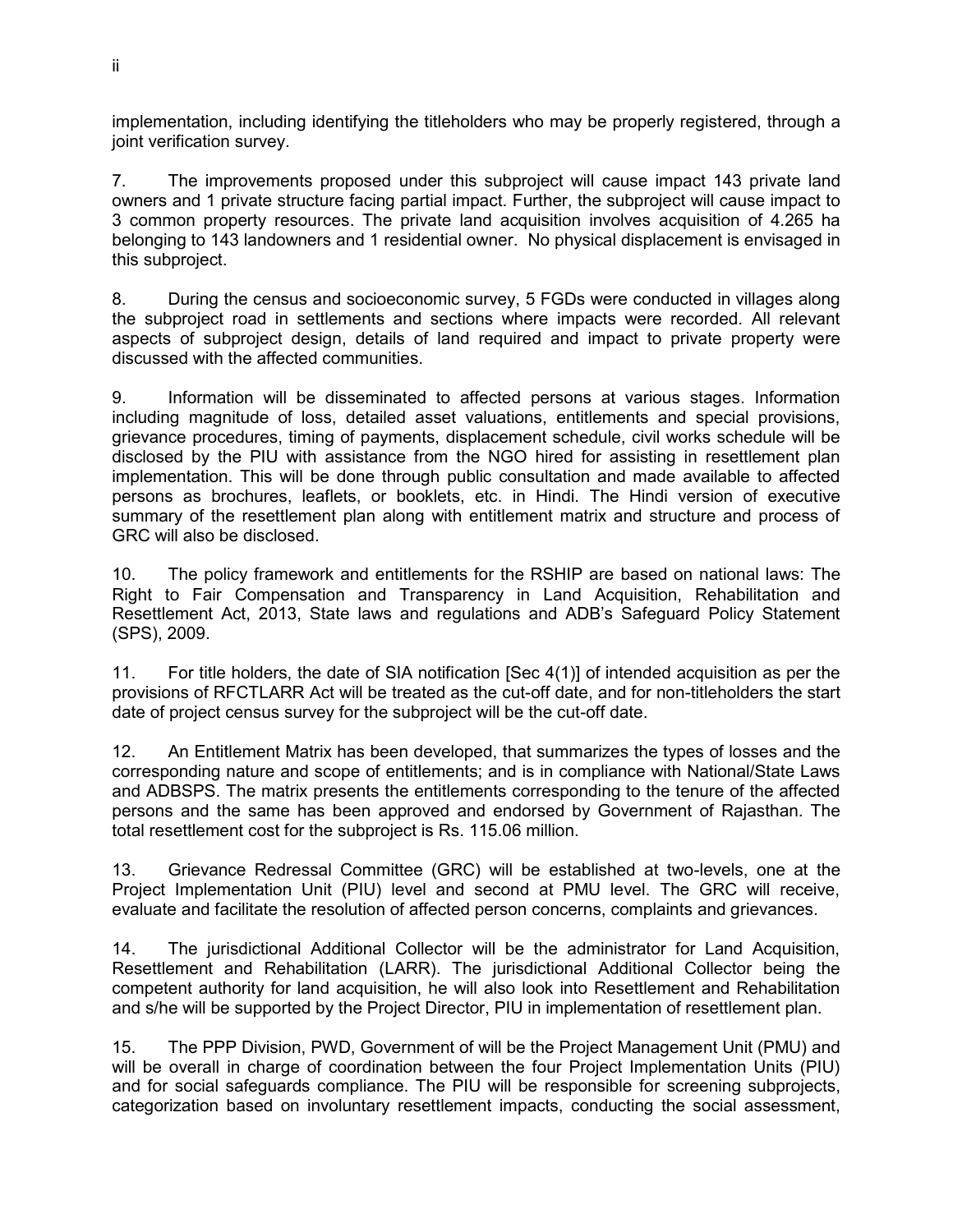implementation, including identifying the titleholders who may be properly registered, through a joint verification survey.

7. The improvements proposed under this subproject will cause impact 143 private land owners and 1 private structure facing partial impact. Further, the subproject will cause impact to 3 common property resources. The private land acquisition involves acquisition of 4.265 ha belonging to 143 landowners and 1 residential owner. No physical displacement is envisaged in this subproject.

8. During the census and socioeconomic survey, 5 FGDs were conducted in villages along the subproject road in settlements and sections where impacts were recorded. All relevant aspects of subproject design, details of land required and impact to private property were discussed with the affected communities.

9. Information will be disseminated to affected persons at various stages. Information including magnitude of loss, detailed asset valuations, entitlements and special provisions, grievance procedures, timing of payments, displacement schedule, civil works schedule will be disclosed by the PIU with assistance from the NGO hired for assisting in resettlement plan implementation. This will be done through public consultation and made available to affected persons as brochures, leaflets, or booklets, etc. in Hindi. The Hindi version of executive summary of the resettlement plan along with entitlement matrix and structure and process of GRC will also be disclosed.

10. The policy framework and entitlements for the RSHIP are based on national laws: The Right to Fair Compensation and Transparency in Land Acquisition, Rehabilitation and Resettlement Act, 2013, State laws and regulations and ADB's Safeguard Policy Statement (SPS), 2009.

11. For title holders, the date of SIA notification [Sec 4(1)] of intended acquisition as per the provisions of RFCTLARR Act will be treated as the cut-off date, and for non-titleholders the start date of project census survey for the subproject will be the cut-off date.

12. An Entitlement Matrix has been developed, that summarizes the types of losses and the corresponding nature and scope of entitlements; and is in compliance with National/State Laws and ADBSPS. The matrix presents the entitlements corresponding to the tenure of the affected persons and the same has been approved and endorsed by Government of Rajasthan. The total resettlement cost for the subproject is Rs. 115.06 million.

13. Grievance Redressal Committee (GRC) will be established at two-levels, one at the Project Implementation Unit (PIU) level and second at PMU level. The GRC will receive, evaluate and facilitate the resolution of affected person concerns, complaints and grievances.

14. The jurisdictional Additional Collector will be the administrator for Land Acquisition, Resettlement and Rehabilitation (LARR). The jurisdictional Additional Collector being the competent authority for land acquisition, he will also look into Resettlement and Rehabilitation and s/he will be supported by the Project Director, PIU in implementation of resettlement plan.

15. The PPP Division, PWD, Government of will be the Project Management Unit (PMU) and will be overall in charge of coordination between the four Project Implementation Units (PIU) and for social safeguards compliance. The PIU will be responsible for screening subprojects, categorization based on involuntary resettlement impacts, conducting the social assessment,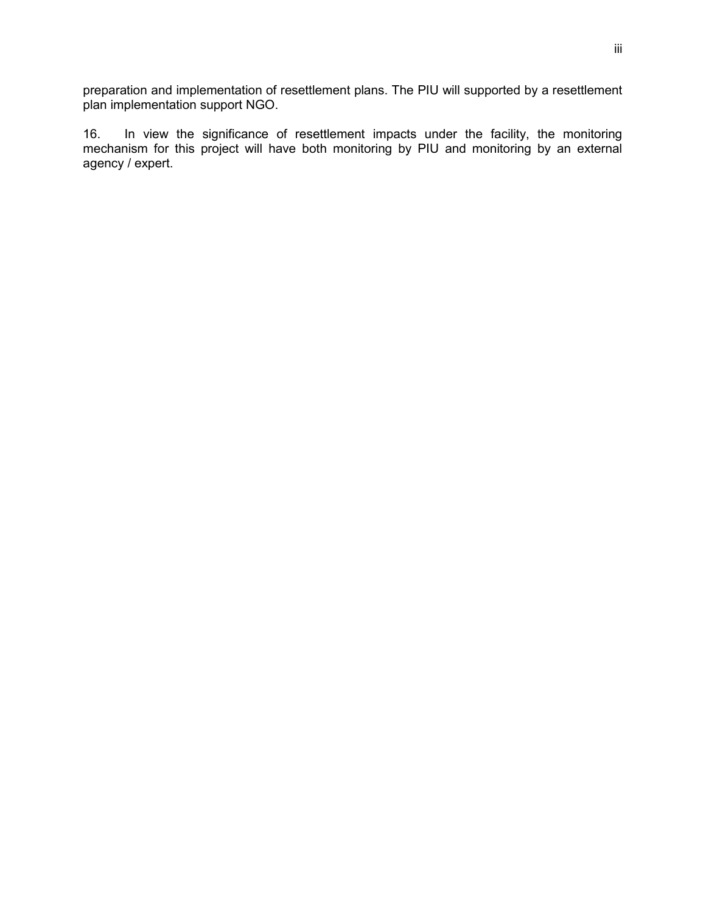preparation and implementation of resettlement plans. The PIU will supported by a resettlement plan implementation support NGO.

16. In view the significance of resettlement impacts under the facility, the monitoring mechanism for this project will have both monitoring by PIU and monitoring by an external agency / expert.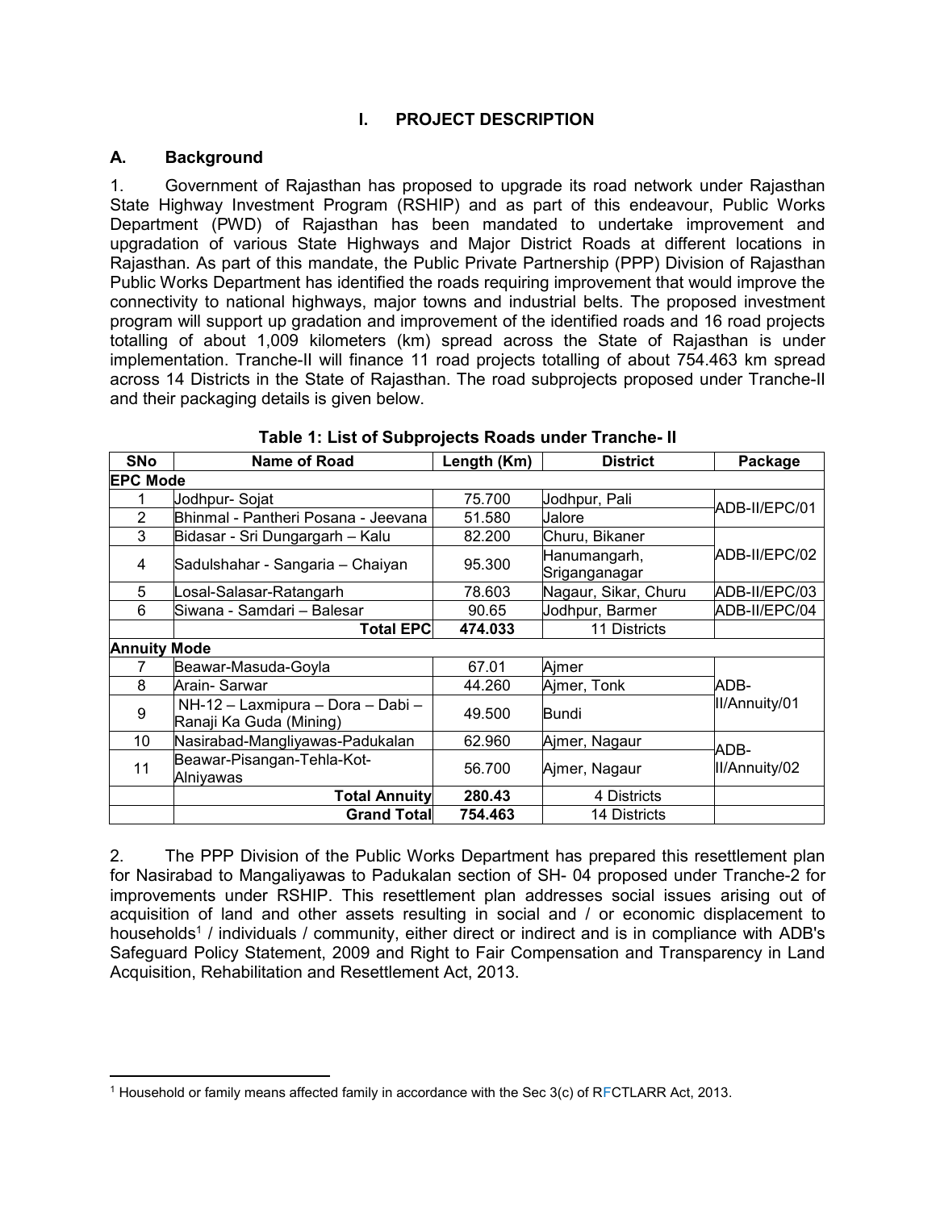# I. PROJECT DESCRIPTION

## A. Background

1. Government of Rajasthan has proposed to upgrade its road network under Rajasthan State Highway Investment Program (RSHIP) and as part of this endeavour, Public Works Department (PWD) of Rajasthan has been mandated to undertake improvement and upgradation of various State Highways and Major District Roads at different locations in Rajasthan. As part of this mandate, the Public Private Partnership (PPP) Division of Rajasthan Public Works Department has identified the roads requiring improvement that would improve the connectivity to national highways, major towns and industrial belts. The proposed investment program will support up gradation and improvement of the identified roads and 16 road projects totalling of about 1,009 kilometers (km) spread across the State of Rajasthan is under implementation. Tranche-II will finance 11 road projects totalling of about 754.463 km spread across 14 Districts in the State of Rajasthan. The road subprojects proposed under Tranche-II and their packaging details is given below.

**Table 1: List of Subprojects Roads under Tranche- II**

| SNo | Name of Road | Length (Km) | District | Package |
|---|---|---|---|---|
| **EPC Mode** | | | | |
| 1 | Jodhpur- Sojat | 75.700 | Jodhpur, Pali | ADB-II/EPC/01 |
| 2 | Bhinmal - Pantheri Posana - Jeevana | 51.580 | Jalore | |
| 3 | Bidasar - Sri Dungargarh – Kalu | 82.200 | Churu, Bikaner | ADB-II/EPC/02 |
| 4 | Sadulshahar - Sangaria – Chaiyan | 95.300 | Hanumangarh, Sriganganagar | |
| 5 | Losal-Salasar-Ratangarh | 78.603 | Nagaur, Sikar, Churu | ADB-II/EPC/03 |
| 6 | Siwana - Samdari – Balesar | 90.65 | Jodhpur, Barmer | ADB-II/EPC/04 |
| | **Total EPC** | **474.033** | 11 Districts | |
| **Annuity Mode** | | | | |
| 7 | Beawar-Masuda-Goyla | 67.01 | Ajmer | ADB-II/Annuity/01 |
| 8 | Arain- Sarwar | 44.260 | Ajmer, Tonk | |
| 9 | NH-12 – Laxmipura – Dora – Dabi – Ranaji Ka Guda (Mining) | 49.500 | Bundi | |
| 10 | Nasirabad-Mangliyawas-Padukalan | 62.960 | Ajmer, Nagaur | ADB-II/Annuity/02 |
| 11 | Beawar-Pisangan-Tehla-Kot-Alniyawas | 56.700 | Ajmer, Nagaur | |
| | **Total Annuity** | **280.43** | 4 Districts | |
| | **Grand Total** | **754.463** | 14 Districts | |

2. The PPP Division of the Public Works Department has prepared this resettlement plan for Nasirabad to Mangaliyawas to Padukalan section of SH- 04 proposed under Tranche-2 for improvements under RSHIP. This resettlement plan addresses social issues arising out of acquisition of land and other assets resulting in social and / or economic displacement to households[1] / individuals / community, either direct or indirect and is in compliance with ADB's Safeguard Policy Statement, 2009 and Right to Fair Compensation and Transparency in Land Acquisition, Rehabilitation and Resettlement Act, 2013.

[1] Household or family means affected family in accordance with the Sec 3(c) of RFCTLARR Act, 2013.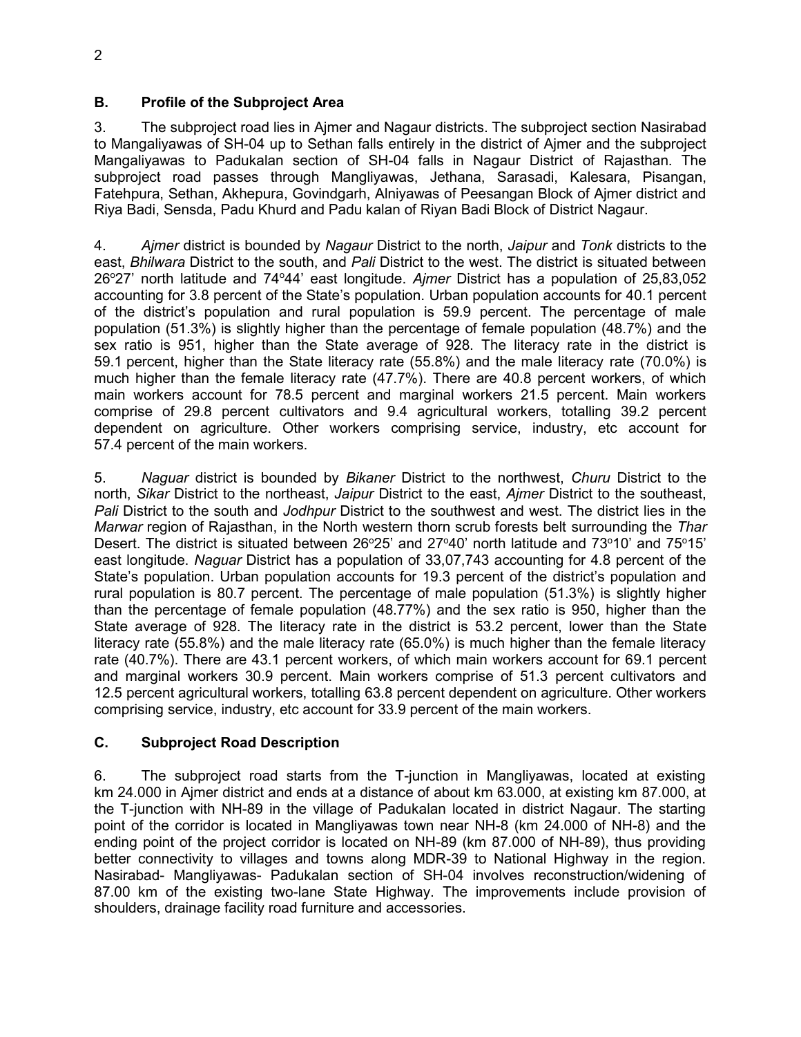### B. Profile of the Subproject Area

3. The subproject road lies in Ajmer and Nagaur districts. The subproject section Nasirabad to Mangaliyawas of SH-04 up to Sethan falls entirely in the district of Ajmer and the subproject Mangaliyawas to Padukalan section of SH-04 falls in Nagaur District of Rajasthan. The subproject road passes through Mangliyawas, Jethana, Sarasadi, Kalesara, Pisangan, Fatehpura, Sethan, Akhepura, Govindgarh, Alniyawas of Peesangan Block of Ajmer district and Riya Badi, Sensda, Padu Khurd and Padu kalan of Riyan Badi Block of District Nagaur.

4. *Ajmer* district is bounded by *Nagaur* District to the north, *Jaipur* and *Tonk* districts to the east, *Bhilwara* District to the south, and *Pali* District to the west. The district is situated between 26°27' north latitude and 74°44' east longitude. *Ajmer* District has a population of 25,83,052 accounting for 3.8 percent of the State's population. Urban population accounts for 40.1 percent of the district's population and rural population is 59.9 percent. The percentage of male population (51.3%) is slightly higher than the percentage of female population (48.7%) and the sex ratio is 951, higher than the State average of 928. The literacy rate in the district is 59.1 percent, higher than the State literacy rate (55.8%) and the male literacy rate (70.0%) is much higher than the female literacy rate (47.7%). There are 40.8 percent workers, of which main workers account for 78.5 percent and marginal workers 21.5 percent. Main workers comprise of 29.8 percent cultivators and 9.4 agricultural workers, totalling 39.2 percent dependent on agriculture. Other workers comprising service, industry, etc account for 57.4 percent of the main workers.

5. *Naguar* district is bounded by *Bikaner* District to the northwest, *Churu* District to the north, *Sikar* District to the northeast, *Jaipur* District to the east, *Ajmer* District to the southeast, *Pali* District to the south and *Jodhpur* District to the southwest and west. The district lies in the *Marwar* region of Rajasthan, in the North western thorn scrub forests belt surrounding the *Thar* Desert. The district is situated between 26°25' and 27°40' north latitude and 73°10' and 75°15' east longitude. *Naguar* District has a population of 33,07,743 accounting for 4.8 percent of the State's population. Urban population accounts for 19.3 percent of the district's population and rural population is 80.7 percent. The percentage of male population (51.3%) is slightly higher than the percentage of female population (48.77%) and the sex ratio is 950, higher than the State average of 928. The literacy rate in the district is 53.2 percent, lower than the State literacy rate (55.8%) and the male literacy rate (65.0%) is much higher than the female literacy rate (40.7%). There are 43.1 percent workers, of which main workers account for 69.1 percent and marginal workers 30.9 percent. Main workers comprise of 51.3 percent cultivators and 12.5 percent agricultural workers, totalling 63.8 percent dependent on agriculture. Other workers comprising service, industry, etc account for 33.9 percent of the main workers.

### C. Subproject Road Description

6. The subproject road starts from the T-junction in Mangliyawas, located at existing km 24.000 in Ajmer district and ends at a distance of about km 63.000, at existing km 87.000, at the T-junction with NH-89 in the village of Padukalan located in district Nagaur. The starting point of the corridor is located in Mangliyawas town near NH-8 (km 24.000 of NH-8) and the ending point of the project corridor is located on NH-89 (km 87.000 of NH-89), thus providing better connectivity to villages and towns along MDR-39 to National Highway in the region. Nasirabad- Mangliyawas- Padukalan section of SH-04 involves reconstruction/widening of 87.00 km of the existing two-lane State Highway. The improvements include provision of shoulders, drainage facility road furniture and accessories.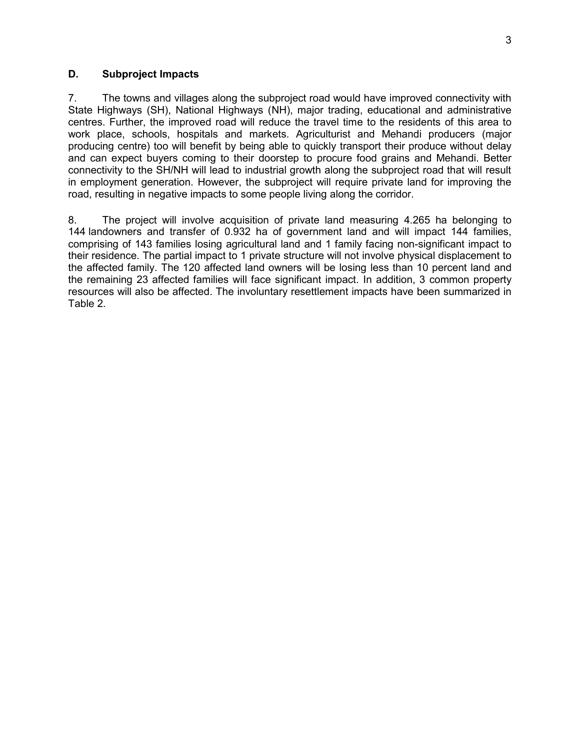## D. Subproject Impacts

7. The towns and villages along the subproject road would have improved connectivity with State Highways (SH), National Highways (NH), major trading, educational and administrative centres. Further, the improved road will reduce the travel time to the residents of this area to work place, schools, hospitals and markets. Agriculturist and Mehandi producers (major producing centre) too will benefit by being able to quickly transport their produce without delay and can expect buyers coming to their doorstep to procure food grains and Mehandi. Better connectivity to the SH/NH will lead to industrial growth along the subproject road that will result in employment generation. However, the subproject will require private land for improving the road, resulting in negative impacts to some people living along the corridor.

8. The project will involve acquisition of private land measuring 4.265 ha belonging to 144 landowners and transfer of 0.932 ha of government land and will impact 144 families, comprising of 143 families losing agricultural land and 1 family facing non-significant impact to their residence. The partial impact to 1 private structure will not involve physical displacement to the affected family. The 120 affected land owners will be losing less than 10 percent land and the remaining 23 affected families will face significant impact. In addition, 3 common property resources will also be affected. The involuntary resettlement impacts have been summarized in Table 2.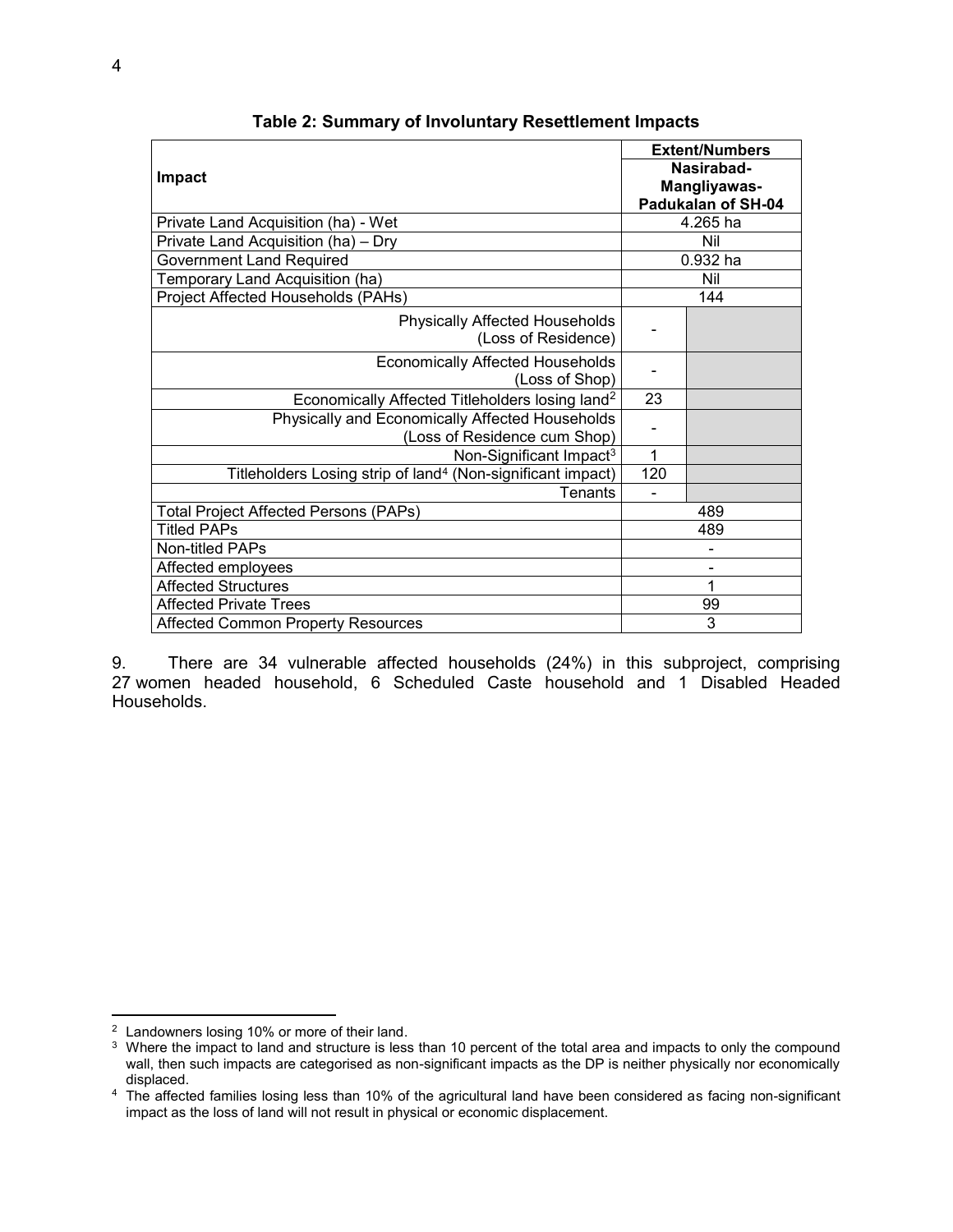**Table 2: Summary of Involuntary Resettlement Impacts**

| Impact | Extent/Numbers | |
|---|---|---|
| | Nasirabad-Mangliyawas-Padukalan of SH-04 | |
| Private Land Acquisition (ha) - Wet | 4.265 ha | |
| Private Land Acquisition (ha) – Dry | Nil | |
| Government Land Required | 0.932 ha | |
| Temporary Land Acquisition (ha) | Nil | |
| Project Affected Households (PAHs) | 144 | |
| Physically Affected Households (Loss of Residence) | - | |
| Economically Affected Households (Loss of Shop) | - | |
| Economically Affected Titleholders losing land[2] | 23 | |
| Physically and Economically Affected Households (Loss of Residence cum Shop) | - | |
| Non-Significant Impact[3] | 1 | |
| Titleholders Losing strip of land[4] (Non-significant impact) | 120 | |
| Tenants | - | |
| Total Project Affected Persons (PAPs) | 489 | |
| Titled PAPs | 489 | |
| Non-titled PAPs | - | |
| Affected employees | - | |
| Affected Structures | 1 | |
| Affected Private Trees | 99 | |
| Affected Common Property Resources | 3 | |

9. There are 34 vulnerable affected households (24%) in this subproject, comprising 27 women headed household, 6 Scheduled Caste household and 1 Disabled Headed Households.

[2] Landowners losing 10% or more of their land.

[3] Where the impact to land and structure is less than 10 percent of the total area and impacts to only the compound wall, then such impacts are categorised as non-significant impacts as the DP is neither physically nor economically displaced.

[4] The affected families losing less than 10% of the agricultural land have been considered as facing non-significant impact as the loss of land will not result in physical or economic displacement.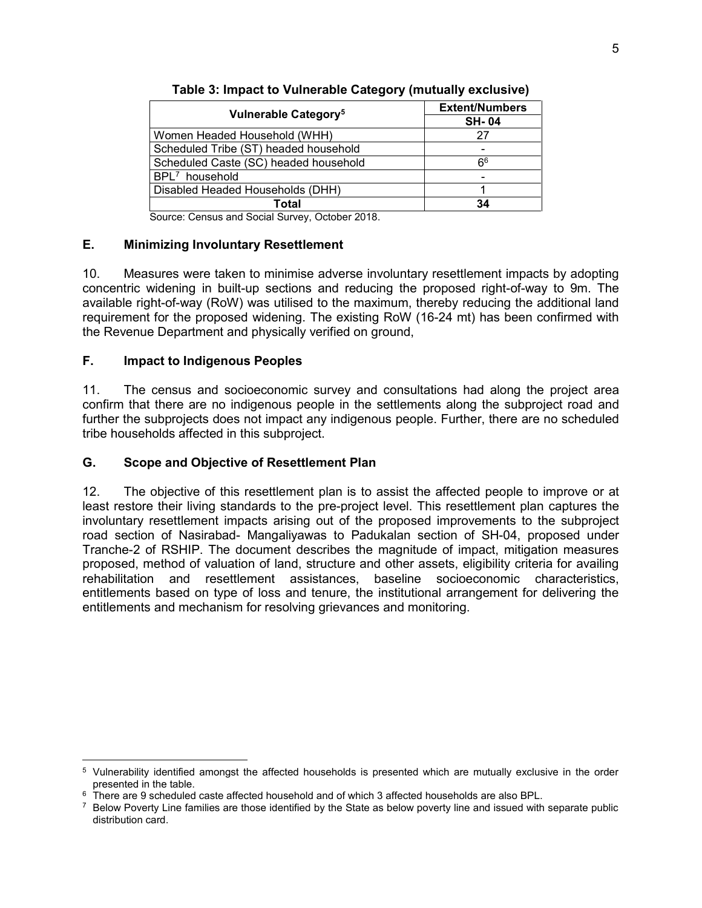**Table 3: Impact to Vulnerable Category (mutually exclusive)**

| Vulnerable Category[5] | Extent/Numbers |
|---|---|
| | SH- 04 |
| Women Headed Household (WHH) | 27 |
| Scheduled Tribe (ST) headed household | - |
| Scheduled Caste (SC) headed household | 6[6] |
| BPL[7] household | - |
| Disabled Headed Households (DHH) | 1 |
| **Total** | **34** |

Source: Census and Social Survey, October 2018.

### E. Minimizing Involuntary Resettlement

10. Measures were taken to minimise adverse involuntary resettlement impacts by adopting concentric widening in built-up sections and reducing the proposed right-of-way to 9m. The available right-of-way (RoW) was utilised to the maximum, thereby reducing the additional land requirement for the proposed widening. The existing RoW (16-24 mt) has been confirmed with the Revenue Department and physically verified on ground,

### F. Impact to Indigenous Peoples

11. The census and socioeconomic survey and consultations had along the project area confirm that there are no indigenous people in the settlements along the subproject road and further the subprojects does not impact any indigenous people. Further, there are no scheduled tribe households affected in this subproject.

### G. Scope and Objective of Resettlement Plan

12. The objective of this resettlement plan is to assist the affected people to improve or at least restore their living standards to the pre-project level. This resettlement plan captures the involuntary resettlement impacts arising out of the proposed improvements to the subproject road section of Nasirabad- Mangaliyawas to Padukalan section of SH-04, proposed under Tranche-2 of RSHIP. The document describes the magnitude of impact, mitigation measures proposed, method of valuation of land, structure and other assets, eligibility criteria for availing rehabilitation and resettlement assistances, baseline socioeconomic characteristics, entitlements based on type of loss and tenure, the institutional arrangement for delivering the entitlements and mechanism for resolving grievances and monitoring.

---

[5] Vulnerability identified amongst the affected households is presented which are mutually exclusive in the order presented in the table.

[6] There are 9 scheduled caste affected household and of which 3 affected households are also BPL.

[7] Below Poverty Line families are those identified by the State as below poverty line and issued with separate public distribution card.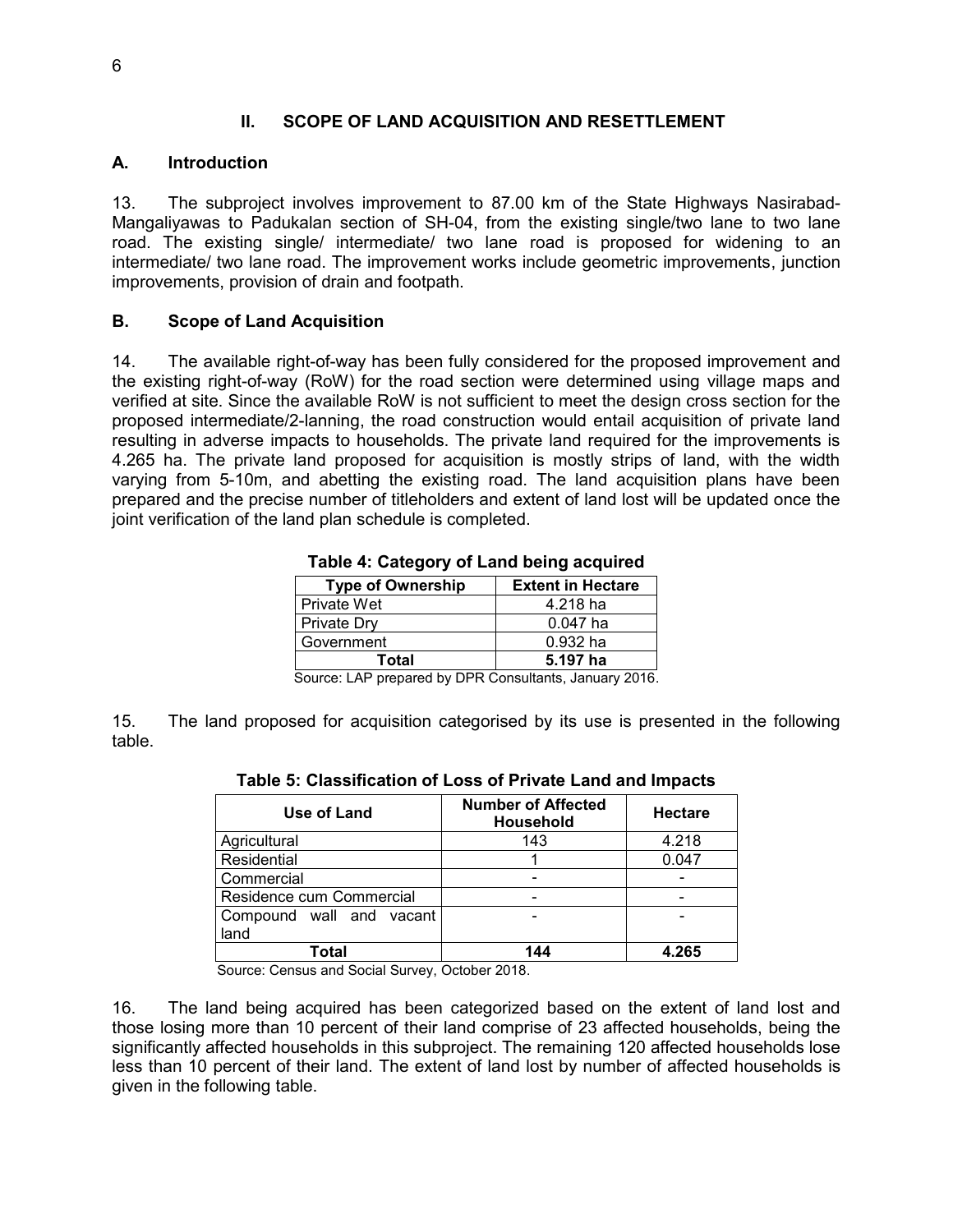## II. SCOPE OF LAND ACQUISITION AND RESETTLEMENT

### A. Introduction

13. The subproject involves improvement to 87.00 km of the State Highways Nasirabad-Mangaliyawas to Padukalan section of SH-04, from the existing single/two lane to two lane road. The existing single/ intermediate/ two lane road is proposed for widening to an intermediate/ two lane road. The improvement works include geometric improvements, junction improvements, provision of drain and footpath.

### B. Scope of Land Acquisition

14. The available right-of-way has been fully considered for the proposed improvement and the existing right-of-way (RoW) for the road section were determined using village maps and verified at site. Since the available RoW is not sufficient to meet the design cross section for the proposed intermediate/2-lanning, the road construction would entail acquisition of private land resulting in adverse impacts to households. The private land required for the improvements is 4.265 ha. The private land proposed for acquisition is mostly strips of land, with the width varying from 5-10m, and abetting the existing road. The land acquisition plans have been prepared and the precise number of titleholders and extent of land lost will be updated once the joint verification of the land plan schedule is completed.

**Table 4: Category of Land being acquired**

| Type of Ownership | Extent in Hectare |
|---|---|
| Private Wet | 4.218 ha |
| Private Dry | 0.047 ha |
| Government | 0.932 ha |
| **Total** | **5.197 ha** |

Source: LAP prepared by DPR Consultants, January 2016.

15. The land proposed for acquisition categorised by its use is presented in the following table.

**Table 5: Classification of Loss of Private Land and Impacts**

| Use of Land | Number of Affected Household | Hectare |
|---|---|---|
| Agricultural | 143 | 4.218 |
| Residential | 1 | 0.047 |
| Commercial | - | - |
| Residence cum Commercial | - | - |
| Compound wall and vacant land | - | - |
| **Total** | **144** | **4.265** |

Source: Census and Social Survey, October 2018.

16. The land being acquired has been categorized based on the extent of land lost and those losing more than 10 percent of their land comprise of 23 affected households, being the significantly affected households in this subproject. The remaining 120 affected households lose less than 10 percent of their land. The extent of land lost by number of affected households is given in the following table.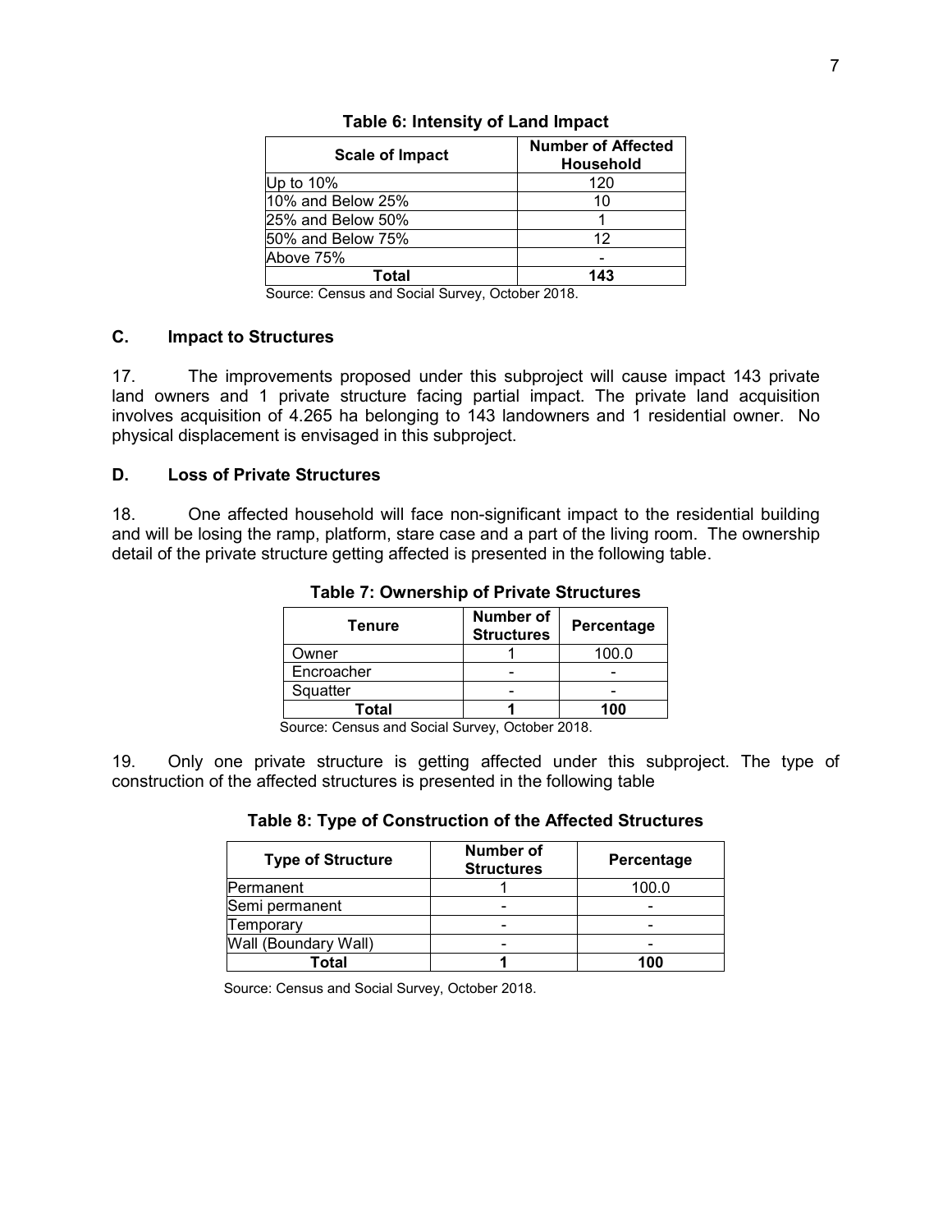**Table 6: Intensity of Land Impact**

| Scale of Impact | Number of Affected Household |
|---|---|
| Up to 10% | 120 |
| 10% and Below 25% | 10 |
| 25% and Below 50% | 1 |
| 50% and Below 75% | 12 |
| Above 75% | - |
| **Total** | **143** |

Source: Census and Social Survey, October 2018.

### C. Impact to Structures

17. The improvements proposed under this subproject will cause impact 143 private land owners and 1 private structure facing partial impact. The private land acquisition involves acquisition of 4.265 ha belonging to 143 landowners and 1 residential owner. No physical displacement is envisaged in this subproject.

### D. Loss of Private Structures

18. One affected household will face non-significant impact to the residential building and will be losing the ramp, platform, stare case and a part of the living room. The ownership detail of the private structure getting affected is presented in the following table.

**Table 7: Ownership of Private Structures**

| Tenure | Number of Structures | Percentage |
|---|---|---|
| Owner | 1 | 100.0 |
| Encroacher | - | - |
| Squatter | - | - |
| **Total** | **1** | **100** |

Source: Census and Social Survey, October 2018.

19. Only one private structure is getting affected under this subproject. The type of construction of the affected structures is presented in the following table

**Table 8: Type of Construction of the Affected Structures**

| Type of Structure | Number of Structures | Percentage |
|---|---|---|
| Permanent | 1 | 100.0 |
| Semi permanent | - | - |
| Temporary | - | - |
| Wall (Boundary Wall) | - | - |
| **Total** | **1** | **100** |

Source: Census and Social Survey, October 2018.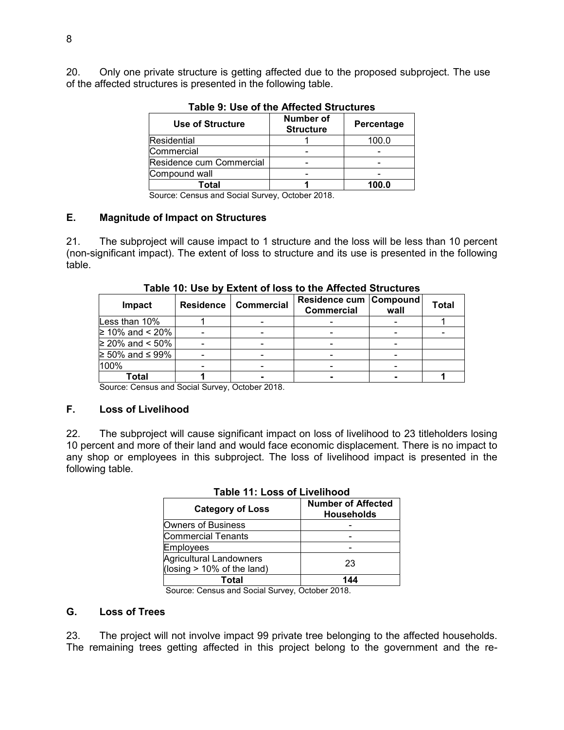20. Only one private structure is getting affected due to the proposed subproject. The use of the affected structures is presented in the following table.

**Table 9: Use of the Affected Structures**

| Use of Structure | Number of Structure | Percentage |
|---|---|---|
| Residential | 1 | 100.0 |
| Commercial | - | - |
| Residence cum Commercial | - | - |
| Compound wall | - | - |
| **Total** | **1** | **100.0** |

Source: Census and Social Survey, October 2018.

## E. Magnitude of Impact on Structures

21. The subproject will cause impact to 1 structure and the loss will be less than 10 percent (non-significant impact). The extent of loss to structure and its use is presented in the following table.

**Table 10: Use by Extent of loss to the Affected Structures**

| Impact | Residence | Commercial | Residence cum Commercial | Compound wall | Total |
|---|---|---|---|---|---|
| Less than 10% | 1 | - | - | - | 1 |
| ≥ 10% and < 20% | - | - | - | - | - |
| ≥ 20% and < 50% | - | - | - | - | |
| ≥ 50% and ≤ 99% | - | - | - | - | |
| 100% | - | - | - | - | |
| **Total** | **1** | **-** | **-** | **-** | **1** |

Source: Census and Social Survey, October 2018.

## F. Loss of Livelihood

22. The subproject will cause significant impact on loss of livelihood to 23 titleholders losing 10 percent and more of their land and would face economic displacement. There is no impact to any shop or employees in this subproject. The loss of livelihood impact is presented in the following table.

**Table 11: Loss of Livelihood**

| Category of Loss | Number of Affected Households |
|---|---|
| Owners of Business | - |
| Commercial Tenants | - |
| Employees | - |
| Agricultural Landowners (losing > 10% of the land) | 23 |
| **Total** | **144** |

Source: Census and Social Survey, October 2018.

## G. Loss of Trees

23. The project will not involve impact 99 private tree belonging to the affected households. The remaining trees getting affected in this project belong to the government and the re-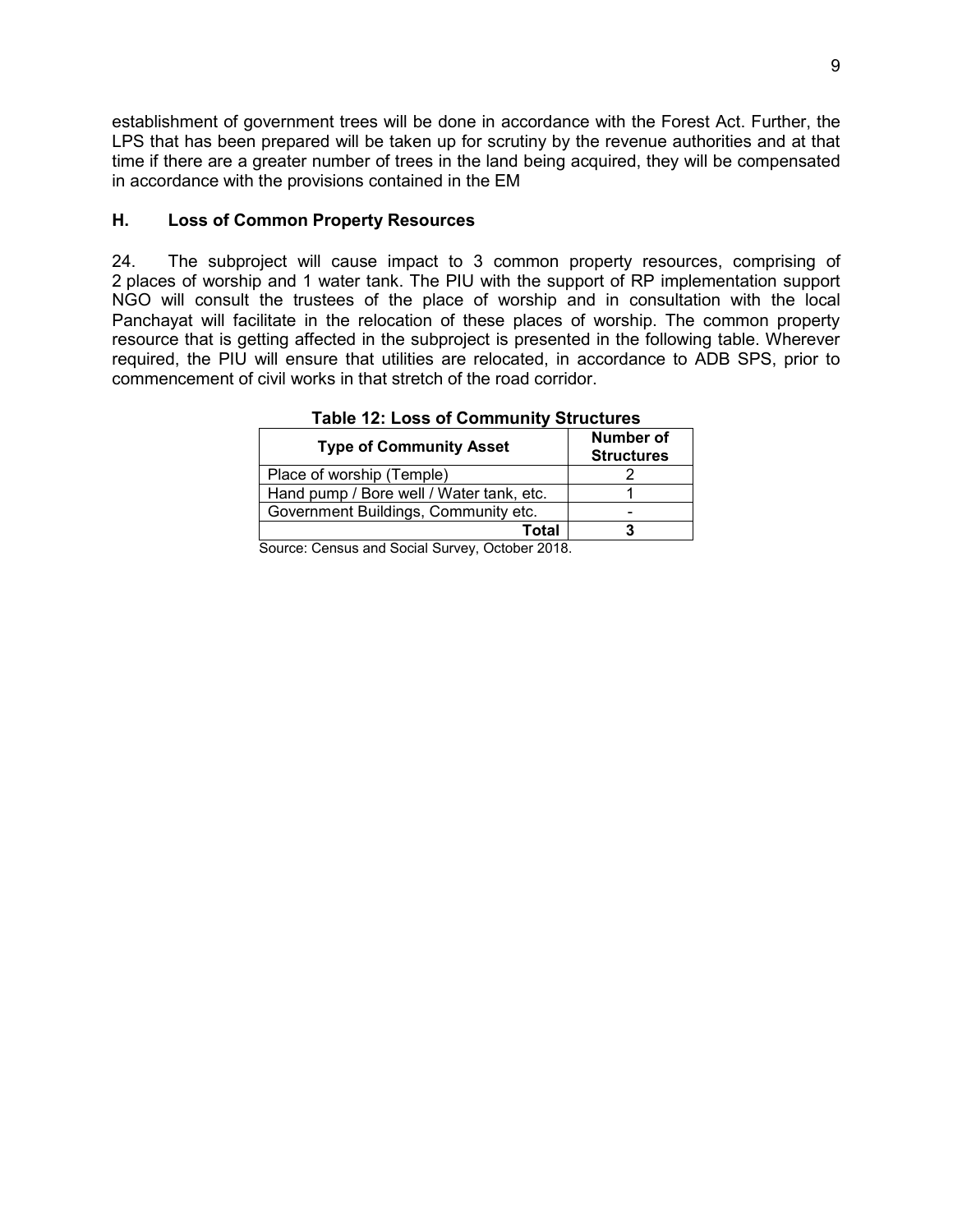establishment of government trees will be done in accordance with the Forest Act. Further, the LPS that has been prepared will be taken up for scrutiny by the revenue authorities and at that time if there are a greater number of trees in the land being acquired, they will be compensated in accordance with the provisions contained in the EM

## H. Loss of Common Property Resources

24. The subproject will cause impact to 3 common property resources, comprising of 2 places of worship and 1 water tank. The PIU with the support of RP implementation support NGO will consult the trustees of the place of worship and in consultation with the local Panchayat will facilitate in the relocation of these places of worship. The common property resource that is getting affected in the subproject is presented in the following table. Wherever required, the PIU will ensure that utilities are relocated, in accordance to ADB SPS, prior to commencement of civil works in that stretch of the road corridor.

**Table 12: Loss of Community Structures**

| Type of Community Asset | Number of Structures |
|---|---|
| Place of worship (Temple) | 2 |
| Hand pump / Bore well / Water tank, etc. | 1 |
| Government Buildings, Community etc. | - |
| **Total** | **3** |

Source: Census and Social Survey, October 2018.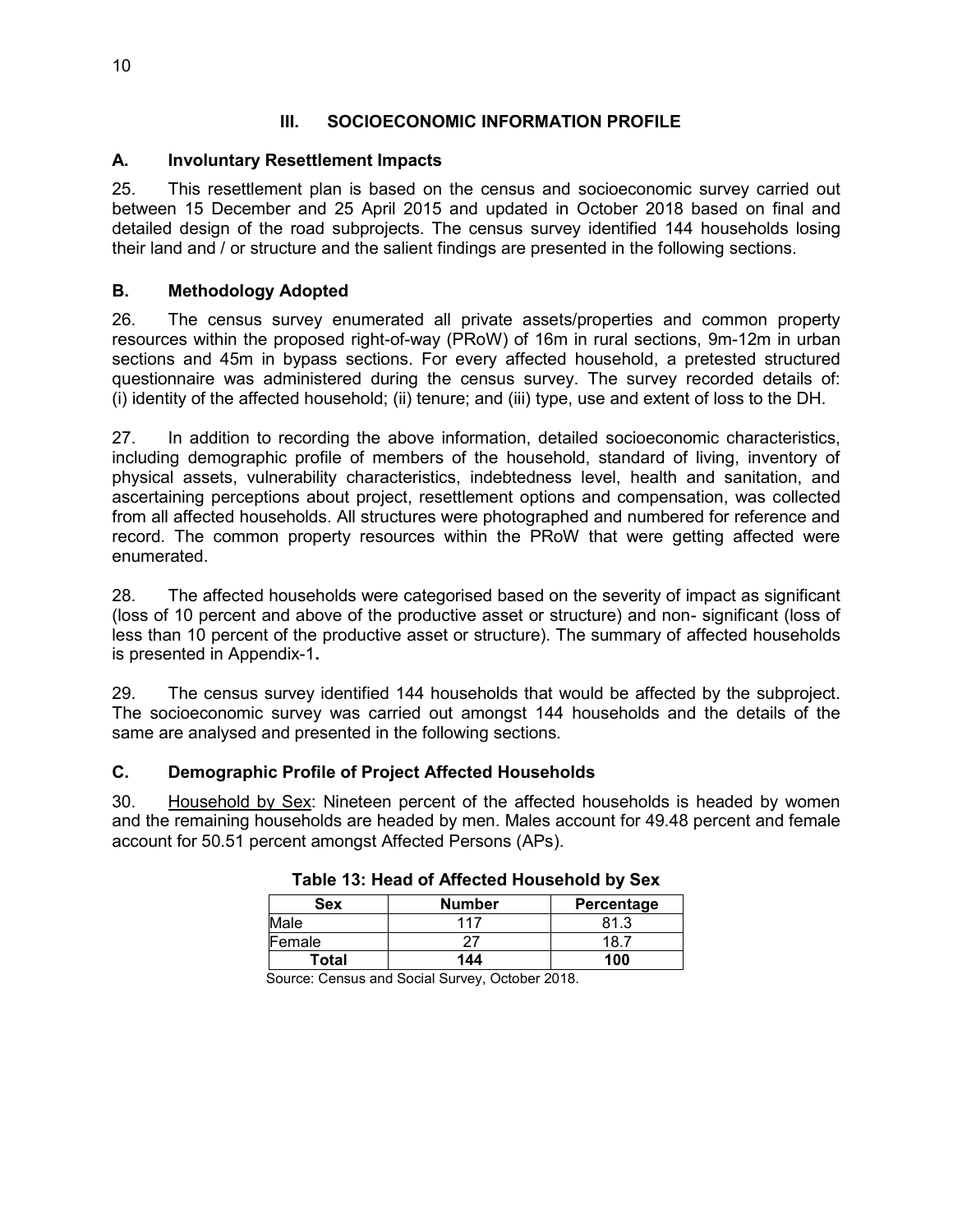## III. SOCIOECONOMIC INFORMATION PROFILE

### A. Involuntary Resettlement Impacts

25. This resettlement plan is based on the census and socioeconomic survey carried out between 15 December and 25 April 2015 and updated in October 2018 based on final and detailed design of the road subprojects. The census survey identified 144 households losing their land and / or structure and the salient findings are presented in the following sections.

### B. Methodology Adopted

26. The census survey enumerated all private assets/properties and common property resources within the proposed right-of-way (PRoW) of 16m in rural sections, 9m-12m in urban sections and 45m in bypass sections. For every affected household, a pretested structured questionnaire was administered during the census survey. The survey recorded details of: (i) identity of the affected household; (ii) tenure; and (iii) type, use and extent of loss to the DH.

27. In addition to recording the above information, detailed socioeconomic characteristics, including demographic profile of members of the household, standard of living, inventory of physical assets, vulnerability characteristics, indebtedness level, health and sanitation, and ascertaining perceptions about project, resettlement options and compensation, was collected from all affected households. All structures were photographed and numbered for reference and record. The common property resources within the PRoW that were getting affected were enumerated.

28. The affected households were categorised based on the severity of impact as significant (loss of 10 percent and above of the productive asset or structure) and non- significant (loss of less than 10 percent of the productive asset or structure). The summary of affected households is presented in Appendix-1**.**

29. The census survey identified 144 households that would be affected by the subproject. The socioeconomic survey was carried out amongst 144 households and the details of the same are analysed and presented in the following sections.

### C. Demographic Profile of Project Affected Households

30. Household by Sex: Nineteen percent of the affected households is headed by women and the remaining households are headed by men. Males account for 49.48 percent and female account for 50.51 percent amongst Affected Persons (APs).

**Table 13: Head of Affected Household by Sex**

| Sex | Number | Percentage |
|---|---|---|
| Male | 117 | 81.3 |
| Female | 27 | 18.7 |
| **Total** | **144** | **100** |

Source: Census and Social Survey, October 2018.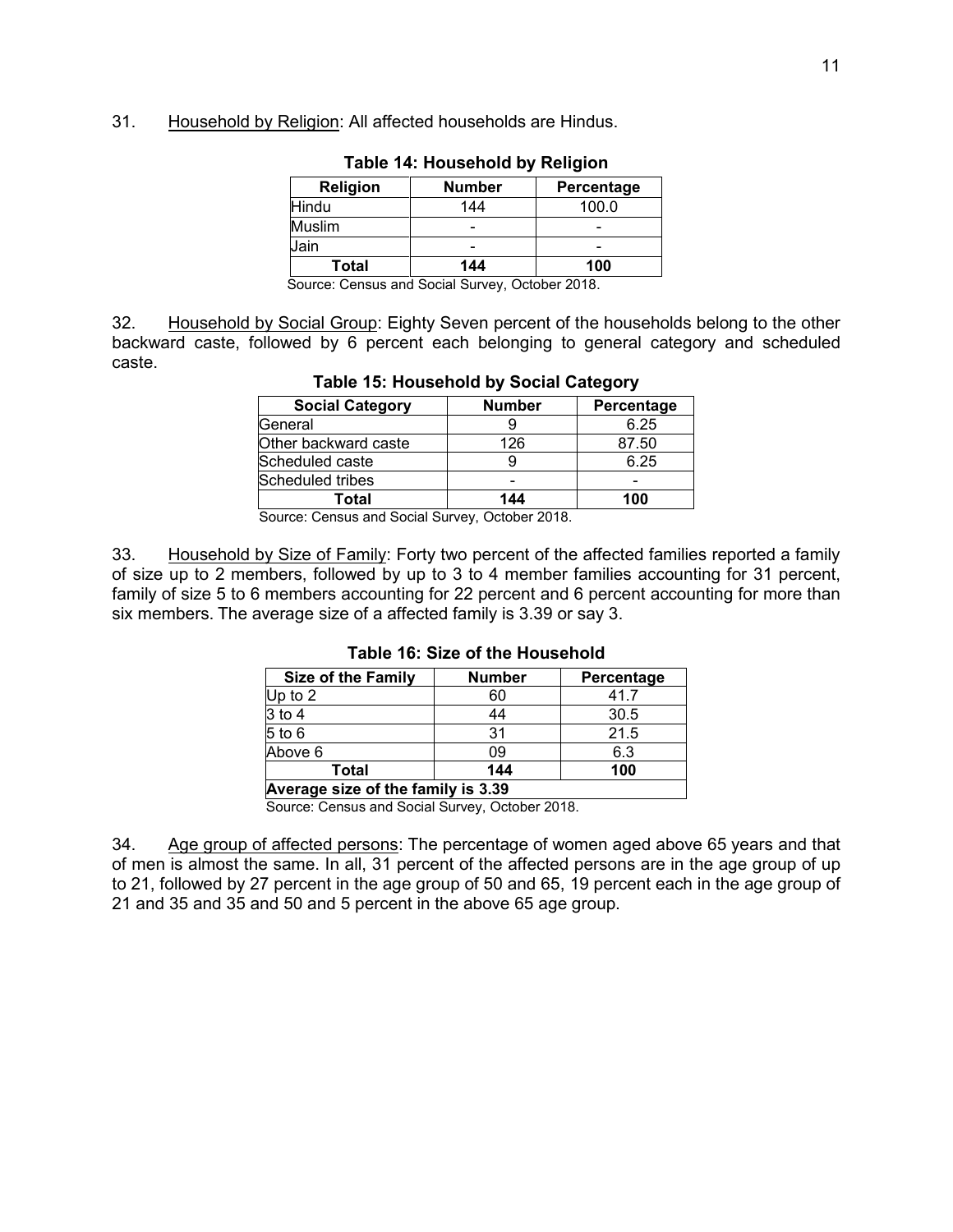31. Household by Religion: All affected households are Hindus.

**Table 14: Household by Religion**

| Religion | Number | Percentage |
|---|---|---|
| Hindu | 144 | 100.0 |
| Muslim | - | - |
| Jain | - | - |
| **Total** | **144** | **100** |

Source: Census and Social Survey, October 2018.

32. Household by Social Group: Eighty Seven percent of the households belong to the other backward caste, followed by 6 percent each belonging to general category and scheduled caste.

**Table 15: Household by Social Category**

| Social Category | Number | Percentage |
|---|---|---|
| General | 9 | 6.25 |
| Other backward caste | 126 | 87.50 |
| Scheduled caste | 9 | 6.25 |
| Scheduled tribes | - | - |
| **Total** | **144** | **100** |

Source: Census and Social Survey, October 2018.

33. Household by Size of Family: Forty two percent of the affected families reported a family of size up to 2 members, followed by up to 3 to 4 member families accounting for 31 percent, family of size 5 to 6 members accounting for 22 percent and 6 percent accounting for more than six members. The average size of a affected family is 3.39 or say 3.

**Table 16: Size of the Household**

| Size of the Family | Number | Percentage |
|---|---|---|
| Up to 2 | 60 | 41.7 |
| 3 to 4 | 44 | 30.5 |
| 5 to 6 | 31 | 21.5 |
| Above 6 | 09 | 6.3 |
| **Total** | **144** | **100** |
| **Average size of the family is 3.39** | | |

Source: Census and Social Survey, October 2018.

34. Age group of affected persons: The percentage of women aged above 65 years and that of men is almost the same. In all, 31 percent of the affected persons are in the age group of up to 21, followed by 27 percent in the age group of 50 and 65, 19 percent each in the age group of 21 and 35 and 35 and 50 and 5 percent in the above 65 age group.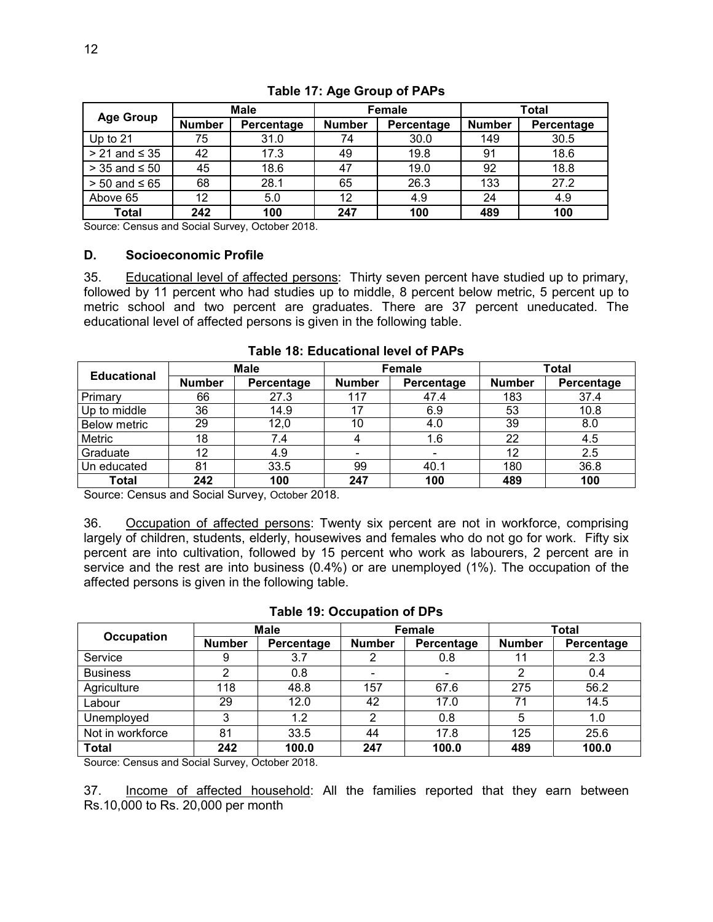**Table 17: Age Group of PAPs**

| Age Group | Male | | Female | | Total | |
|---|---|---|---|---|---|---|
| | Number | Percentage | Number | Percentage | Number | Percentage |
| Up to 21 | 75 | 31.0 | 74 | 30.0 | 149 | 30.5 |
| > 21 and ≤ 35 | 42 | 17.3 | 49 | 19.8 | 91 | 18.6 |
| > 35 and ≤ 50 | 45 | 18.6 | 47 | 19.0 | 92 | 18.8 |
| > 50 and ≤ 65 | 68 | 28.1 | 65 | 26.3 | 133 | 27.2 |
| Above 65 | 12 | 5.0 | 12 | 4.9 | 24 | 4.9 |
| **Total** | **242** | **100** | **247** | **100** | **489** | **100** |

Source: Census and Social Survey, October 2018.

### D. Socioeconomic Profile

35. Educational level of affected persons: Thirty seven percent have studied up to primary, followed by 11 percent who had studies up to middle, 8 percent below metric, 5 percent up to metric school and two percent are graduates. There are 37 percent uneducated. The educational level of affected persons is given in the following table.

**Table 18: Educational level of PAPs**

| Educational | Male | | Female | | Total | |
|---|---|---|---|---|---|---|
| | Number | Percentage | Number | Percentage | Number | Percentage |
| Primary | 66 | 27.3 | 117 | 47.4 | 183 | 37.4 |
| Up to middle | 36 | 14.9 | 17 | 6.9 | 53 | 10.8 |
| Below metric | 29 | 12,0 | 10 | 4.0 | 39 | 8.0 |
| Metric | 18 | 7.4 | 4 | 1.6 | 22 | 4.5 |
| Graduate | 12 | 4.9 | - | - | 12 | 2.5 |
| Un educated | 81 | 33.5 | 99 | 40.1 | 180 | 36.8 |
| **Total** | **242** | **100** | **247** | **100** | **489** | **100** |

Source: Census and Social Survey, October 2018.

36. Occupation of affected persons: Twenty six percent are not in workforce, comprising largely of children, students, elderly, housewives and females who do not go for work. Fifty six percent are into cultivation, followed by 15 percent who work as labourers, 2 percent are in service and the rest are into business (0.4%) or are unemployed (1%). The occupation of the affected persons is given in the following table.

**Table 19: Occupation of DPs**

| Occupation | Male | | Female | | Total | |
|---|---|---|---|---|---|---|
| | Number | Percentage | Number | Percentage | Number | Percentage |
| Service | 9 | 3.7 | 2 | 0.8 | 11 | 2.3 |
| Business | 2 | 0.8 | - | - | 2 | 0.4 |
| Agriculture | 118 | 48.8 | 157 | 67.6 | 275 | 56.2 |
| Labour | 29 | 12.0 | 42 | 17.0 | 71 | 14.5 |
| Unemployed | 3 | 1.2 | 2 | 0.8 | 5 | 1.0 |
| Not in workforce | 81 | 33.5 | 44 | 17.8 | 125 | 25.6 |
| **Total** | **242** | **100.0** | **247** | **100.0** | **489** | **100.0** |

Source: Census and Social Survey, October 2018.

37. Income of affected household: All the families reported that they earn between Rs.10,000 to Rs. 20,000 per month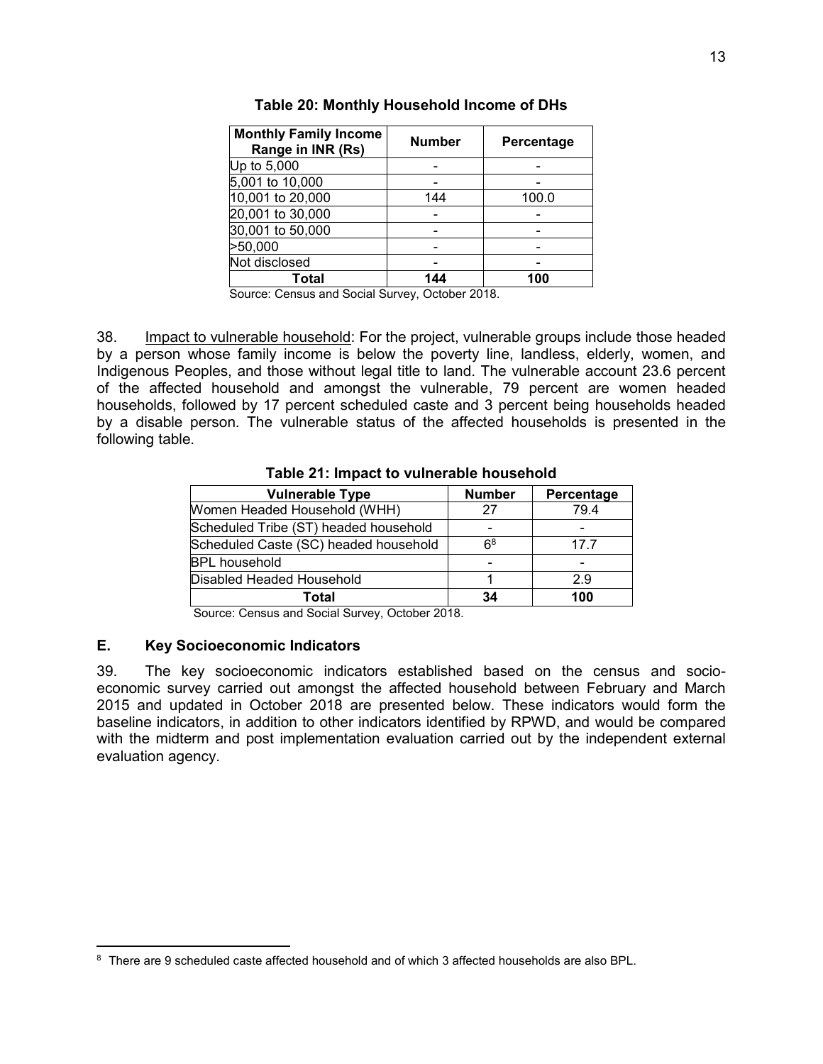**Table 20: Monthly Household Income of DHs**

| Monthly Family Income Range in INR (Rs) | Number | Percentage |
| --- | --- | --- |
| Up to 5,000 | - | - |
| 5,001 to 10,000 | - | - |
| 10,001 to 20,000 | 144 | 100.0 |
| 20,001 to 30,000 | - | - |
| 30,001 to 50,000 | - | - |
| >50,000 | - | - |
| Not disclosed | - | - |
| **Total** | **144** | **100** |

Source: Census and Social Survey, October 2018.

38. Impact to vulnerable household: For the project, vulnerable groups include those headed by a person whose family income is below the poverty line, landless, elderly, women, and Indigenous Peoples, and those without legal title to land. The vulnerable account 23.6 percent of the affected household and amongst the vulnerable, 79 percent are women headed households, followed by 17 percent scheduled caste and 3 percent being households headed by a disable person. The vulnerable status of the affected households is presented in the following table.

**Table 21: Impact to vulnerable household**

| Vulnerable Type | Number | Percentage |
| --- | --- | --- |
| Women Headed Household (WHH) | 27 | 79.4 |
| Scheduled Tribe (ST) headed household | - | - |
| Scheduled Caste (SC) headed household | 6[8] | 17.7 |
| BPL household | - | - |
| Disabled Headed Household | 1 | 2.9 |
| **Total** | **34** | **100** |

Source: Census and Social Survey, October 2018.

## E. Key Socioeconomic Indicators

39. The key socioeconomic indicators established based on the census and socio-economic survey carried out amongst the affected household between February and March 2015 and updated in October 2018 are presented below. These indicators would form the baseline indicators, in addition to other indicators identified by RPWD, and would be compared with the midterm and post implementation evaluation carried out by the independent external evaluation agency.

[8] There are 9 scheduled caste affected household and of which 3 affected households are also BPL.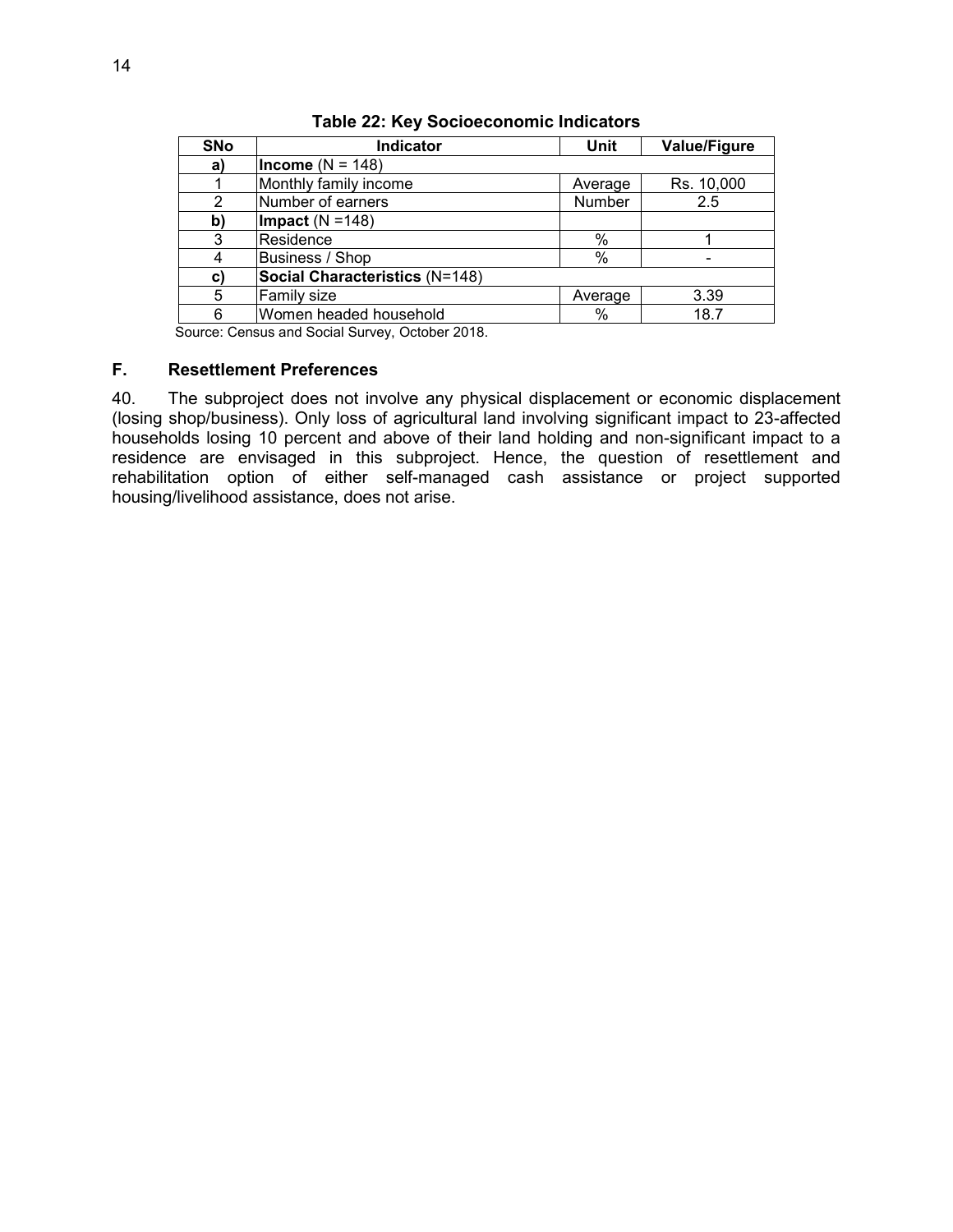**Table 22: Key Socioeconomic Indicators**

| SNo | Indicator | Unit | Value/Figure |
|---|---|---|---|
| **a)** | **Income** (N = 148) | | |
| 1 | Monthly family income | Average | Rs. 10,000 |
| 2 | Number of earners | Number | 2.5 |
| **b)** | **Impact** (N =148) | | |
| 3 | Residence | % | 1 |
| 4 | Business / Shop | % | - |
| **c)** | **Social Characteristics** (N=148) | | |
| 5 | Family size | Average | 3.39 |
| 6 | Women headed household | % | 18.7 |

Source: Census and Social Survey, October 2018.

## F. Resettlement Preferences

40. The subproject does not involve any physical displacement or economic displacement (losing shop/business). Only loss of agricultural land involving significant impact to 23-affected households losing 10 percent and above of their land holding and non-significant impact to a residence are envisaged in this subproject. Hence, the question of resettlement and rehabilitation option of either self-managed cash assistance or project supported housing/livelihood assistance, does not arise.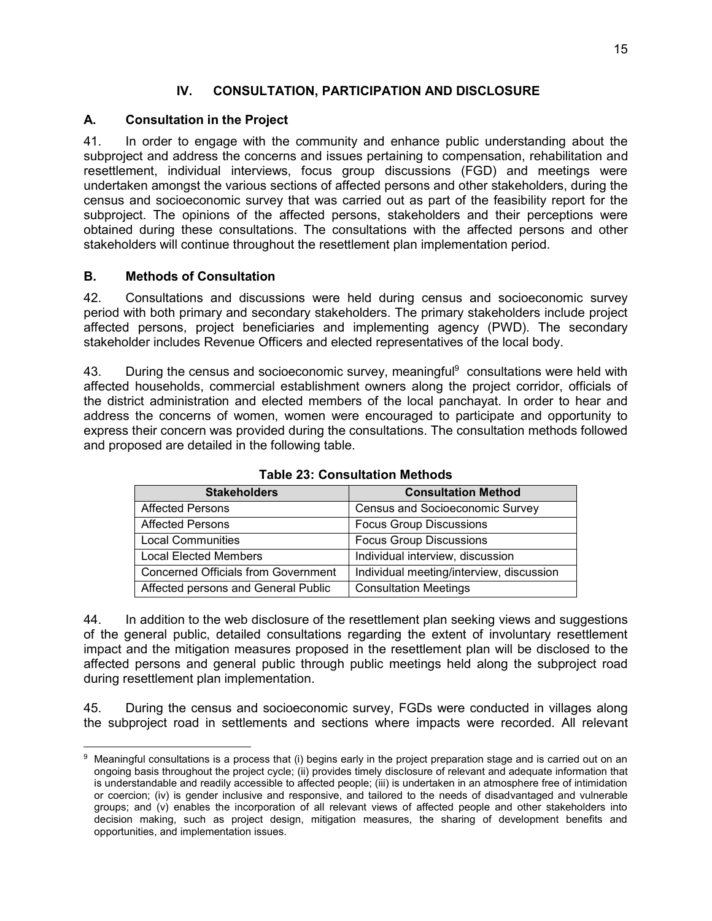# IV. CONSULTATION, PARTICIPATION AND DISCLOSURE

## A. Consultation in the Project

41. In order to engage with the community and enhance public understanding about the subproject and address the concerns and issues pertaining to compensation, rehabilitation and resettlement, individual interviews, focus group discussions (FGD) and meetings were undertaken amongst the various sections of affected persons and other stakeholders, during the census and socioeconomic survey that was carried out as part of the feasibility report for the subproject. The opinions of the affected persons, stakeholders and their perceptions were obtained during these consultations. The consultations with the affected persons and other stakeholders will continue throughout the resettlement plan implementation period.

## B. Methods of Consultation

42. Consultations and discussions were held during census and socioeconomic survey period with both primary and secondary stakeholders. The primary stakeholders include project affected persons, project beneficiaries and implementing agency (PWD). The secondary stakeholder includes Revenue Officers and elected representatives of the local body.

43. During the census and socioeconomic survey, meaningful[9] consultations were held with affected households, commercial establishment owners along the project corridor, officials of the district administration and elected members of the local panchayat. In order to hear and address the concerns of women, women were encouraged to participate and opportunity to express their concern was provided during the consultations. The consultation methods followed and proposed are detailed in the following table.

**Table 23: Consultation Methods**

| Stakeholders | Consultation Method |
|---|---|
| Affected Persons | Census and Socioeconomic Survey |
| Affected Persons | Focus Group Discussions |
| Local Communities | Focus Group Discussions |
| Local Elected Members | Individual interview, discussion |
| Concerned Officials from Government | Individual meeting/interview, discussion |
| Affected persons and General Public | Consultation Meetings |

44. In addition to the web disclosure of the resettlement plan seeking views and suggestions of the general public, detailed consultations regarding the extent of involuntary resettlement impact and the mitigation measures proposed in the resettlement plan will be disclosed to the affected persons and general public through public meetings held along the subproject road during resettlement plan implementation.

45. During the census and socioeconomic survey, FGDs were conducted in villages along the subproject road in settlements and sections where impacts were recorded. All relevant

[9] Meaningful consultations is a process that (i) begins early in the project preparation stage and is carried out on an ongoing basis throughout the project cycle; (ii) provides timely disclosure of relevant and adequate information that is understandable and readily accessible to affected people; (iii) is undertaken in an atmosphere free of intimidation or coercion; (iv) is gender inclusive and responsive, and tailored to the needs of disadvantaged and vulnerable groups; and (v) enables the incorporation of all relevant views of affected people and other stakeholders into decision making, such as project design, mitigation measures, the sharing of development benefits and opportunities, and implementation issues.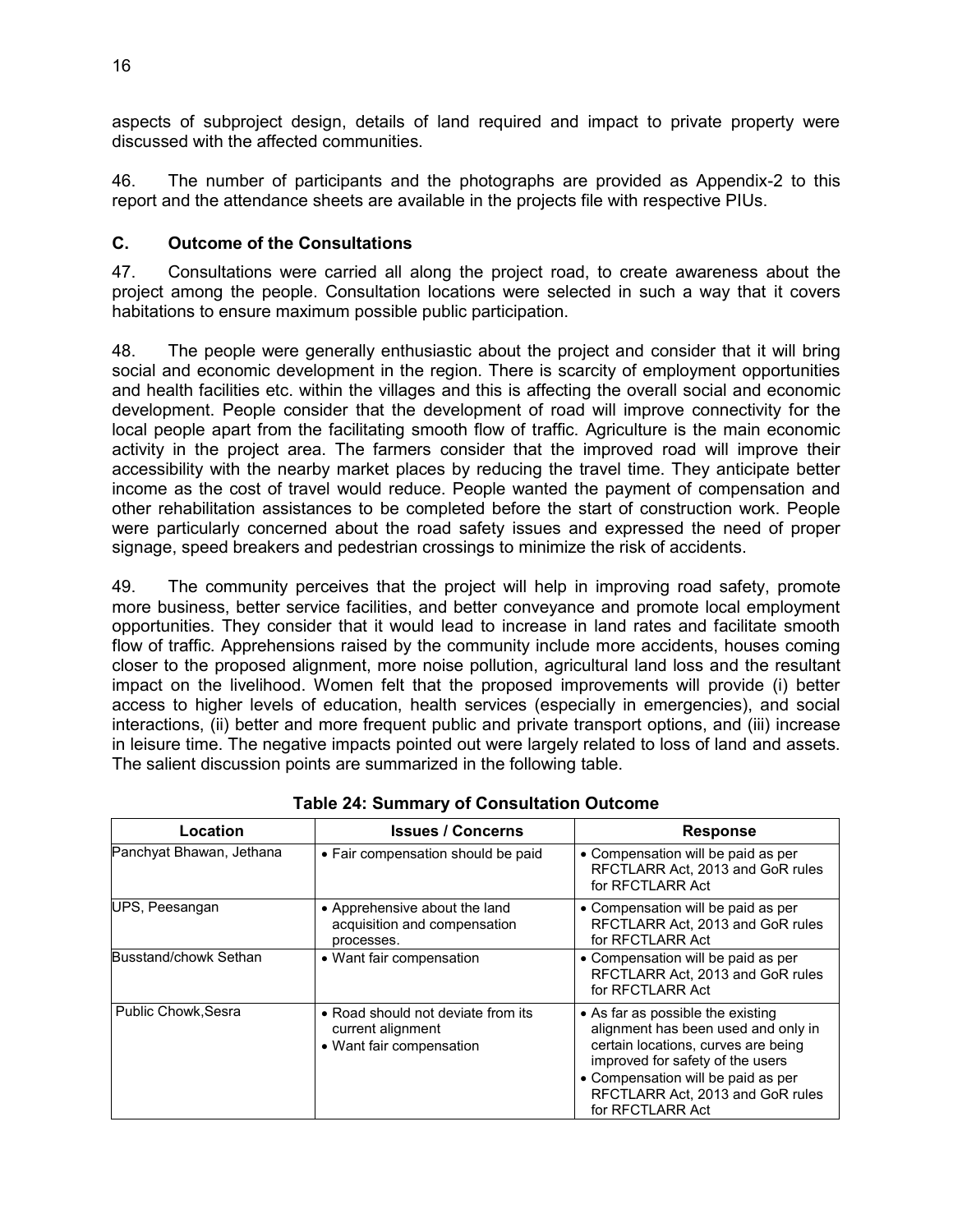aspects of subproject design, details of land required and impact to private property were discussed with the affected communities.

46. The number of participants and the photographs are provided as Appendix-2 to this report and the attendance sheets are available in the projects file with respective PIUs.

### C. Outcome of the Consultations

47. Consultations were carried all along the project road, to create awareness about the project among the people. Consultation locations were selected in such a way that it covers habitations to ensure maximum possible public participation.

48. The people were generally enthusiastic about the project and consider that it will bring social and economic development in the region. There is scarcity of employment opportunities and health facilities etc. within the villages and this is affecting the overall social and economic development. People consider that the development of road will improve connectivity for the local people apart from the facilitating smooth flow of traffic. Agriculture is the main economic activity in the project area. The farmers consider that the improved road will improve their accessibility with the nearby market places by reducing the travel time. They anticipate better income as the cost of travel would reduce. People wanted the payment of compensation and other rehabilitation assistances to be completed before the start of construction work. People were particularly concerned about the road safety issues and expressed the need of proper signage, speed breakers and pedestrian crossings to minimize the risk of accidents.

49. The community perceives that the project will help in improving road safety, promote more business, better service facilities, and better conveyance and promote local employment opportunities. They consider that it would lead to increase in land rates and facilitate smooth flow of traffic. Apprehensions raised by the community include more accidents, houses coming closer to the proposed alignment, more noise pollution, agricultural land loss and the resultant impact on the livelihood. Women felt that the proposed improvements will provide (i) better access to higher levels of education, health services (especially in emergencies), and social interactions, (ii) better and more frequent public and private transport options, and (iii) increase in leisure time. The negative impacts pointed out were largely related to loss of land and assets. The salient discussion points are summarized in the following table.

**Table 24: Summary of Consultation Outcome**

| Location | Issues / Concerns | Response |
|---|---|---|
| Panchyat Bhawan, Jethana | • Fair compensation should be paid | • Compensation will be paid as per RFCTLARR Act, 2013 and GoR rules for RFCTLARR Act |
| UPS, Peesangan | • Apprehensive about the land acquisition and compensation processes. | • Compensation will be paid as per RFCTLARR Act, 2013 and GoR rules for RFCTLARR Act |
| Busstand/chowk Sethan | • Want fair compensation | • Compensation will be paid as per RFCTLARR Act, 2013 and GoR rules for RFCTLARR Act |
| Public Chowk,Sesra | • Road should not deviate from its current alignment<br>• Want fair compensation | • As far as possible the existing alignment has been used and only in certain locations, curves are being improved for safety of the users<br>• Compensation will be paid as per RFCTLARR Act, 2013 and GoR rules for RFCTLARR Act |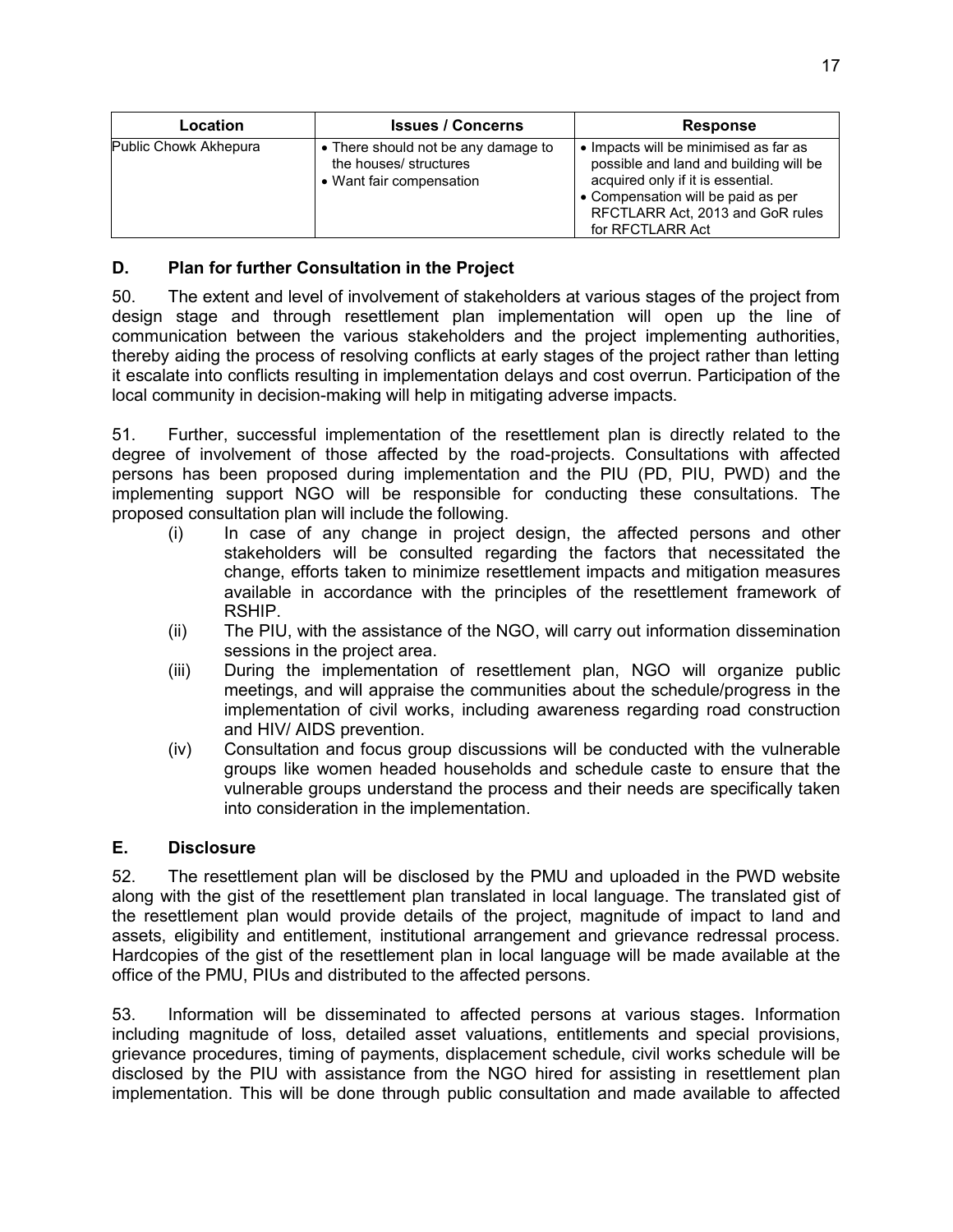| Location | Issues / Concerns | Response |
|---|---|---|
| Public Chowk Akhepura | • There should not be any damage to the houses/ structures<br>• Want fair compensation | • Impacts will be minimised as far as possible and land and building will be acquired only if it is essential.<br>• Compensation will be paid as per RFCTLARR Act, 2013 and GoR rules for RFCTLARR Act |

### D. Plan for further Consultation in the Project

50. The extent and level of involvement of stakeholders at various stages of the project from design stage and through resettlement plan implementation will open up the line of communication between the various stakeholders and the project implementing authorities, thereby aiding the process of resolving conflicts at early stages of the project rather than letting it escalate into conflicts resulting in implementation delays and cost overrun. Participation of the local community in decision-making will help in mitigating adverse impacts.

51. Further, successful implementation of the resettlement plan is directly related to the degree of involvement of those affected by the road-projects. Consultations with affected persons has been proposed during implementation and the PIU (PD, PIU, PWD) and the implementing support NGO will be responsible for conducting these consultations. The proposed consultation plan will include the following.

(i) In case of any change in project design, the affected persons and other stakeholders will be consulted regarding the factors that necessitated the change, efforts taken to minimize resettlement impacts and mitigation measures available in accordance with the principles of the resettlement framework of RSHIP.

(ii) The PIU, with the assistance of the NGO, will carry out information dissemination sessions in the project area.

(iii) During the implementation of resettlement plan, NGO will organize public meetings, and will appraise the communities about the schedule/progress in the implementation of civil works, including awareness regarding road construction and HIV/ AIDS prevention.

(iv) Consultation and focus group discussions will be conducted with the vulnerable groups like women headed households and schedule caste to ensure that the vulnerable groups understand the process and their needs are specifically taken into consideration in the implementation.

### E. Disclosure

52. The resettlement plan will be disclosed by the PMU and uploaded in the PWD website along with the gist of the resettlement plan translated in local language. The translated gist of the resettlement plan would provide details of the project, magnitude of impact to land and assets, eligibility and entitlement, institutional arrangement and grievance redressal process. Hardcopies of the gist of the resettlement plan in local language will be made available at the office of the PMU, PIUs and distributed to the affected persons.

53. Information will be disseminated to affected persons at various stages. Information including magnitude of loss, detailed asset valuations, entitlements and special provisions, grievance procedures, timing of payments, displacement schedule, civil works schedule will be disclosed by the PIU with assistance from the NGO hired for assisting in resettlement plan implementation. This will be done through public consultation and made available to affected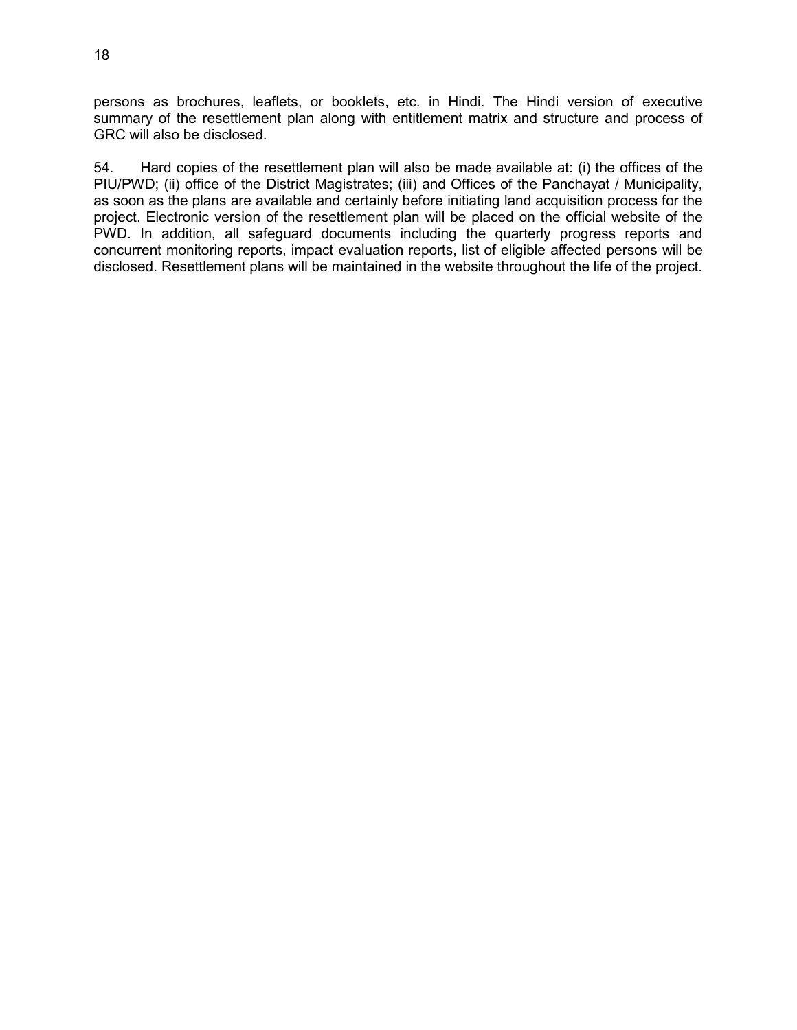persons as brochures, leaflets, or booklets, etc. in Hindi. The Hindi version of executive summary of the resettlement plan along with entitlement matrix and structure and process of GRC will also be disclosed.

54. Hard copies of the resettlement plan will also be made available at: (i) the offices of the PIU/PWD; (ii) office of the District Magistrates; (iii) and Offices of the Panchayat / Municipality, as soon as the plans are available and certainly before initiating land acquisition process for the project. Electronic version of the resettlement plan will be placed on the official website of the PWD. In addition, all safeguard documents including the quarterly progress reports and concurrent monitoring reports, impact evaluation reports, list of eligible affected persons will be disclosed. Resettlement plans will be maintained in the website throughout the life of the project.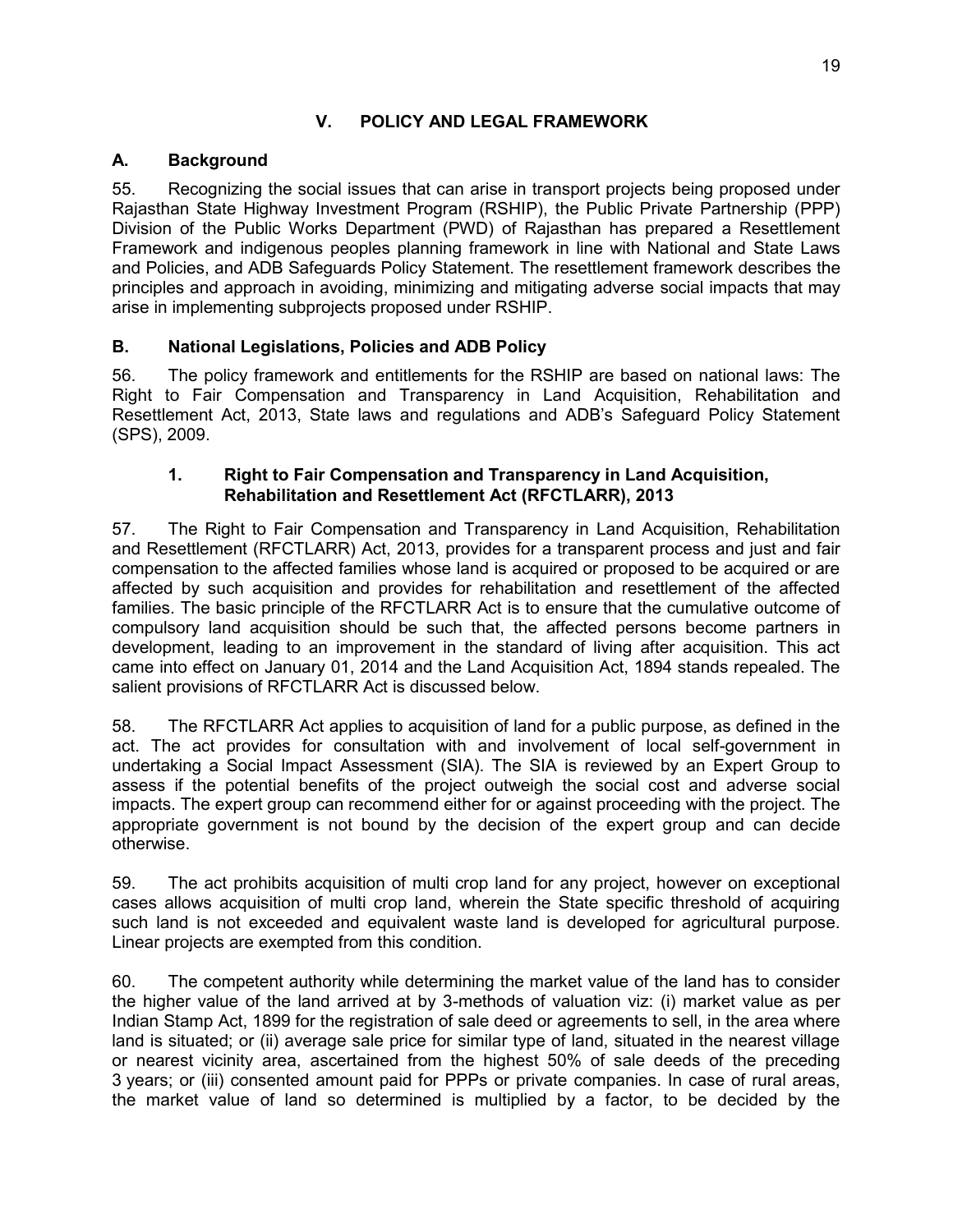# V. POLICY AND LEGAL FRAMEWORK

## A. Background

55. Recognizing the social issues that can arise in transport projects being proposed under Rajasthan State Highway Investment Program (RSHIP), the Public Private Partnership (PPP) Division of the Public Works Department (PWD) of Rajasthan has prepared a Resettlement Framework and indigenous peoples planning framework in line with National and State Laws and Policies, and ADB Safeguards Policy Statement. The resettlement framework describes the principles and approach in avoiding, minimizing and mitigating adverse social impacts that may arise in implementing subprojects proposed under RSHIP.

## B. National Legislations, Policies and ADB Policy

56. The policy framework and entitlements for the RSHIP are based on national laws: The Right to Fair Compensation and Transparency in Land Acquisition, Rehabilitation and Resettlement Act, 2013, State laws and regulations and ADB's Safeguard Policy Statement (SPS), 2009.

### 1. Right to Fair Compensation and Transparency in Land Acquisition, Rehabilitation and Resettlement Act (RFCTLARR), 2013

57. The Right to Fair Compensation and Transparency in Land Acquisition, Rehabilitation and Resettlement (RFCTLARR) Act, 2013, provides for a transparent process and just and fair compensation to the affected families whose land is acquired or proposed to be acquired or are affected by such acquisition and provides for rehabilitation and resettlement of the affected families. The basic principle of the RFCTLARR Act is to ensure that the cumulative outcome of compulsory land acquisition should be such that, the affected persons become partners in development, leading to an improvement in the standard of living after acquisition. This act came into effect on January 01, 2014 and the Land Acquisition Act, 1894 stands repealed. The salient provisions of RFCTLARR Act is discussed below.

58. The RFCTLARR Act applies to acquisition of land for a public purpose, as defined in the act. The act provides for consultation with and involvement of local self-government in undertaking a Social Impact Assessment (SIA). The SIA is reviewed by an Expert Group to assess if the potential benefits of the project outweigh the social cost and adverse social impacts. The expert group can recommend either for or against proceeding with the project. The appropriate government is not bound by the decision of the expert group and can decide otherwise.

59. The act prohibits acquisition of multi crop land for any project, however on exceptional cases allows acquisition of multi crop land, wherein the State specific threshold of acquiring such land is not exceeded and equivalent waste land is developed for agricultural purpose. Linear projects are exempted from this condition.

60. The competent authority while determining the market value of the land has to consider the higher value of the land arrived at by 3-methods of valuation viz: (i) market value as per Indian Stamp Act, 1899 for the registration of sale deed or agreements to sell, in the area where land is situated; or (ii) average sale price for similar type of land, situated in the nearest village or nearest vicinity area, ascertained from the highest 50% of sale deeds of the preceding 3 years; or (iii) consented amount paid for PPPs or private companies. In case of rural areas, the market value of land so determined is multiplied by a factor, to be decided by the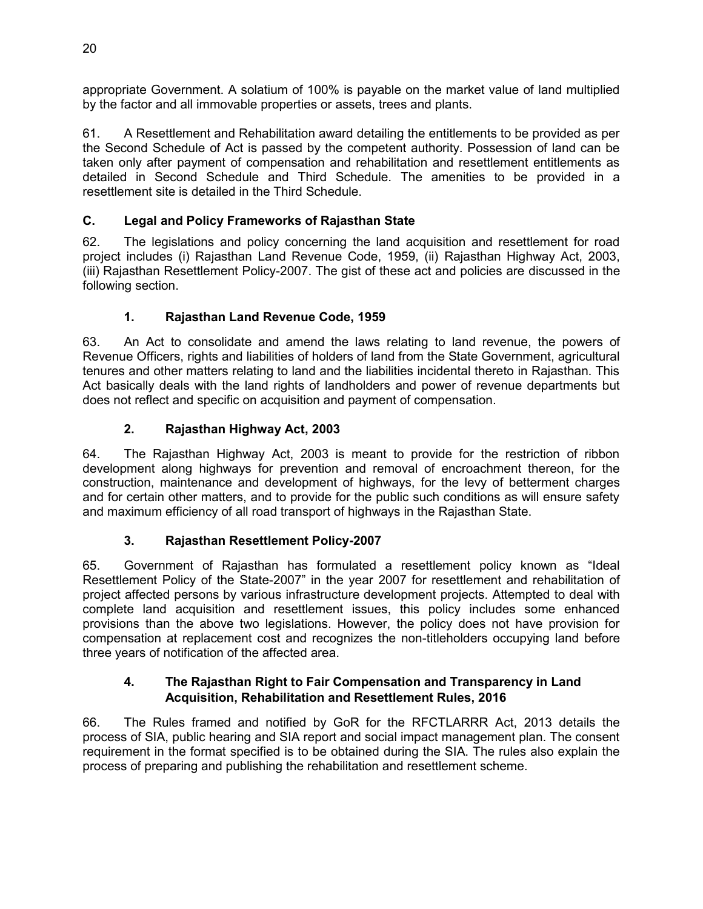appropriate Government. A solatium of 100% is payable on the market value of land multiplied by the factor and all immovable properties or assets, trees and plants.

61. A Resettlement and Rehabilitation award detailing the entitlements to be provided as per the Second Schedule of Act is passed by the competent authority. Possession of land can be taken only after payment of compensation and rehabilitation and resettlement entitlements as detailed in Second Schedule and Third Schedule. The amenities to be provided in a resettlement site is detailed in the Third Schedule.

## C. Legal and Policy Frameworks of Rajasthan State

62. The legislations and policy concerning the land acquisition and resettlement for road project includes (i) Rajasthan Land Revenue Code, 1959, (ii) Rajasthan Highway Act, 2003, (iii) Rajasthan Resettlement Policy-2007. The gist of these act and policies are discussed in the following section.

### 1. Rajasthan Land Revenue Code, 1959

63. An Act to consolidate and amend the laws relating to land revenue, the powers of Revenue Officers, rights and liabilities of holders of land from the State Government, agricultural tenures and other matters relating to land and the liabilities incidental thereto in Rajasthan. This Act basically deals with the land rights of landholders and power of revenue departments but does not reflect and specific on acquisition and payment of compensation.

### 2. Rajasthan Highway Act, 2003

64. The Rajasthan Highway Act, 2003 is meant to provide for the restriction of ribbon development along highways for prevention and removal of encroachment thereon, for the construction, maintenance and development of highways, for the levy of betterment charges and for certain other matters, and to provide for the public such conditions as will ensure safety and maximum efficiency of all road transport of highways in the Rajasthan State.

### 3. Rajasthan Resettlement Policy-2007

65. Government of Rajasthan has formulated a resettlement policy known as "Ideal Resettlement Policy of the State-2007" in the year 2007 for resettlement and rehabilitation of project affected persons by various infrastructure development projects. Attempted to deal with complete land acquisition and resettlement issues, this policy includes some enhanced provisions than the above two legislations. However, the policy does not have provision for compensation at replacement cost and recognizes the non-titleholders occupying land before three years of notification of the affected area.

### 4. The Rajasthan Right to Fair Compensation and Transparency in Land Acquisition, Rehabilitation and Resettlement Rules, 2016

66. The Rules framed and notified by GoR for the RFCTLARRR Act, 2013 details the process of SIA, public hearing and SIA report and social impact management plan. The consent requirement in the format specified is to be obtained during the SIA. The rules also explain the process of preparing and publishing the rehabilitation and resettlement scheme.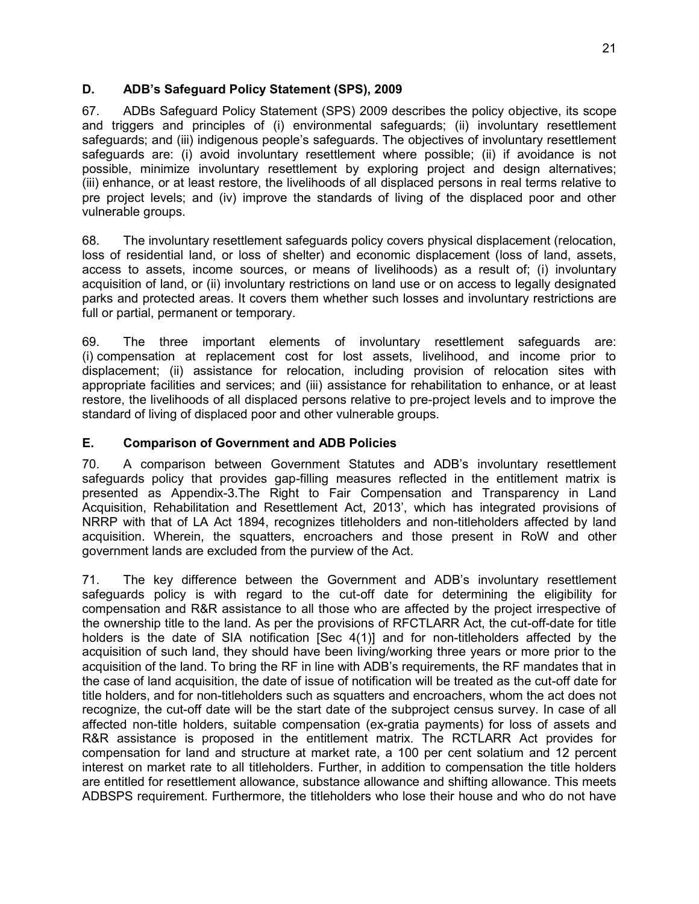## D. ADB's Safeguard Policy Statement (SPS), 2009

67. ADBs Safeguard Policy Statement (SPS) 2009 describes the policy objective, its scope and triggers and principles of (i) environmental safeguards; (ii) involuntary resettlement safeguards; and (iii) indigenous people's safeguards. The objectives of involuntary resettlement safeguards are: (i) avoid involuntary resettlement where possible; (ii) if avoidance is not possible, minimize involuntary resettlement by exploring project and design alternatives; (iii) enhance, or at least restore, the livelihoods of all displaced persons in real terms relative to pre project levels; and (iv) improve the standards of living of the displaced poor and other vulnerable groups.

68. The involuntary resettlement safeguards policy covers physical displacement (relocation, loss of residential land, or loss of shelter) and economic displacement (loss of land, assets, access to assets, income sources, or means of livelihoods) as a result of; (i) involuntary acquisition of land, or (ii) involuntary restrictions on land use or on access to legally designated parks and protected areas. It covers them whether such losses and involuntary restrictions are full or partial, permanent or temporary.

69. The three important elements of involuntary resettlement safeguards are: (i) compensation at replacement cost for lost assets, livelihood, and income prior to displacement; (ii) assistance for relocation, including provision of relocation sites with appropriate facilities and services; and (iii) assistance for rehabilitation to enhance, or at least restore, the livelihoods of all displaced persons relative to pre-project levels and to improve the standard of living of displaced poor and other vulnerable groups.

## E. Comparison of Government and ADB Policies

70. A comparison between Government Statutes and ADB's involuntary resettlement safeguards policy that provides gap-filling measures reflected in the entitlement matrix is presented as Appendix-3.The Right to Fair Compensation and Transparency in Land Acquisition, Rehabilitation and Resettlement Act, 2013', which has integrated provisions of NRRP with that of LA Act 1894, recognizes titleholders and non-titleholders affected by land acquisition. Wherein, the squatters, encroachers and those present in RoW and other government lands are excluded from the purview of the Act.

71. The key difference between the Government and ADB's involuntary resettlement safeguards policy is with regard to the cut-off date for determining the eligibility for compensation and R&R assistance to all those who are affected by the project irrespective of the ownership title to the land. As per the provisions of RFCTLARR Act, the cut-off-date for title holders is the date of SIA notification [Sec 4(1)] and for non-titleholders affected by the acquisition of such land, they should have been living/working three years or more prior to the acquisition of the land. To bring the RF in line with ADB's requirements, the RF mandates that in the case of land acquisition, the date of issue of notification will be treated as the cut-off date for title holders, and for non-titleholders such as squatters and encroachers, whom the act does not recognize, the cut-off date will be the start date of the subproject census survey. In case of all affected non-title holders, suitable compensation (ex-gratia payments) for loss of assets and R&R assistance is proposed in the entitlement matrix. The RCTLARR Act provides for compensation for land and structure at market rate, a 100 per cent solatium and 12 percent interest on market rate to all titleholders. Further, in addition to compensation the title holders are entitled for resettlement allowance, substance allowance and shifting allowance. This meets ADBSPS requirement. Furthermore, the titleholders who lose their house and who do not have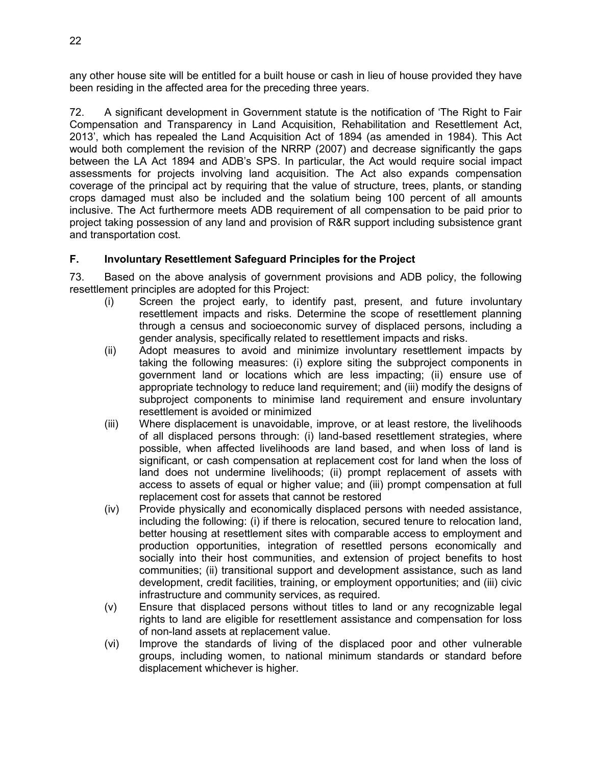any other house site will be entitled for a built house or cash in lieu of house provided they have been residing in the affected area for the preceding three years.

72. A significant development in Government statute is the notification of 'The Right to Fair Compensation and Transparency in Land Acquisition, Rehabilitation and Resettlement Act, 2013', which has repealed the Land Acquisition Act of 1894 (as amended in 1984). This Act would both complement the revision of the NRRP (2007) and decrease significantly the gaps between the LA Act 1894 and ADB's SPS. In particular, the Act would require social impact assessments for projects involving land acquisition. The Act also expands compensation coverage of the principal act by requiring that the value of structure, trees, plants, or standing crops damaged must also be included and the solatium being 100 percent of all amounts inclusive. The Act furthermore meets ADB requirement of all compensation to be paid prior to project taking possession of any land and provision of R&R support including subsistence grant and transportation cost.

## F. Involuntary Resettlement Safeguard Principles for the Project

73. Based on the above analysis of government provisions and ADB policy, the following resettlement principles are adopted for this Project:

(i) Screen the project early, to identify past, present, and future involuntary resettlement impacts and risks. Determine the scope of resettlement planning through a census and socioeconomic survey of displaced persons, including a gender analysis, specifically related to resettlement impacts and risks.

(ii) Adopt measures to avoid and minimize involuntary resettlement impacts by taking the following measures: (i) explore siting the subproject components in government land or locations which are less impacting; (ii) ensure use of appropriate technology to reduce land requirement; and (iii) modify the designs of subproject components to minimise land requirement and ensure involuntary resettlement is avoided or minimized

(iii) Where displacement is unavoidable, improve, or at least restore, the livelihoods of all displaced persons through: (i) land-based resettlement strategies, where possible, when affected livelihoods are land based, and when loss of land is significant, or cash compensation at replacement cost for land when the loss of land does not undermine livelihoods; (ii) prompt replacement of assets with access to assets of equal or higher value; and (iii) prompt compensation at full replacement cost for assets that cannot be restored

(iv) Provide physically and economically displaced persons with needed assistance, including the following: (i) if there is relocation, secured tenure to relocation land, better housing at resettlement sites with comparable access to employment and production opportunities, integration of resettled persons economically and socially into their host communities, and extension of project benefits to host communities; (ii) transitional support and development assistance, such as land development, credit facilities, training, or employment opportunities; and (iii) civic infrastructure and community services, as required.

(v) Ensure that displaced persons without titles to land or any recognizable legal rights to land are eligible for resettlement assistance and compensation for loss of non-land assets at replacement value.

(vi) Improve the standards of living of the displaced poor and other vulnerable groups, including women, to national minimum standards or standard before displacement whichever is higher.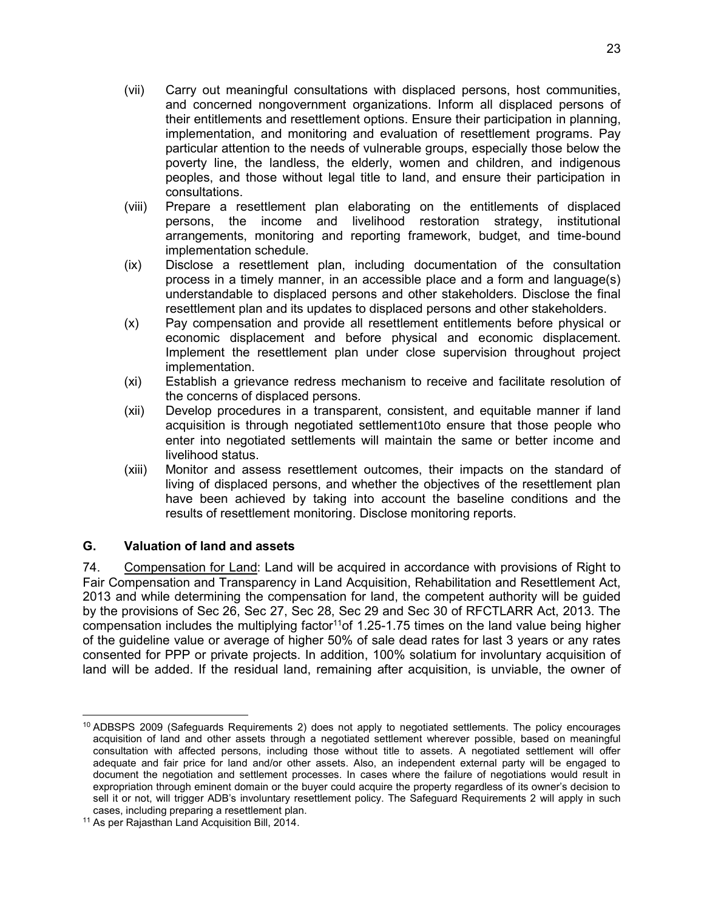(vii) Carry out meaningful consultations with displaced persons, host communities, and concerned nongovernment organizations. Inform all displaced persons of their entitlements and resettlement options. Ensure their participation in planning, implementation, and monitoring and evaluation of resettlement programs. Pay particular attention to the needs of vulnerable groups, especially those below the poverty line, the landless, the elderly, women and children, and indigenous peoples, and those without legal title to land, and ensure their participation in consultations.

(viii) Prepare a resettlement plan elaborating on the entitlements of displaced persons, the income and livelihood restoration strategy, institutional arrangements, monitoring and reporting framework, budget, and time-bound implementation schedule.

(ix) Disclose a resettlement plan, including documentation of the consultation process in a timely manner, in an accessible place and a form and language(s) understandable to displaced persons and other stakeholders. Disclose the final resettlement plan and its updates to displaced persons and other stakeholders.

(x) Pay compensation and provide all resettlement entitlements before physical or economic displacement and before physical and economic displacement. Implement the resettlement plan under close supervision throughout project implementation.

(xi) Establish a grievance redress mechanism to receive and facilitate resolution of the concerns of displaced persons.

(xii) Develop procedures in a transparent, consistent, and equitable manner if land acquisition is through negotiated settlement[10]to ensure that those people who enter into negotiated settlements will maintain the same or better income and livelihood status.

(xiii) Monitor and assess resettlement outcomes, their impacts on the standard of living of displaced persons, and whether the objectives of the resettlement plan have been achieved by taking into account the baseline conditions and the results of resettlement monitoring. Disclose monitoring reports.

## G. Valuation of land and assets

74. Compensation for Land: Land will be acquired in accordance with provisions of Right to Fair Compensation and Transparency in Land Acquisition, Rehabilitation and Resettlement Act, 2013 and while determining the compensation for land, the competent authority will be guided by the provisions of Sec 26, Sec 27, Sec 28, Sec 29 and Sec 30 of RFCTLARR Act, 2013. The compensation includes the multiplying factor[11]of 1.25-1.75 times on the land value being higher of the guideline value or average of higher 50% of sale dead rates for last 3 years or any rates consented for PPP or private projects. In addition, 100% solatium for involuntary acquisition of land will be added. If the residual land, remaining after acquisition, is unviable, the owner of

---

[10] ADBSPS 2009 (Safeguards Requirements 2) does not apply to negotiated settlements. The policy encourages acquisition of land and other assets through a negotiated settlement wherever possible, based on meaningful consultation with affected persons, including those without title to assets. A negotiated settlement will offer adequate and fair price for land and/or other assets. Also, an independent external party will be engaged to document the negotiation and settlement processes. In cases where the failure of negotiations would result in expropriation through eminent domain or the buyer could acquire the property regardless of its owner's decision to sell it or not, will trigger ADB's involuntary resettlement policy. The Safeguard Requirements 2 will apply in such cases, including preparing a resettlement plan.

[11] As per Rajasthan Land Acquisition Bill, 2014.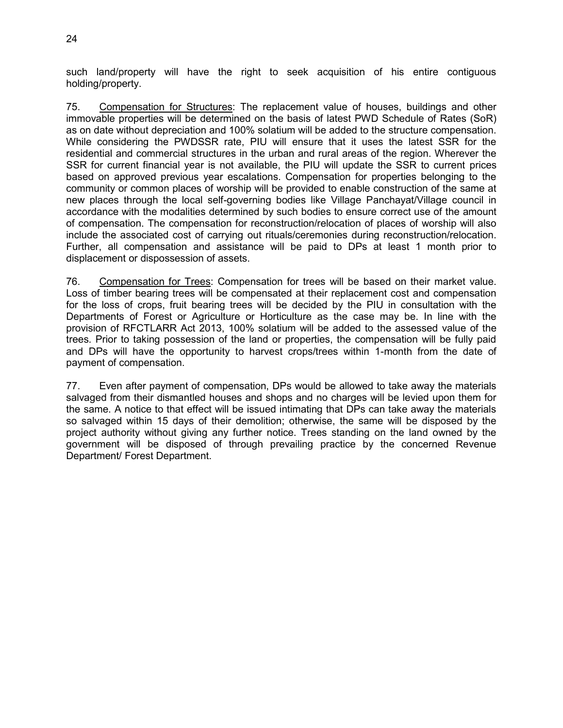such land/property will have the right to seek acquisition of his entire contiguous holding/property.

75. Compensation for Structures: The replacement value of houses, buildings and other immovable properties will be determined on the basis of latest PWD Schedule of Rates (SoR) as on date without depreciation and 100% solatium will be added to the structure compensation. While considering the PWDSSR rate, PIU will ensure that it uses the latest SSR for the residential and commercial structures in the urban and rural areas of the region. Wherever the SSR for current financial year is not available, the PIU will update the SSR to current prices based on approved previous year escalations. Compensation for properties belonging to the community or common places of worship will be provided to enable construction of the same at new places through the local self-governing bodies like Village Panchayat/Village council in accordance with the modalities determined by such bodies to ensure correct use of the amount of compensation. The compensation for reconstruction/relocation of places of worship will also include the associated cost of carrying out rituals/ceremonies during reconstruction/relocation. Further, all compensation and assistance will be paid to DPs at least 1 month prior to displacement or dispossession of assets.

76. Compensation for Trees: Compensation for trees will be based on their market value. Loss of timber bearing trees will be compensated at their replacement cost and compensation for the loss of crops, fruit bearing trees will be decided by the PIU in consultation with the Departments of Forest or Agriculture or Horticulture as the case may be. In line with the provision of RFCTLARR Act 2013, 100% solatium will be added to the assessed value of the trees. Prior to taking possession of the land or properties, the compensation will be fully paid and DPs will have the opportunity to harvest crops/trees within 1-month from the date of payment of compensation.

77. Even after payment of compensation, DPs would be allowed to take away the materials salvaged from their dismantled houses and shops and no charges will be levied upon them for the same. A notice to that effect will be issued intimating that DPs can take away the materials so salvaged within 15 days of their demolition; otherwise, the same will be disposed by the project authority without giving any further notice. Trees standing on the land owned by the government will be disposed of through prevailing practice by the concerned Revenue Department/ Forest Department.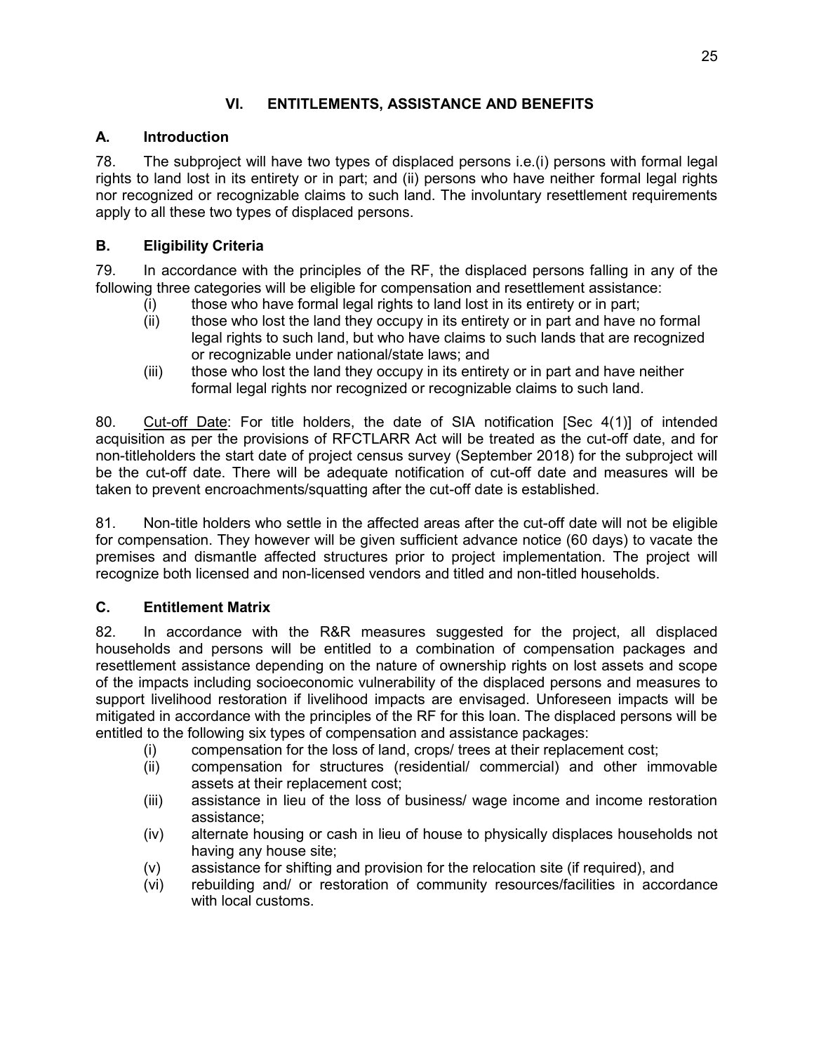# VI. ENTITLEMENTS, ASSISTANCE AND BENEFITS

## A. Introduction

78. The subproject will have two types of displaced persons i.e.(i) persons with formal legal rights to land lost in its entirety or in part; and (ii) persons who have neither formal legal rights nor recognized or recognizable claims to such land. The involuntary resettlement requirements apply to all these two types of displaced persons.

## B. Eligibility Criteria

79. In accordance with the principles of the RF, the displaced persons falling in any of the following three categories will be eligible for compensation and resettlement assistance:

(i) those who have formal legal rights to land lost in its entirety or in part;
(ii) those who lost the land they occupy in its entirety or in part and have no formal legal rights to such land, but who have claims to such lands that are recognized or recognizable under national/state laws; and
(iii) those who lost the land they occupy in its entirety or in part and have neither formal legal rights nor recognized or recognizable claims to such land.

80. Cut-off Date: For title holders, the date of SIA notification [Sec 4(1)] of intended acquisition as per the provisions of RFCTLARR Act will be treated as the cut-off date, and for non-titleholders the start date of project census survey (September 2018) for the subproject will be the cut-off date. There will be adequate notification of cut-off date and measures will be taken to prevent encroachments/squatting after the cut-off date is established.

81. Non-title holders who settle in the affected areas after the cut-off date will not be eligible for compensation. They however will be given sufficient advance notice (60 days) to vacate the premises and dismantle affected structures prior to project implementation. The project will recognize both licensed and non-licensed vendors and titled and non-titled households.

## C. Entitlement Matrix

82. In accordance with the R&R measures suggested for the project, all displaced households and persons will be entitled to a combination of compensation packages and resettlement assistance depending on the nature of ownership rights on lost assets and scope of the impacts including socioeconomic vulnerability of the displaced persons and measures to support livelihood restoration if livelihood impacts are envisaged. Unforeseen impacts will be mitigated in accordance with the principles of the RF for this loan. The displaced persons will be entitled to the following six types of compensation and assistance packages:

(i) compensation for the loss of land, crops/ trees at their replacement cost;
(ii) compensation for structures (residential/ commercial) and other immovable assets at their replacement cost;
(iii) assistance in lieu of the loss of business/ wage income and income restoration assistance;
(iv) alternate housing or cash in lieu of house to physically displaces households not having any house site;
(v) assistance for shifting and provision for the relocation site (if required), and
(vi) rebuilding and/ or restoration of community resources/facilities in accordance with local customs.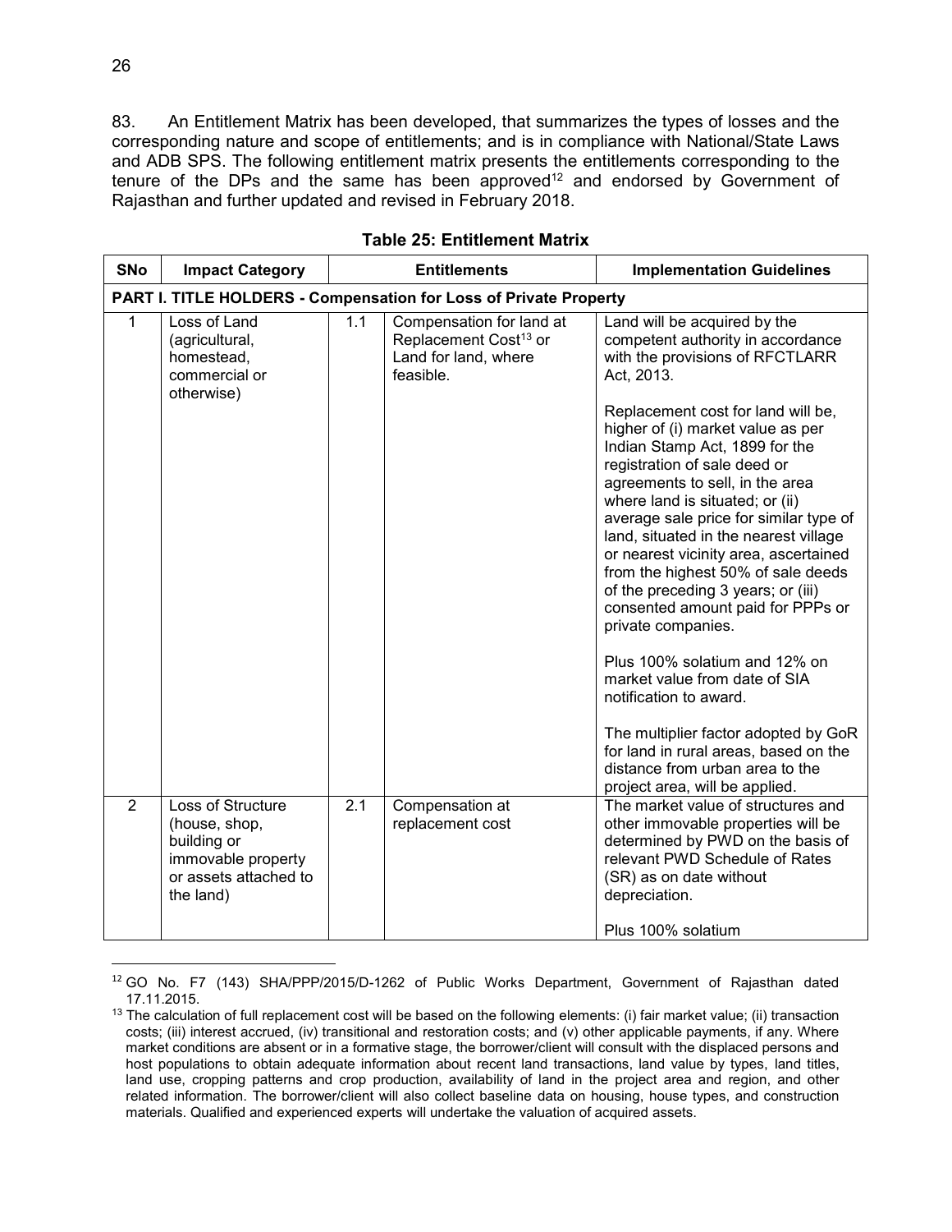83. An Entitlement Matrix has been developed, that summarizes the types of losses and the corresponding nature and scope of entitlements; and is in compliance with National/State Laws and ADB SPS. The following entitlement matrix presents the entitlements corresponding to the tenure of the DPs and the same has been approved[12] and endorsed by Government of Rajasthan and further updated and revised in February 2018.

**Table 25: Entitlement Matrix**

| SNo | Impact Category | Entitlements | | Implementation Guidelines |
|---|---|---|---|---|
| **PART I. TITLE HOLDERS - Compensation for Loss of Private Property** | | | | |
| 1 | Loss of Land (agricultural, homestead, commercial or otherwise) | 1.1 | Compensation for land at Replacement Cost[13] or Land for land, where feasible. | Land will be acquired by the competent authority in accordance with the provisions of RFCTLARR Act, 2013.<br><br>Replacement cost for land will be, higher of (i) market value as per Indian Stamp Act, 1899 for the registration of sale deed or agreements to sell, in the area where land is situated; or (ii) average sale price for similar type of land, situated in the nearest village or nearest vicinity area, ascertained from the highest 50% of sale deeds of the preceding 3 years; or (iii) consented amount paid for PPPs or private companies.<br><br>Plus 100% solatium and 12% on market value from date of SIA notification to award.<br><br>The multiplier factor adopted by GoR for land in rural areas, based on the distance from urban area to the project area, will be applied. |
| 2 | Loss of Structure (house, shop, building or immovable property or assets attached to the land) | 2.1 | Compensation at replacement cost | The market value of structures and other immovable properties will be determined by PWD on the basis of relevant PWD Schedule of Rates (SR) as on date without depreciation.<br><br>Plus 100% solatium |

[12] GO No. F7 (143) SHA/PPP/2015/D-1262 of Public Works Department, Government of Rajasthan dated 17.11.2015.

[13] The calculation of full replacement cost will be based on the following elements: (i) fair market value; (ii) transaction costs; (iii) interest accrued, (iv) transitional and restoration costs; and (v) other applicable payments, if any. Where market conditions are absent or in a formative stage, the borrower/client will consult with the displaced persons and host populations to obtain adequate information about recent land transactions, land value by types, land titles, land use, cropping patterns and crop production, availability of land in the project area and region, and other related information. The borrower/client will also collect baseline data on housing, house types, and construction materials. Qualified and experienced experts will undertake the valuation of acquired assets.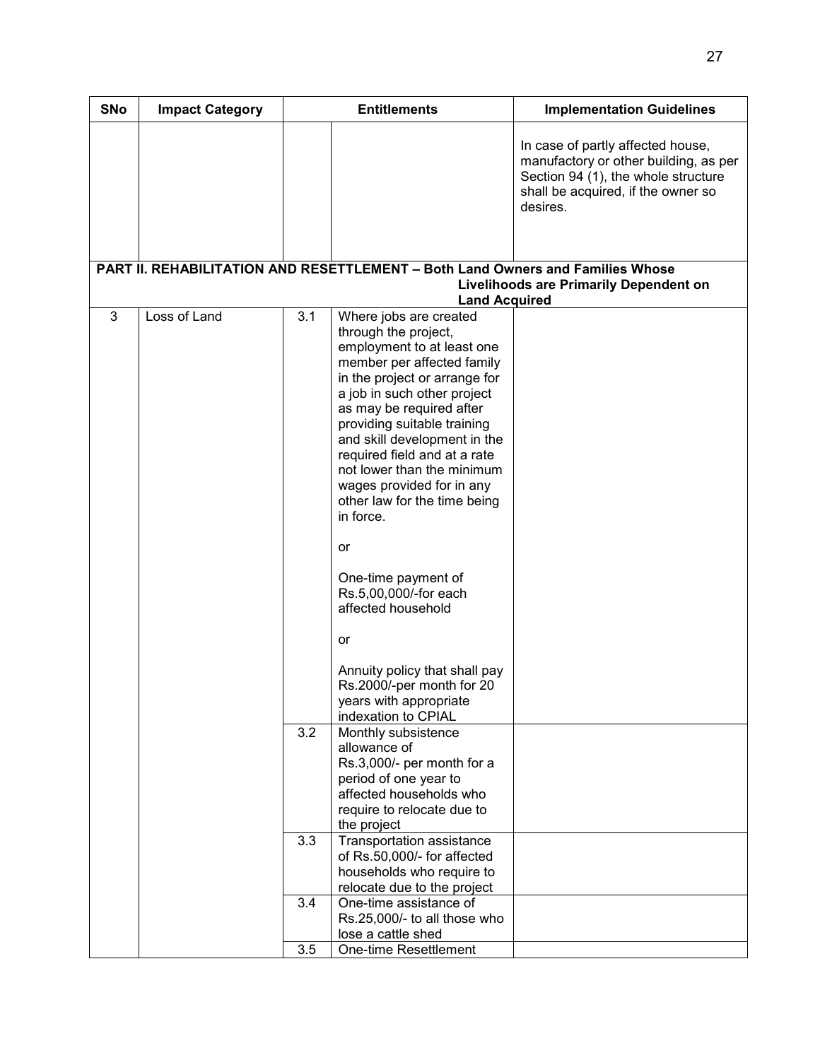| SNo | Impact Category | Entitlements | | Implementation Guidelines |
|---|---|---|---|---|
| | | | | In case of partly affected house, manufactory or other building, as per Section 94 (1), the whole structure shall be acquired, if the owner so desires. |
| **PART II. REHABILITATION AND RESETTLEMENT – Both Land Owners and Families Whose Livelihoods are Primarily Dependent on Land Acquired** | | | | |
| 3 | Loss of Land | 3.1 | Where jobs are created through the project, employment to at least one member per affected family in the project or arrange for a job in such other project as may be required after providing suitable training and skill development in the required field and at a rate not lower than the minimum wages provided for in any other law for the time being in force.<br><br>or<br><br>One-time payment of Rs.5,00,000/-for each affected household<br><br>or<br><br>Annuity policy that shall pay Rs.2000/-per month for 20 years with appropriate indexation to CPIAL | |
| | | 3.2 | Monthly subsistence allowance of Rs.3,000/- per month for a period of one year to affected households who require to relocate due to the project | |
| | | 3.3 | Transportation assistance of Rs.50,000/- for affected households who require to relocate due to the project | |
| | | 3.4 | One-time assistance of Rs.25,000/- to all those who lose a cattle shed | |
| | | 3.5 | One-time Resettlement | |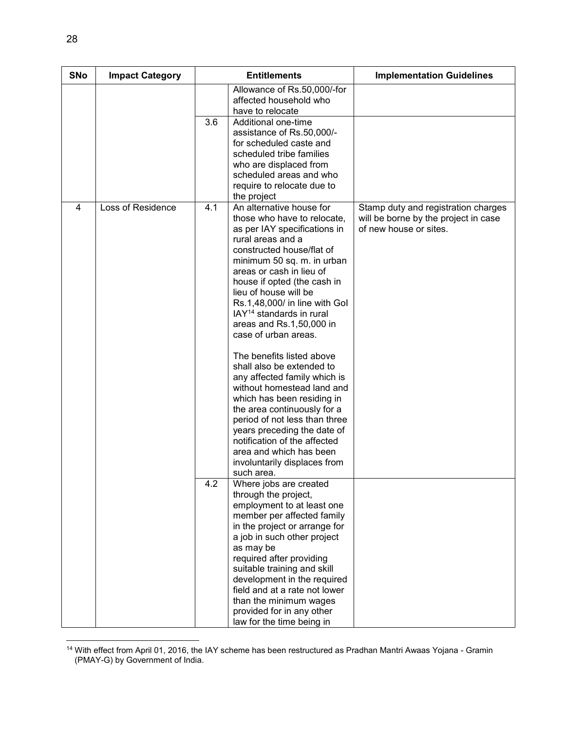| SNo | Impact Category | Entitlements | | Implementation Guidelines |
|---|---|---|---|---|
| | | | Allowance of Rs.50,000/-for affected household who have to relocate | |
| | | 3.6 | Additional one-time assistance of Rs.50,000/- for scheduled caste and scheduled tribe families who are displaced from scheduled areas and who require to relocate due to the project | |
| 4 | Loss of Residence | 4.1 | An alternative house for those who have to relocate, as per IAY specifications in rural areas and a constructed house/flat of minimum 50 sq. m. in urban areas or cash in lieu of house if opted (the cash in lieu of house will be Rs.1,48,000/ in line with GoI IAY[14] standards in rural areas and Rs.1,50,000 in case of urban areas.<br><br>The benefits listed above shall also be extended to any affected family which is without homestead land and which has been residing in the area continuously for a period of not less than three years preceding the date of notification of the affected area and which has been involuntarily displaces from such area. | Stamp duty and registration charges will be borne by the project in case of new house or sites. |
| | | 4.2 | Where jobs are created through the project, employment to at least one member per affected family in the project or arrange for a job in such other project as may be required after providing suitable training and skill development in the required field and at a rate not lower than the minimum wages provided for in any other law for the time being in | |

[14] With effect from April 01, 2016, the IAY scheme has been restructured as Pradhan Mantri Awaas Yojana - Gramin (PMAY-G) by Government of India.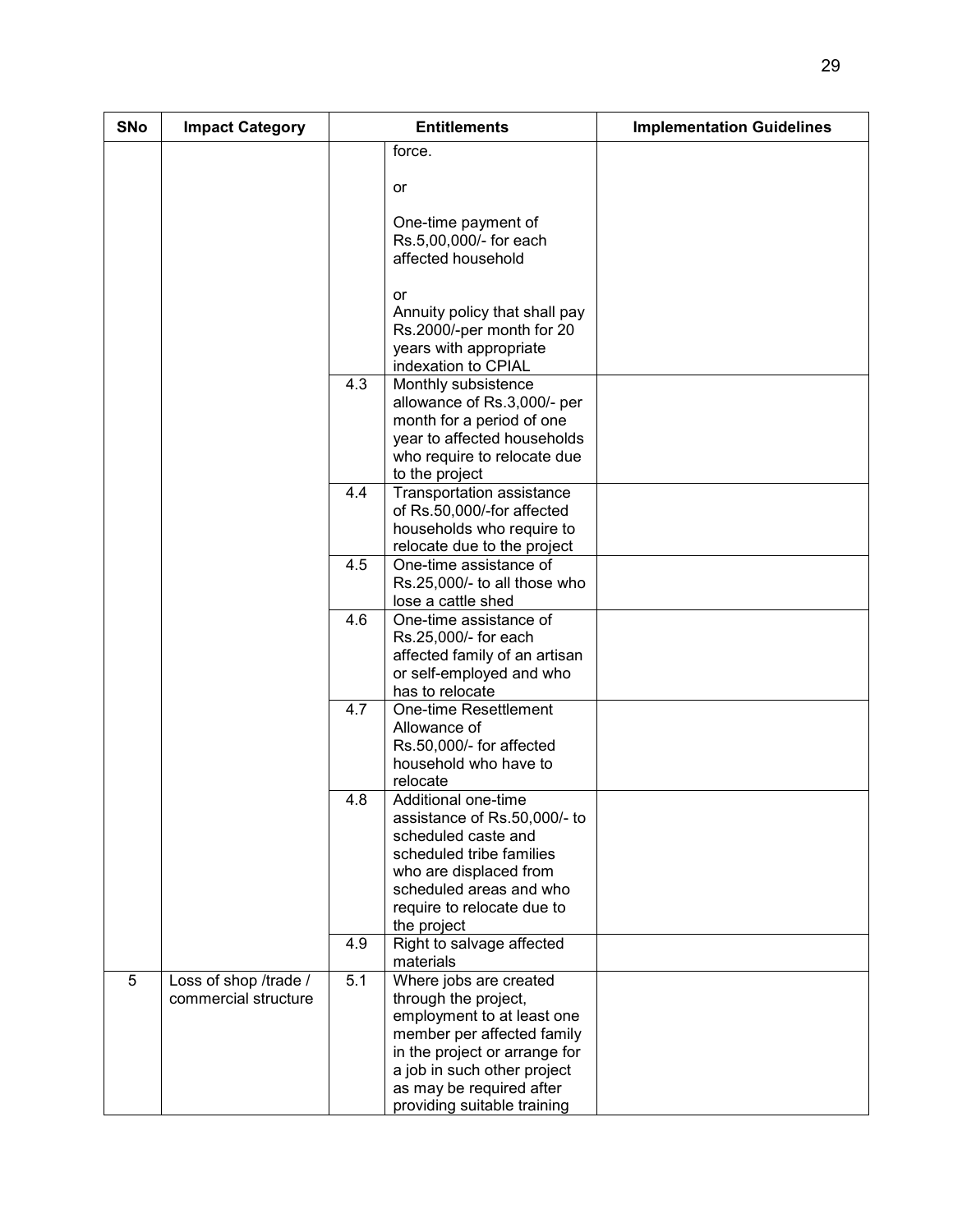| SNo | Impact Category | Entitlements | | Implementation Guidelines |
|---|---|---|---|---|
| | | | force.<br><br>or<br><br>One-time payment of Rs.5,00,000/- for each affected household<br><br>or<br>Annuity policy that shall pay Rs.2000/-per month for 20 years with appropriate indexation to CPIAL | |
| | | 4.3 | Monthly subsistence allowance of Rs.3,000/- per month for a period of one year to affected households who require to relocate due to the project | |
| | | 4.4 | Transportation assistance of Rs.50,000/-for affected households who require to relocate due to the project | |
| | | 4.5 | One-time assistance of Rs.25,000/- to all those who lose a cattle shed | |
| | | 4.6 | One-time assistance of Rs.25,000/- for each affected family of an artisan or self-employed and who has to relocate | |
| | | 4.7 | One-time Resettlement Allowance of Rs.50,000/- for affected household who have to relocate | |
| | | 4.8 | Additional one-time assistance of Rs.50,000/- to scheduled caste and scheduled tribe families who are displaced from scheduled areas and who require to relocate due to the project | |
| | | 4.9 | Right to salvage affected materials | |
| 5 | Loss of shop /trade / commercial structure | 5.1 | Where jobs are created through the project, employment to at least one member per affected family in the project or arrange for a job in such other project as may be required after providing suitable training | |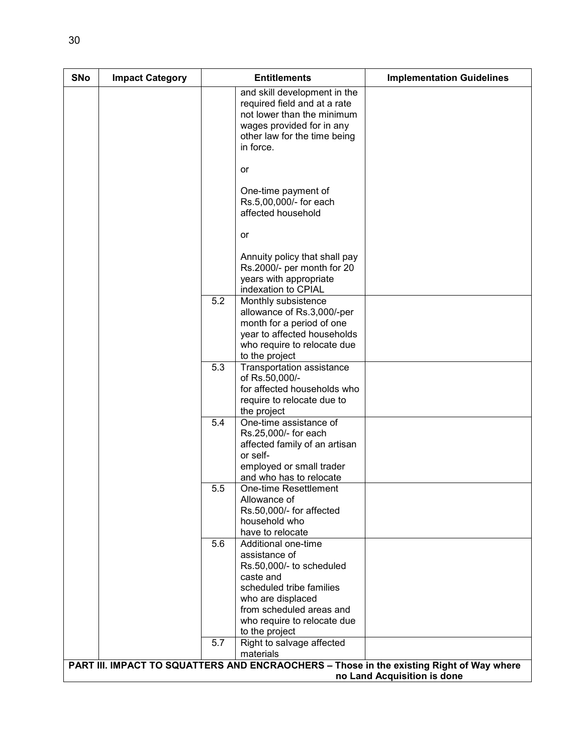| SNo | Impact Category | Entitlements | | Implementation Guidelines |
|---|---|---|---|---|
| | | | and skill development in the required field and at a rate not lower than the minimum wages provided for in any other law for the time being in force.<br><br>or<br><br>One-time payment of Rs.5,00,000/- for each affected household<br><br>or<br><br>Annuity policy that shall pay Rs.2000/- per month for 20 years with appropriate indexation to CPIAL | |
| | | 5.2 | Monthly subsistence allowance of Rs.3,000/-per month for a period of one year to affected households who require to relocate due to the project | |
| | | 5.3 | Transportation assistance of Rs.50,000/- for affected households who require to relocate due to the project | |
| | | 5.4 | One-time assistance of Rs.25,000/- for each affected family of an artisan or self- employed or small trader and who has to relocate | |
| | | 5.5 | One-time Resettlement Allowance of Rs.50,000/- for affected household who have to relocate | |
| | | 5.6 | Additional one-time assistance of Rs.50,000/- to scheduled caste and scheduled tribe families who are displaced from scheduled areas and who require to relocate due to the project | |
| | | 5.7 | Right to salvage affected materials | |
| **PART III. IMPACT TO SQUATTERS AND ENCRAOCHERS – Those in the existing Right of Way where no Land Acquisition is done** | | | | |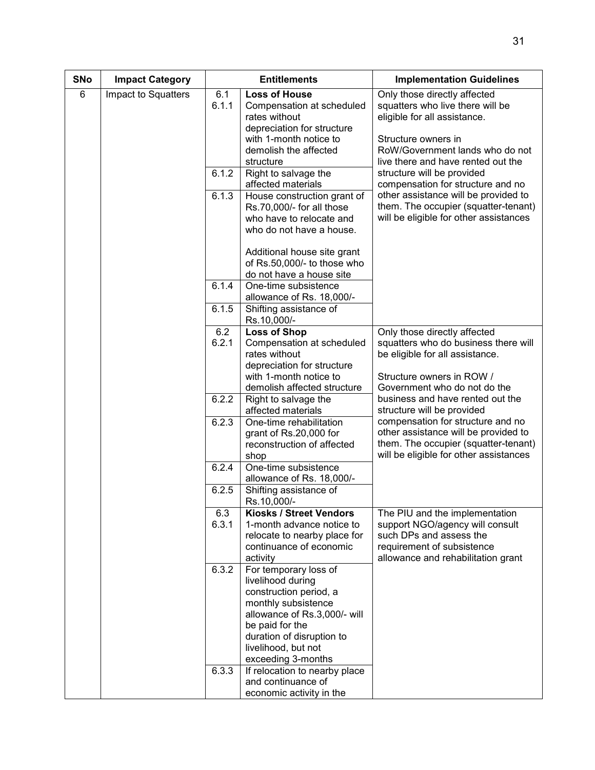| SNo | Impact Category | | Entitlements | Implementation Guidelines |
|---|---|---|---|---|
| 6 | Impact to Squatters | 6.1 | **Loss of House** | Only those directly affected squatters who live there will be eligible for all assistance.<br><br>Structure owners in RoW/Government lands who do not live there and have rented out the structure will be provided compensation for structure and no other assistance will be provided to them. The occupier (squatter-tenant) will be eligible for other assistances |
| | | 6.1.1 | Compensation at scheduled rates without depreciation for structure with 1-month notice to demolish the affected structure | |
| | | 6.1.2 | Right to salvage the affected materials | |
| | | 6.1.3 | House construction grant of Rs.70,000/- for all those who have to relocate and who do not have a house.<br><br>Additional house site grant of Rs.50,000/- to those who do not have a house site | |
| | | 6.1.4 | One-time subsistence allowance of Rs. 18,000/- | |
| | | 6.1.5 | Shifting assistance of Rs.10,000/- | |
| | | 6.2 | **Loss of Shop** | Only those directly affected squatters who do business there will be eligible for all assistance.<br><br>Structure owners in ROW / Government who do not do the business and have rented out the structure will be provided compensation for structure and no other assistance will be provided to them. The occupier (squatter-tenant) will be eligible for other assistances |
| | | 6.2.1 | Compensation at scheduled rates without depreciation for structure with 1-month notice to demolish affected structure | |
| | | 6.2.2 | Right to salvage the affected materials | |
| | | 6.2.3 | One-time rehabilitation grant of Rs.20,000 for reconstruction of affected shop | |
| | | 6.2.4 | One-time subsistence allowance of Rs. 18,000/- | |
| | | 6.2.5 | Shifting assistance of Rs.10,000/- | |
| | | 6.3 | **Kiosks / Street Vendors** | The PIU and the implementation support NGO/agency will consult such DPs and assess the requirement of subsistence allowance and rehabilitation grant |
| | | 6.3.1 | 1-month advance notice to relocate to nearby place for continuance of economic activity | |
| | | 6.3.2 | For temporary loss of livelihood during construction period, a monthly subsistence allowance of Rs.3,000/- will be paid for the duration of disruption to livelihood, but not exceeding 3-months | |
| | | 6.3.3 | If relocation to nearby place and continuance of economic activity in the | |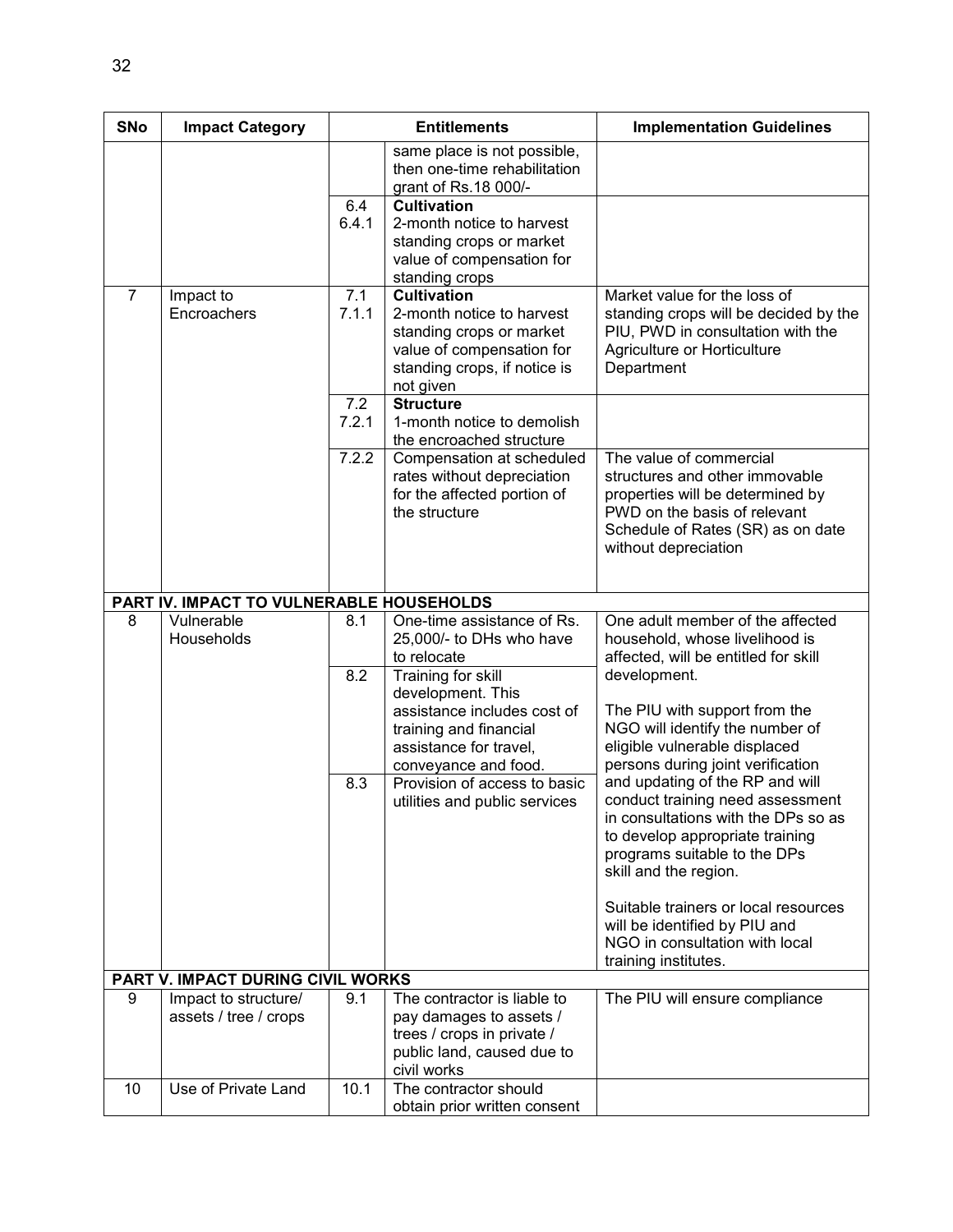| SNo | Impact Category | Entitlements | | Implementation Guidelines |
|---|---|---|---|---|
| | | | same place is not possible, then one-time rehabilitation grant of Rs.18 000/- | |
| | | 6.4<br>6.4.1 | **Cultivation**<br>2-month notice to harvest standing crops or market value of compensation for standing crops | |
| 7 | Impact to Encroachers | 7.1<br>7.1.1 | **Cultivation**<br>2-month notice to harvest standing crops or market value of compensation for standing crops, if notice is not given | Market value for the loss of standing crops will be decided by the PIU, PWD in consultation with the Agriculture or Horticulture Department |
| | | 7.2<br>7.2.1 | **Structure**<br>1-month notice to demolish the encroached structure | |
| | | 7.2.2 | Compensation at scheduled rates without depreciation for the affected portion of the structure | The value of commercial structures and other immovable properties will be determined by PWD on the basis of relevant Schedule of Rates (SR) as on date without depreciation |
| **PART IV. IMPACT TO VULNERABLE HOUSEHOLDS** | | | | |
| 8 | Vulnerable Households | 8.1 | One-time assistance of Rs. 25,000/- to DHs who have to relocate | One adult member of the affected household, whose livelihood is affected, will be entitled for skill development.<br><br>The PIU with support from the NGO will identify the number of eligible vulnerable displaced persons during joint verification and updating of the RP and will conduct training need assessment in consultations with the DPs so as to develop appropriate training programs suitable to the DPs skill and the region.<br><br>Suitable trainers or local resources will be identified by PIU and NGO in consultation with local training institutes. |
| | | 8.2 | Training for skill development. This assistance includes cost of training and financial assistance for travel, conveyance and food. | |
| | | 8.3 | Provision of access to basic utilities and public services | |
| **PART V. IMPACT DURING CIVIL WORKS** | | | | |
| 9 | Impact to structure/ assets / tree / crops | 9.1 | The contractor is liable to pay damages to assets / trees / crops in private / public land, caused due to civil works | The PIU will ensure compliance |
| 10 | Use of Private Land | 10.1 | The contractor should obtain prior written consent | |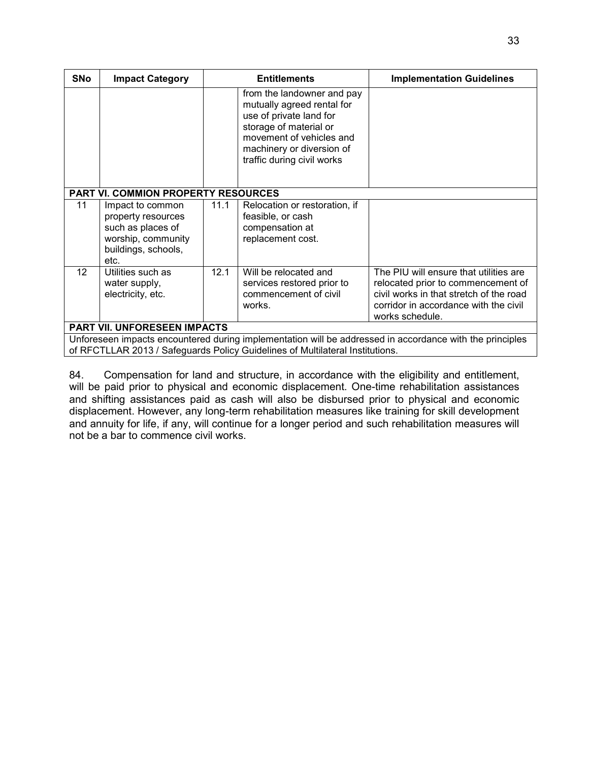| SNo | Impact Category | Entitlements | | Implementation Guidelines |
|---|---|---|---|---|
| | | | from the landowner and pay mutually agreed rental for use of private land for storage of material or movement of vehicles and machinery or diversion of traffic during civil works | |
| **PART VI. COMMION PROPERTY RESOURCES** | | | | |
| 11 | Impact to common property resources such as places of worship, community buildings, schools, etc. | 11.1 | Relocation or restoration, if feasible, or cash compensation at replacement cost. | |
| 12 | Utilities such as water supply, electricity, etc. | 12.1 | Will be relocated and services restored prior to commencement of civil works. | The PIU will ensure that utilities are relocated prior to commencement of civil works in that stretch of the road corridor in accordance with the civil works schedule. |
| **PART VII. UNFORESEEN IMPACTS** | | | | |
| Unforeseen impacts encountered during implementation will be addressed in accordance with the principles of RFCTLLAR 2013 / Safeguards Policy Guidelines of Multilateral Institutions. | | | | |

84. Compensation for land and structure, in accordance with the eligibility and entitlement, will be paid prior to physical and economic displacement. One-time rehabilitation assistances and shifting assistances paid as cash will also be disbursed prior to physical and economic displacement. However, any long-term rehabilitation measures like training for skill development and annuity for life, if any, will continue for a longer period and such rehabilitation measures will not be a bar to commence civil works.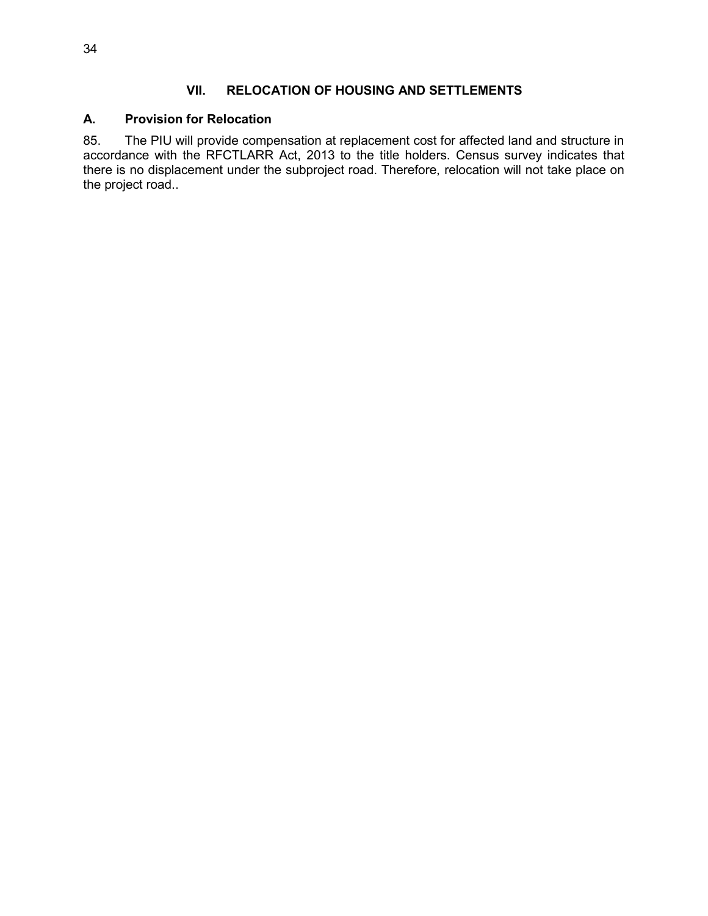## VII. RELOCATION OF HOUSING AND SETTLEMENTS

### A. Provision for Relocation

85. The PIU will provide compensation at replacement cost for affected land and structure in accordance with the RFCTLARR Act, 2013 to the title holders. Census survey indicates that there is no displacement under the subproject road. Therefore, relocation will not take place on the project road..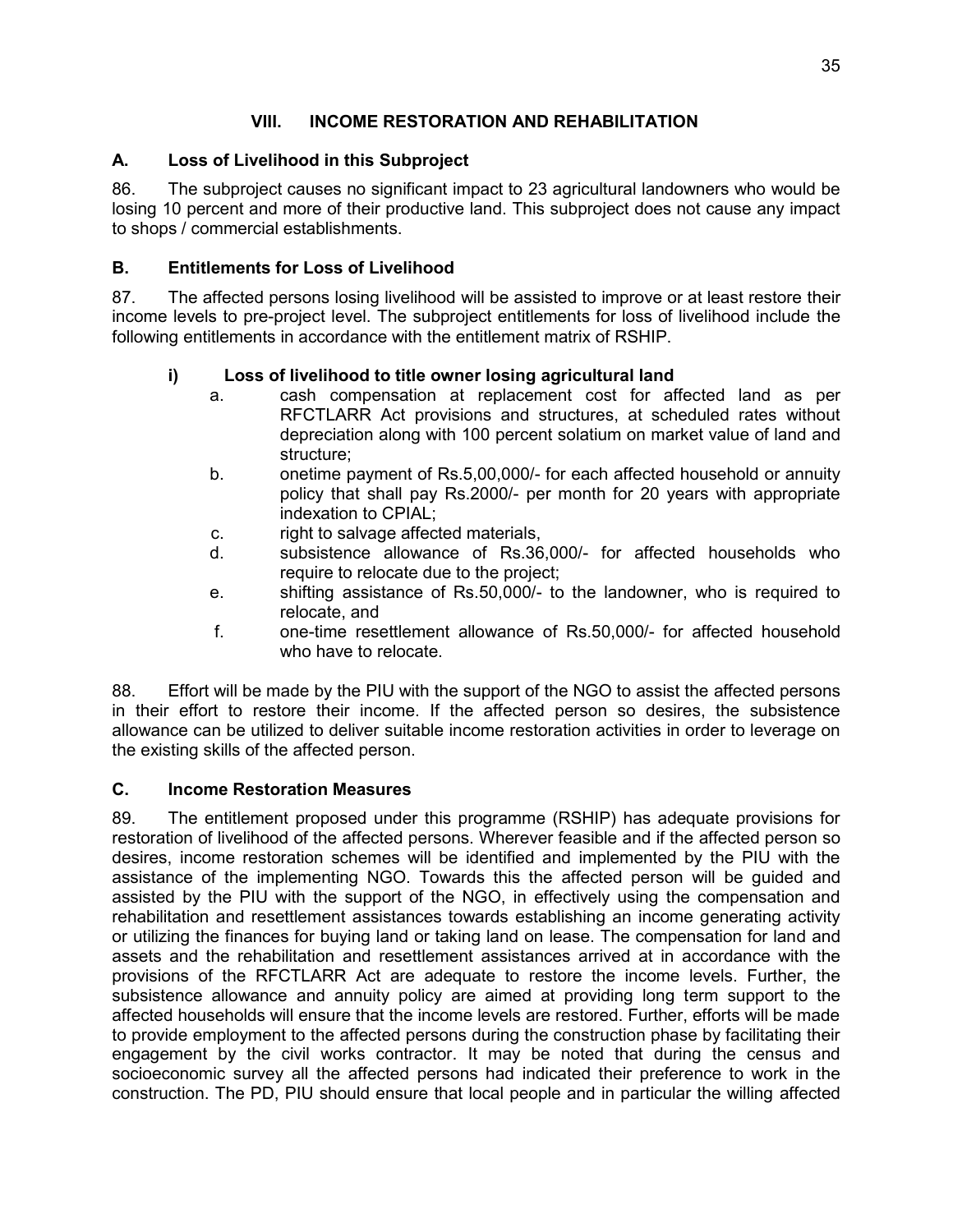## VIII. INCOME RESTORATION AND REHABILITATION

### A. Loss of Livelihood in this Subproject

86. The subproject causes no significant impact to 23 agricultural landowners who would be losing 10 percent and more of their productive land. This subproject does not cause any impact to shops / commercial establishments.

### B. Entitlements for Loss of Livelihood

87. The affected persons losing livelihood will be assisted to improve or at least restore their income levels to pre-project level. The subproject entitlements for loss of livelihood include the following entitlements in accordance with the entitlement matrix of RSHIP.

**i) Loss of livelihood to title owner losing agricultural land**

a. cash compensation at replacement cost for affected land as per RFCTLARR Act provisions and structures, at scheduled rates without depreciation along with 100 percent solatium on market value of land and structure;

b. onetime payment of Rs.5,00,000/- for each affected household or annuity policy that shall pay Rs.2000/- per month for 20 years with appropriate indexation to CPIAL;

c. right to salvage affected materials,

d. subsistence allowance of Rs.36,000/- for affected households who require to relocate due to the project;

e. shifting assistance of Rs.50,000/- to the landowner, who is required to relocate, and

f. one-time resettlement allowance of Rs.50,000/- for affected household who have to relocate.

88. Effort will be made by the PIU with the support of the NGO to assist the affected persons in their effort to restore their income. If the affected person so desires, the subsistence allowance can be utilized to deliver suitable income restoration activities in order to leverage on the existing skills of the affected person.

### C. Income Restoration Measures

89. The entitlement proposed under this programme (RSHIP) has adequate provisions for restoration of livelihood of the affected persons. Wherever feasible and if the affected person so desires, income restoration schemes will be identified and implemented by the PIU with the assistance of the implementing NGO. Towards this the affected person will be guided and assisted by the PIU with the support of the NGO, in effectively using the compensation and rehabilitation and resettlement assistances towards establishing an income generating activity or utilizing the finances for buying land or taking land on lease. The compensation for land and assets and the rehabilitation and resettlement assistances arrived at in accordance with the provisions of the RFCTLARR Act are adequate to restore the income levels. Further, the subsistence allowance and annuity policy are aimed at providing long term support to the affected households will ensure that the income levels are restored. Further, efforts will be made to provide employment to the affected persons during the construction phase by facilitating their engagement by the civil works contractor. It may be noted that during the census and socioeconomic survey all the affected persons had indicated their preference to work in the construction. The PD, PIU should ensure that local people and in particular the willing affected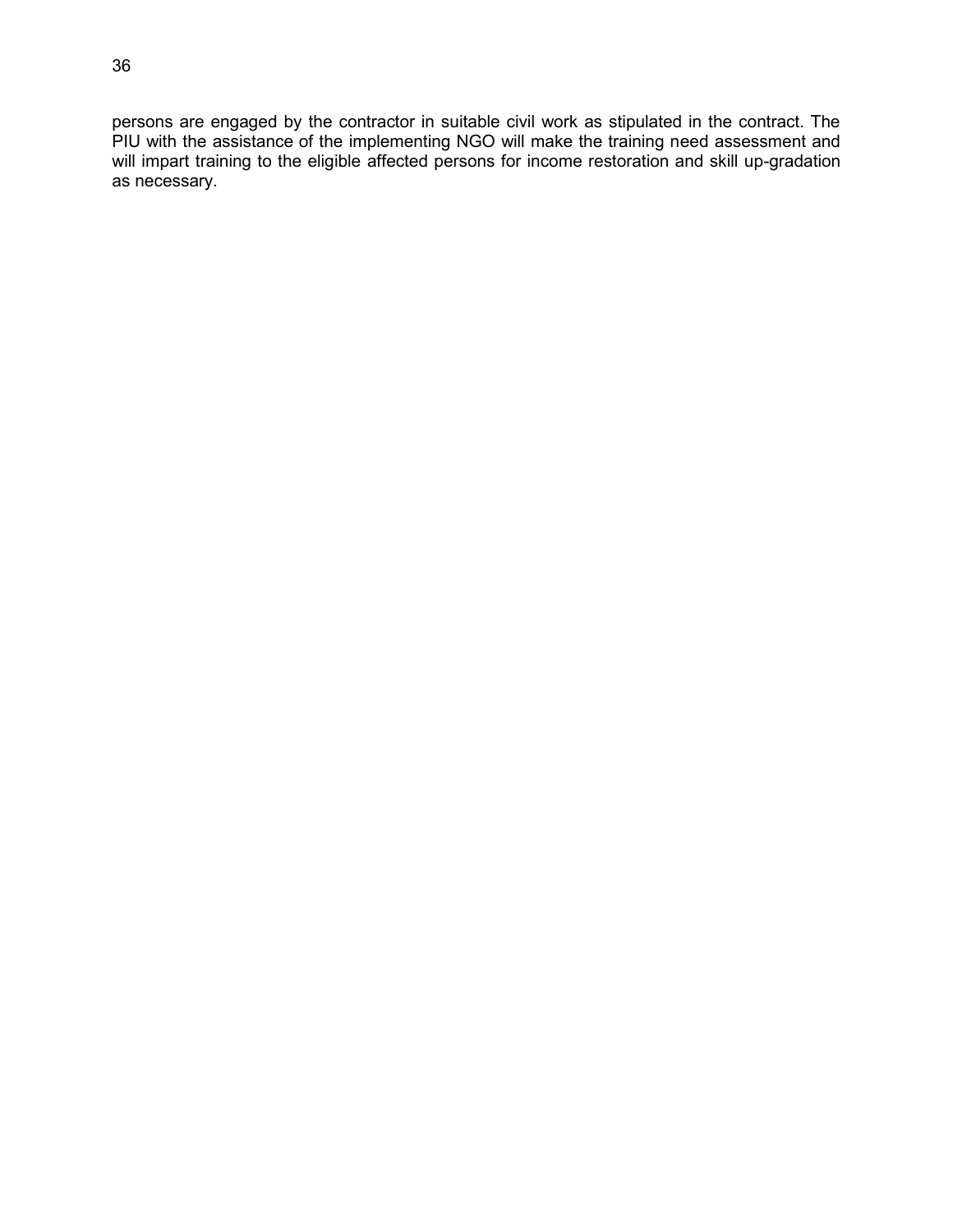persons are engaged by the contractor in suitable civil work as stipulated in the contract. The PIU with the assistance of the implementing NGO will make the training need assessment and will impart training to the eligible affected persons for income restoration and skill up-gradation as necessary.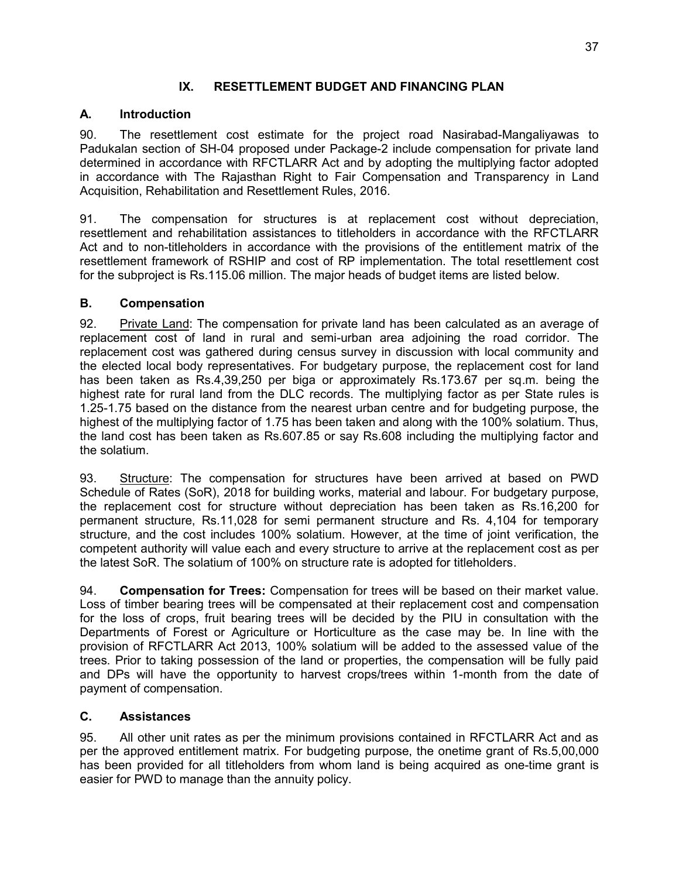## IX. RESETTLEMENT BUDGET AND FINANCING PLAN

### A. Introduction

90. The resettlement cost estimate for the project road Nasirabad-Mangaliyawas to Padukalan section of SH-04 proposed under Package-2 include compensation for private land determined in accordance with RFCTLARR Act and by adopting the multiplying factor adopted in accordance with The Rajasthan Right to Fair Compensation and Transparency in Land Acquisition, Rehabilitation and Resettlement Rules, 2016.

91. The compensation for structures is at replacement cost without depreciation, resettlement and rehabilitation assistances to titleholders in accordance with the RFCTLARR Act and to non-titleholders in accordance with the provisions of the entitlement matrix of the resettlement framework of RSHIP and cost of RP implementation. The total resettlement cost for the subproject is Rs.115.06 million. The major heads of budget items are listed below.

### B. Compensation

92. Private Land: The compensation for private land has been calculated as an average of replacement cost of land in rural and semi-urban area adjoining the road corridor. The replacement cost was gathered during census survey in discussion with local community and the elected local body representatives. For budgetary purpose, the replacement cost for land has been taken as Rs.4,39,250 per biga or approximately Rs.173.67 per sq.m. being the highest rate for rural land from the DLC records. The multiplying factor as per State rules is 1.25-1.75 based on the distance from the nearest urban centre and for budgeting purpose, the highest of the multiplying factor of 1.75 has been taken and along with the 100% solatium. Thus, the land cost has been taken as Rs.607.85 or say Rs.608 including the multiplying factor and the solatium.

93. Structure: The compensation for structures have been arrived at based on PWD Schedule of Rates (SoR), 2018 for building works, material and labour. For budgetary purpose, the replacement cost for structure without depreciation has been taken as Rs.16,200 for permanent structure, Rs.11,028 for semi permanent structure and Rs. 4,104 for temporary structure, and the cost includes 100% solatium. However, at the time of joint verification, the competent authority will value each and every structure to arrive at the replacement cost as per the latest SoR. The solatium of 100% on structure rate is adopted for titleholders.

94. **Compensation for Trees:** Compensation for trees will be based on their market value. Loss of timber bearing trees will be compensated at their replacement cost and compensation for the loss of crops, fruit bearing trees will be decided by the PIU in consultation with the Departments of Forest or Agriculture or Horticulture as the case may be. In line with the provision of RFCTLARR Act 2013, 100% solatium will be added to the assessed value of the trees. Prior to taking possession of the land or properties, the compensation will be fully paid and DPs will have the opportunity to harvest crops/trees within 1-month from the date of payment of compensation.

### C. Assistances

95. All other unit rates as per the minimum provisions contained in RFCTLARR Act and as per the approved entitlement matrix. For budgeting purpose, the onetime grant of Rs.5,00,000 has been provided for all titleholders from whom land is being acquired as one-time grant is easier for PWD to manage than the annuity policy.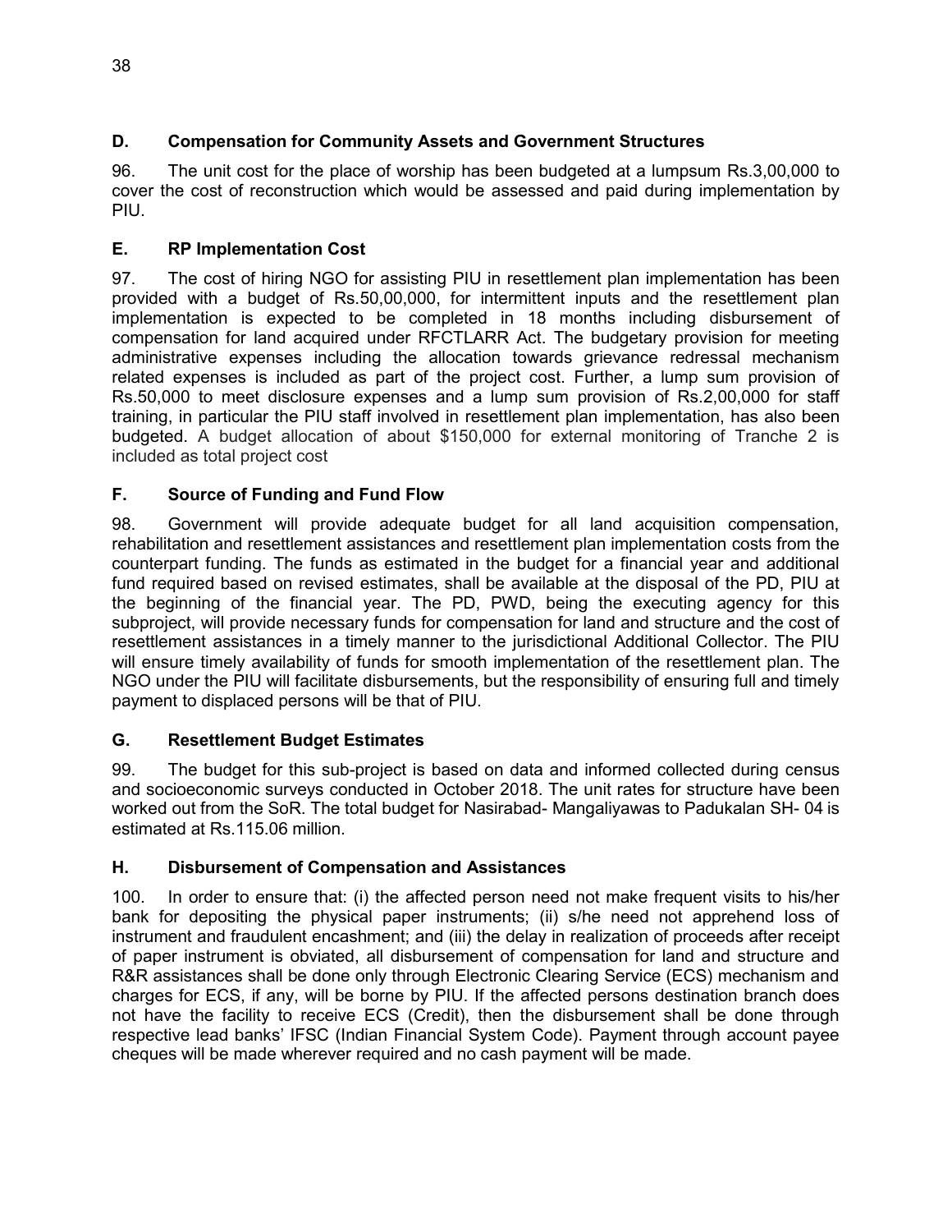### D. Compensation for Community Assets and Government Structures

96. The unit cost for the place of worship has been budgeted at a lumpsum Rs.3,00,000 to cover the cost of reconstruction which would be assessed and paid during implementation by PIU.

### E. RP Implementation Cost

97. The cost of hiring NGO for assisting PIU in resettlement plan implementation has been provided with a budget of Rs.50,00,000, for intermittent inputs and the resettlement plan implementation is expected to be completed in 18 months including disbursement of compensation for land acquired under RFCTLARR Act. The budgetary provision for meeting administrative expenses including the allocation towards grievance redressal mechanism related expenses is included as part of the project cost. Further, a lump sum provision of Rs.50,000 to meet disclosure expenses and a lump sum provision of Rs.2,00,000 for staff training, in particular the PIU staff involved in resettlement plan implementation, has also been budgeted. A budget allocation of about $150,000 for external monitoring of Tranche 2 is included as total project cost

### F. Source of Funding and Fund Flow

98. Government will provide adequate budget for all land acquisition compensation, rehabilitation and resettlement assistances and resettlement plan implementation costs from the counterpart funding. The funds as estimated in the budget for a financial year and additional fund required based on revised estimates, shall be available at the disposal of the PD, PIU at the beginning of the financial year. The PD, PWD, being the executing agency for this subproject, will provide necessary funds for compensation for land and structure and the cost of resettlement assistances in a timely manner to the jurisdictional Additional Collector. The PIU will ensure timely availability of funds for smooth implementation of the resettlement plan. The NGO under the PIU will facilitate disbursements, but the responsibility of ensuring full and timely payment to displaced persons will be that of PIU.

### G. Resettlement Budget Estimates

99. The budget for this sub-project is based on data and informed collected during census and socioeconomic surveys conducted in October 2018. The unit rates for structure have been worked out from the SoR. The total budget for Nasirabad- Mangaliyawas to Padukalan SH- 04 is estimated at Rs.115.06 million.

### H. Disbursement of Compensation and Assistances

100. In order to ensure that: (i) the affected person need not make frequent visits to his/her bank for depositing the physical paper instruments; (ii) s/he need not apprehend loss of instrument and fraudulent encashment; and (iii) the delay in realization of proceeds after receipt of paper instrument is obviated, all disbursement of compensation for land and structure and R&R assistances shall be done only through Electronic Clearing Service (ECS) mechanism and charges for ECS, if any, will be borne by PIU. If the affected persons destination branch does not have the facility to receive ECS (Credit), then the disbursement shall be done through respective lead banks' IFSC (Indian Financial System Code). Payment through account payee cheques will be made wherever required and no cash payment will be made.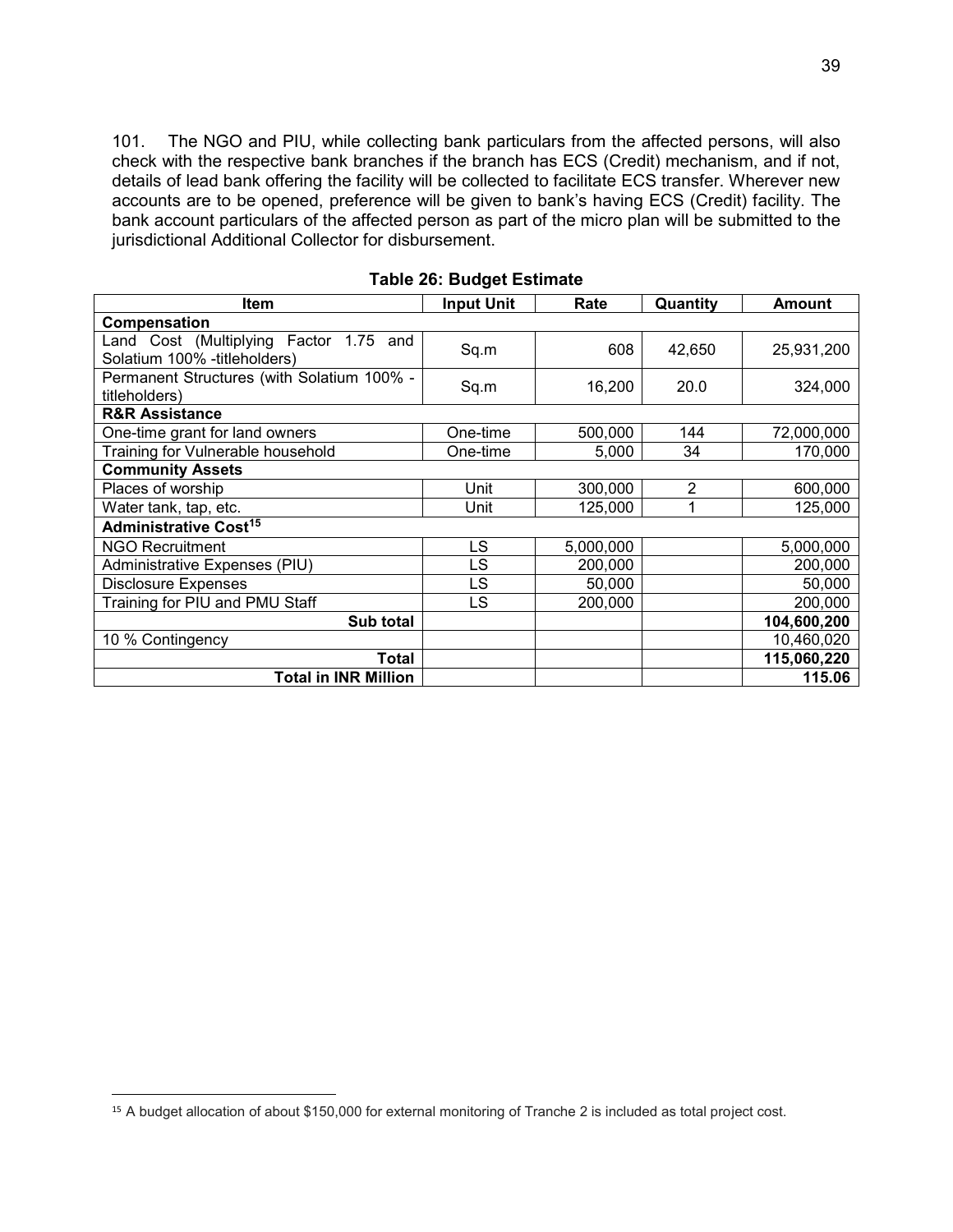101. The NGO and PIU, while collecting bank particulars from the affected persons, will also check with the respective bank branches if the branch has ECS (Credit) mechanism, and if not, details of lead bank offering the facility will be collected to facilitate ECS transfer. Wherever new accounts are to be opened, preference will be given to bank's having ECS (Credit) facility. The bank account particulars of the affected person as part of the micro plan will be submitted to the jurisdictional Additional Collector for disbursement.

**Table 26: Budget Estimate**

| Item | Input Unit | Rate | Quantity | Amount |
|---|---|---|---|---|
| **Compensation** | | | | |
| Land Cost (Multiplying Factor 1.75 and Solatium 100% -titleholders) | Sq.m | 608 | 42,650 | 25,931,200 |
| Permanent Structures (with Solatium 100% -titleholders) | Sq.m | 16,200 | 20.0 | 324,000 |
| **R&R Assistance** | | | | |
| One-time grant for land owners | One-time | 500,000 | 144 | 72,000,000 |
| Training for Vulnerable household | One-time | 5,000 | 34 | 170,000 |
| **Community Assets** | | | | |
| Places of worship | Unit | 300,000 | 2 | 600,000 |
| Water tank, tap, etc. | Unit | 125,000 | 1 | 125,000 |
| **Administrative Cost[15]** | | | | |
| NGO Recruitment | LS | 5,000,000 | | 5,000,000 |
| Administrative Expenses (PIU) | LS | 200,000 | | 200,000 |
| Disclosure Expenses | LS | 50,000 | | 50,000 |
| Training for PIU and PMU Staff | LS | 200,000 | | 200,000 |
| **Sub total** | | | | **104,600,200** |
| 10 % Contingency | | | | 10,460,020 |
| **Total** | | | | **115,060,220** |
| **Total in INR Million** | | | | **115.06** |

[15] A budget allocation of about $150,000 for external monitoring of Tranche 2 is included as total project cost.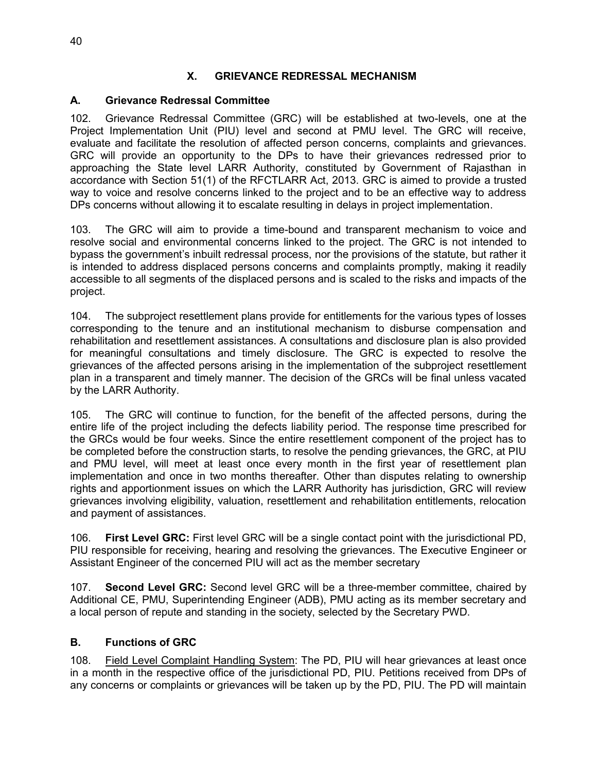# X. GRIEVANCE REDRESSAL MECHANISM

## A. Grievance Redressal Committee

102. Grievance Redressal Committee (GRC) will be established at two-levels, one at the Project Implementation Unit (PIU) level and second at PMU level. The GRC will receive, evaluate and facilitate the resolution of affected person concerns, complaints and grievances. GRC will provide an opportunity to the DPs to have their grievances redressed prior to approaching the State level LARR Authority, constituted by Government of Rajasthan in accordance with Section 51(1) of the RFCTLARR Act, 2013. GRC is aimed to provide a trusted way to voice and resolve concerns linked to the project and to be an effective way to address DPs concerns without allowing it to escalate resulting in delays in project implementation.

103. The GRC will aim to provide a time-bound and transparent mechanism to voice and resolve social and environmental concerns linked to the project. The GRC is not intended to bypass the government's inbuilt redressal process, nor the provisions of the statute, but rather it is intended to address displaced persons concerns and complaints promptly, making it readily accessible to all segments of the displaced persons and is scaled to the risks and impacts of the project.

104. The subproject resettlement plans provide for entitlements for the various types of losses corresponding to the tenure and an institutional mechanism to disburse compensation and rehabilitation and resettlement assistances. A consultations and disclosure plan is also provided for meaningful consultations and timely disclosure. The GRC is expected to resolve the grievances of the affected persons arising in the implementation of the subproject resettlement plan in a transparent and timely manner. The decision of the GRCs will be final unless vacated by the LARR Authority.

105. The GRC will continue to function, for the benefit of the affected persons, during the entire life of the project including the defects liability period. The response time prescribed for the GRCs would be four weeks. Since the entire resettlement component of the project has to be completed before the construction starts, to resolve the pending grievances, the GRC, at PIU and PMU level, will meet at least once every month in the first year of resettlement plan implementation and once in two months thereafter. Other than disputes relating to ownership rights and apportionment issues on which the LARR Authority has jurisdiction, GRC will review grievances involving eligibility, valuation, resettlement and rehabilitation entitlements, relocation and payment of assistances.

106. **First Level GRC:** First level GRC will be a single contact point with the jurisdictional PD, PIU responsible for receiving, hearing and resolving the grievances. The Executive Engineer or Assistant Engineer of the concerned PIU will act as the member secretary

107. **Second Level GRC:** Second level GRC will be a three-member committee, chaired by Additional CE, PMU, Superintending Engineer (ADB), PMU acting as its member secretary and a local person of repute and standing in the society, selected by the Secretary PWD.

## B. Functions of GRC

108. Field Level Complaint Handling System: The PD, PIU will hear grievances at least once in a month in the respective office of the jurisdictional PD, PIU. Petitions received from DPs of any concerns or complaints or grievances will be taken up by the PD, PIU. The PD will maintain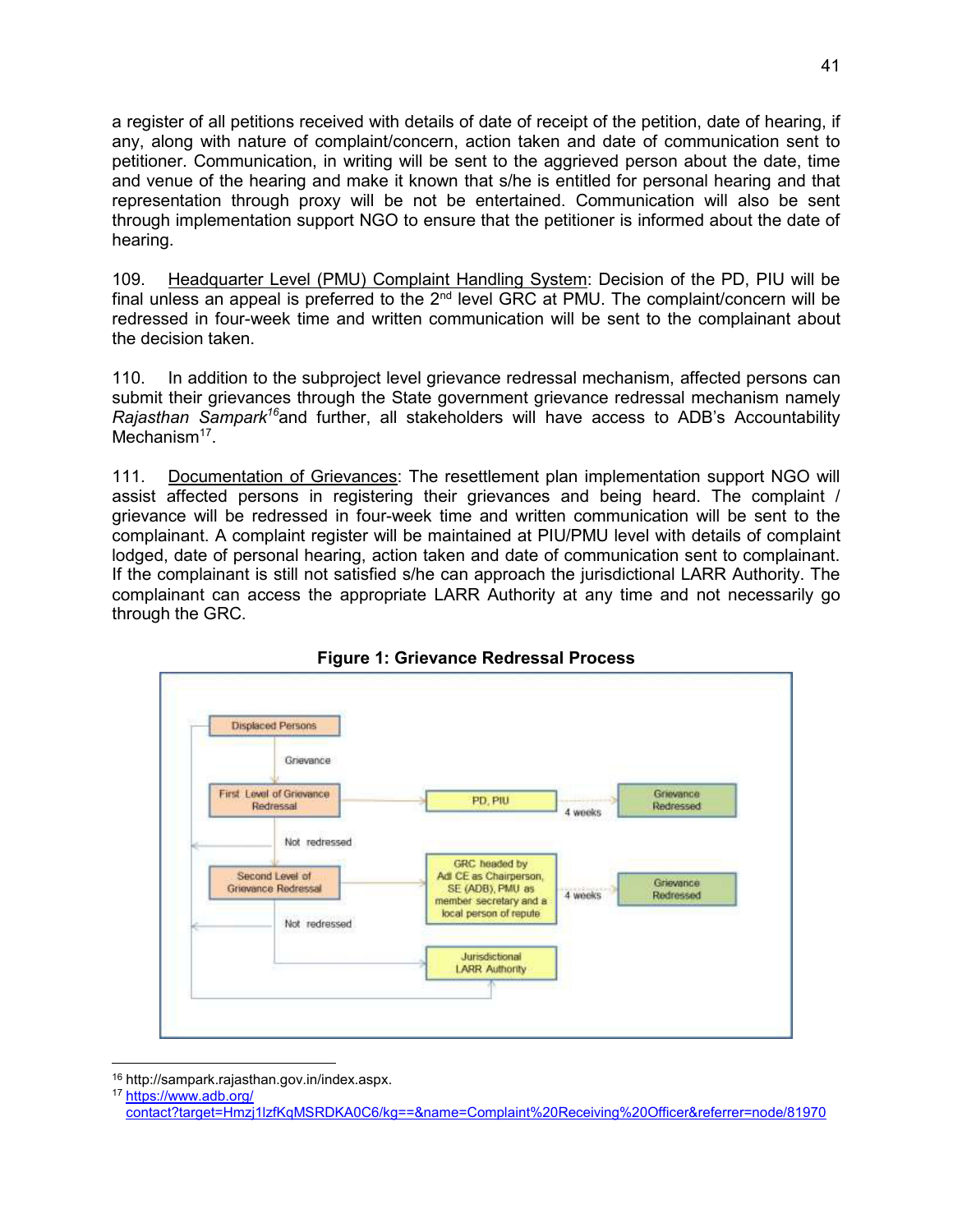a register of all petitions received with details of date of receipt of the petition, date of hearing, if any, along with nature of complaint/concern, action taken and date of communication sent to petitioner. Communication, in writing will be sent to the aggrieved person about the date, time and venue of the hearing and make it known that s/he is entitled for personal hearing and that representation through proxy will be not be entertained. Communication will also be sent through implementation support NGO to ensure that the petitioner is informed about the date of hearing.

109. <u>Headquarter Level (PMU) Complaint Handling System</u>: Decision of the PD, PIU will be final unless an appeal is preferred to the 2nd level GRC at PMU. The complaint/concern will be redressed in four-week time and written communication will be sent to the complainant about the decision taken.

110. In addition to the subproject level grievance redressal mechanism, affected persons can submit their grievances through the State government grievance redressal mechanism namely *Rajasthan Sampark*[16] and further, all stakeholders will have access to ADB's Accountability Mechanism[17].

111. <u>Documentation of Grievances</u>: The resettlement plan implementation support NGO will assist affected persons in registering their grievances and being heard. The complaint / grievance will be redressed in four-week time and written communication will be sent to the complainant. A complaint register will be maintained at PIU/PMU level with details of complaint lodged, date of personal hearing, action taken and date of communication sent to complainant. If the complainant is still not satisfied s/he can approach the jurisdictional LARR Authority. The complainant can access the appropriate LARR Authority at any time and not necessarily go through the GRC.

**Figure 1: Grievance Redressal Process**

Displaced Persons

Grievance

First Level of Grievance Redressal → PD, PIU → 4 weeks → Grievance Redressed

Not redressed

Second Level of Grievance Redressal → GRC headed by Add CE as Chairperson, SE (ADB), PMU as member secretary and a local person of repute → 4 weeks → Grievance Redressed

Not redressed

Jurisdictional LARR Authority

---

[16] http://sampark.rajasthan.gov.in/index.aspx.

[17] https://www.adb.org/contact?target=Hmzj1IzfKqMSRDKA0C6/kg==&name=Complaint%20Receiving%20Officer&referrer=node/81970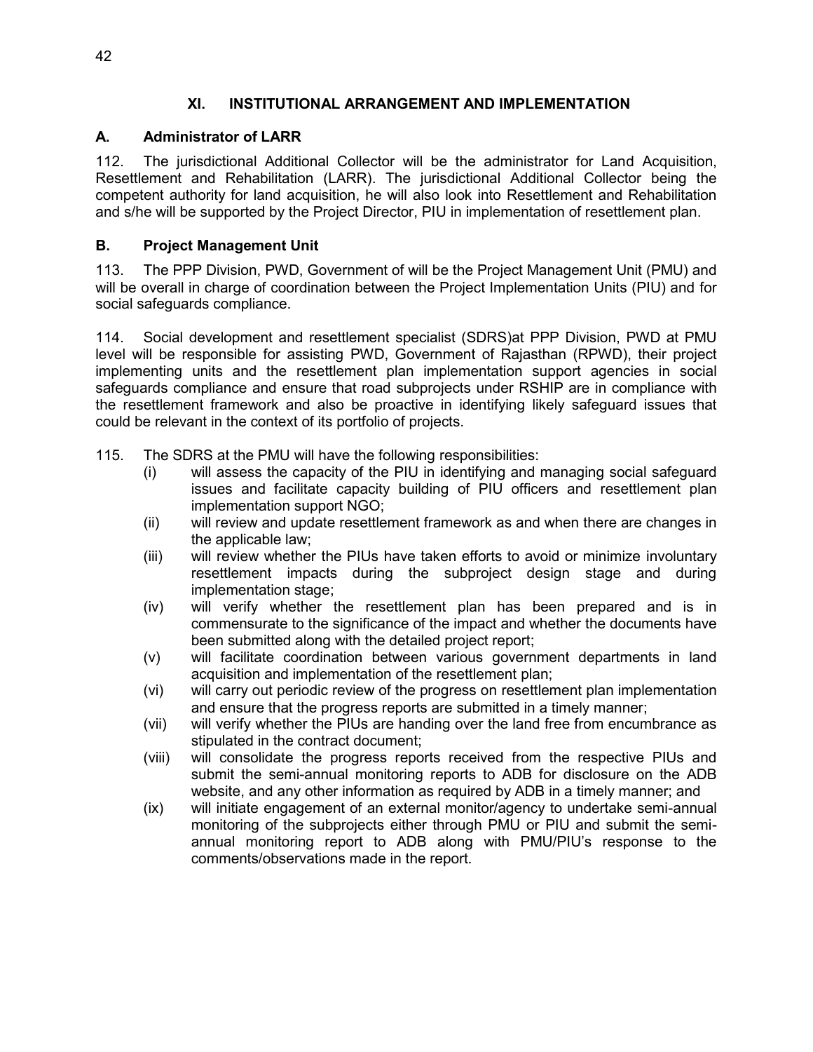## XI. INSTITUTIONAL ARRANGEMENT AND IMPLEMENTATION

### A. Administrator of LARR

112. The jurisdictional Additional Collector will be the administrator for Land Acquisition, Resettlement and Rehabilitation (LARR). The jurisdictional Additional Collector being the competent authority for land acquisition, he will also look into Resettlement and Rehabilitation and s/he will be supported by the Project Director, PIU in implementation of resettlement plan.

### B. Project Management Unit

113. The PPP Division, PWD, Government of will be the Project Management Unit (PMU) and will be overall in charge of coordination between the Project Implementation Units (PIU) and for social safeguards compliance.

114. Social development and resettlement specialist (SDRS)at PPP Division, PWD at PMU level will be responsible for assisting PWD, Government of Rajasthan (RPWD), their project implementing units and the resettlement plan implementation support agencies in social safeguards compliance and ensure that road subprojects under RSHIP are in compliance with the resettlement framework and also be proactive in identifying likely safeguard issues that could be relevant in the context of its portfolio of projects.

115. The SDRS at the PMU will have the following responsibilities:

(i) will assess the capacity of the PIU in identifying and managing social safeguard issues and facilitate capacity building of PIU officers and resettlement plan implementation support NGO;

(ii) will review and update resettlement framework as and when there are changes in the applicable law;

(iii) will review whether the PIUs have taken efforts to avoid or minimize involuntary resettlement impacts during the subproject design stage and during implementation stage;

(iv) will verify whether the resettlement plan has been prepared and is in commensurate to the significance of the impact and whether the documents have been submitted along with the detailed project report;

(v) will facilitate coordination between various government departments in land acquisition and implementation of the resettlement plan;

(vi) will carry out periodic review of the progress on resettlement plan implementation and ensure that the progress reports are submitted in a timely manner;

(vii) will verify whether the PIUs are handing over the land free from encumbrance as stipulated in the contract document;

(viii) will consolidate the progress reports received from the respective PIUs and submit the semi-annual monitoring reports to ADB for disclosure on the ADB website, and any other information as required by ADB in a timely manner; and

(ix) will initiate engagement of an external monitor/agency to undertake semi-annual monitoring of the subprojects either through PMU or PIU and submit the semi-annual monitoring report to ADB along with PMU/PIU's response to the comments/observations made in the report.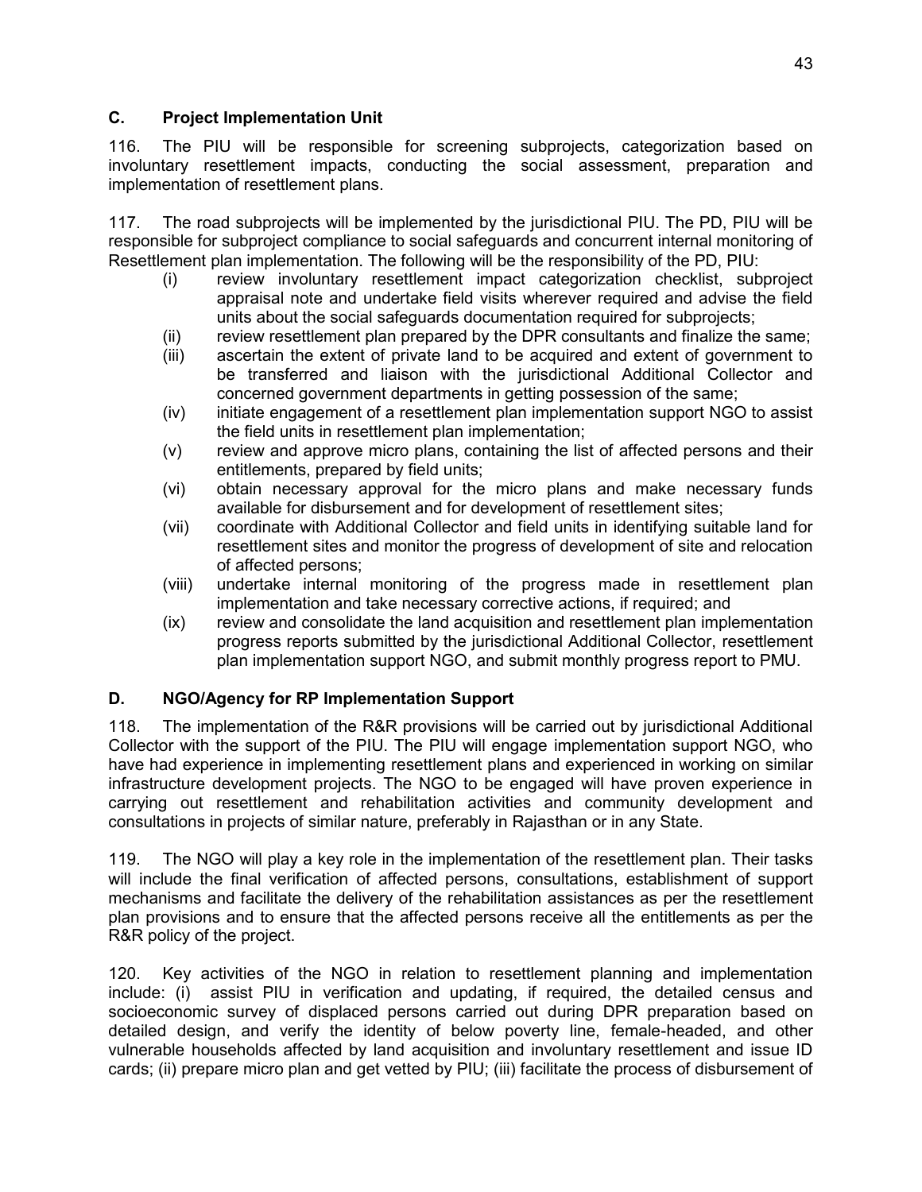### C. Project Implementation Unit

116. The PIU will be responsible for screening subprojects, categorization based on involuntary resettlement impacts, conducting the social assessment, preparation and implementation of resettlement plans.

117. The road subprojects will be implemented by the jurisdictional PIU. The PD, PIU will be responsible for subproject compliance to social safeguards and concurrent internal monitoring of Resettlement plan implementation. The following will be the responsibility of the PD, PIU:

- (i) review involuntary resettlement impact categorization checklist, subproject appraisal note and undertake field visits wherever required and advise the field units about the social safeguards documentation required for subprojects;
- (ii) review resettlement plan prepared by the DPR consultants and finalize the same;
- (iii) ascertain the extent of private land to be acquired and extent of government to be transferred and liaison with the jurisdictional Additional Collector and concerned government departments in getting possession of the same;
- (iv) initiate engagement of a resettlement plan implementation support NGO to assist the field units in resettlement plan implementation;
- (v) review and approve micro plans, containing the list of affected persons and their entitlements, prepared by field units;
- (vi) obtain necessary approval for the micro plans and make necessary funds available for disbursement and for development of resettlement sites;
- (vii) coordinate with Additional Collector and field units in identifying suitable land for resettlement sites and monitor the progress of development of site and relocation of affected persons;
- (viii) undertake internal monitoring of the progress made in resettlement plan implementation and take necessary corrective actions, if required; and
- (ix) review and consolidate the land acquisition and resettlement plan implementation progress reports submitted by the jurisdictional Additional Collector, resettlement plan implementation support NGO, and submit monthly progress report to PMU.

### D. NGO/Agency for RP Implementation Support

118. The implementation of the R&R provisions will be carried out by jurisdictional Additional Collector with the support of the PIU. The PIU will engage implementation support NGO, who have had experience in implementing resettlement plans and experienced in working on similar infrastructure development projects. The NGO to be engaged will have proven experience in carrying out resettlement and rehabilitation activities and community development and consultations in projects of similar nature, preferably in Rajasthan or in any State.

119. The NGO will play a key role in the implementation of the resettlement plan. Their tasks will include the final verification of affected persons, consultations, establishment of support mechanisms and facilitate the delivery of the rehabilitation assistances as per the resettlement plan provisions and to ensure that the affected persons receive all the entitlements as per the R&R policy of the project.

120. Key activities of the NGO in relation to resettlement planning and implementation include: (i) assist PIU in verification and updating, if required, the detailed census and socioeconomic survey of displaced persons carried out during DPR preparation based on detailed design, and verify the identity of below poverty line, female-headed, and other vulnerable households affected by land acquisition and involuntary resettlement and issue ID cards; (ii) prepare micro plan and get vetted by PIU; (iii) facilitate the process of disbursement of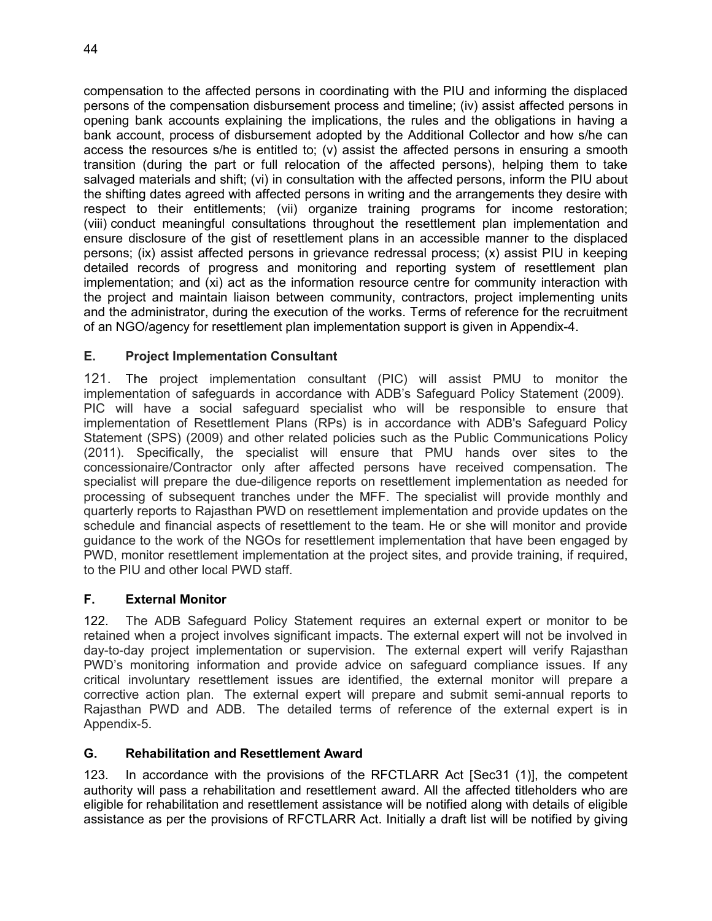compensation to the affected persons in coordinating with the PIU and informing the displaced persons of the compensation disbursement process and timeline; (iv) assist affected persons in opening bank accounts explaining the implications, the rules and the obligations in having a bank account, process of disbursement adopted by the Additional Collector and how s/he can access the resources s/he is entitled to; (v) assist the affected persons in ensuring a smooth transition (during the part or full relocation of the affected persons), helping them to take salvaged materials and shift; (vi) in consultation with the affected persons, inform the PIU about the shifting dates agreed with affected persons in writing and the arrangements they desire with respect to their entitlements; (vii) organize training programs for income restoration; (viii) conduct meaningful consultations throughout the resettlement plan implementation and ensure disclosure of the gist of resettlement plans in an accessible manner to the displaced persons; (ix) assist affected persons in grievance redressal process; (x) assist PIU in keeping detailed records of progress and monitoring and reporting system of resettlement plan implementation; and (xi) act as the information resource centre for community interaction with the project and maintain liaison between community, contractors, project implementing units and the administrator, during the execution of the works. Terms of reference for the recruitment of an NGO/agency for resettlement plan implementation support is given in Appendix-4.

## E. Project Implementation Consultant

121. The project implementation consultant (PIC) will assist PMU to monitor the implementation of safeguards in accordance with ADB's Safeguard Policy Statement (2009). PIC will have a social safeguard specialist who will be responsible to ensure that implementation of Resettlement Plans (RPs) is in accordance with ADB's Safeguard Policy Statement (SPS) (2009) and other related policies such as the Public Communications Policy (2011). Specifically, the specialist will ensure that PMU hands over sites to the concessionaire/Contractor only after affected persons have received compensation. The specialist will prepare the due-diligence reports on resettlement implementation as needed for processing of subsequent tranches under the MFF. The specialist will provide monthly and quarterly reports to Rajasthan PWD on resettlement implementation and provide updates on the schedule and financial aspects of resettlement to the team. He or she will monitor and provide guidance to the work of the NGOs for resettlement implementation that have been engaged by PWD, monitor resettlement implementation at the project sites, and provide training, if required, to the PIU and other local PWD staff.

## F. External Monitor

122. The ADB Safeguard Policy Statement requires an external expert or monitor to be retained when a project involves significant impacts. The external expert will not be involved in day-to-day project implementation or supervision. The external expert will verify Rajasthan PWD's monitoring information and provide advice on safeguard compliance issues. If any critical involuntary resettlement issues are identified, the external monitor will prepare a corrective action plan. The external expert will prepare and submit semi-annual reports to Rajasthan PWD and ADB. The detailed terms of reference of the external expert is in Appendix-5.

## G. Rehabilitation and Resettlement Award

123. In accordance with the provisions of the RFCTLARR Act [Sec31 (1)], the competent authority will pass a rehabilitation and resettlement award. All the affected titleholders who are eligible for rehabilitation and resettlement assistance will be notified along with details of eligible assistance as per the provisions of RFCTLARR Act. Initially a draft list will be notified by giving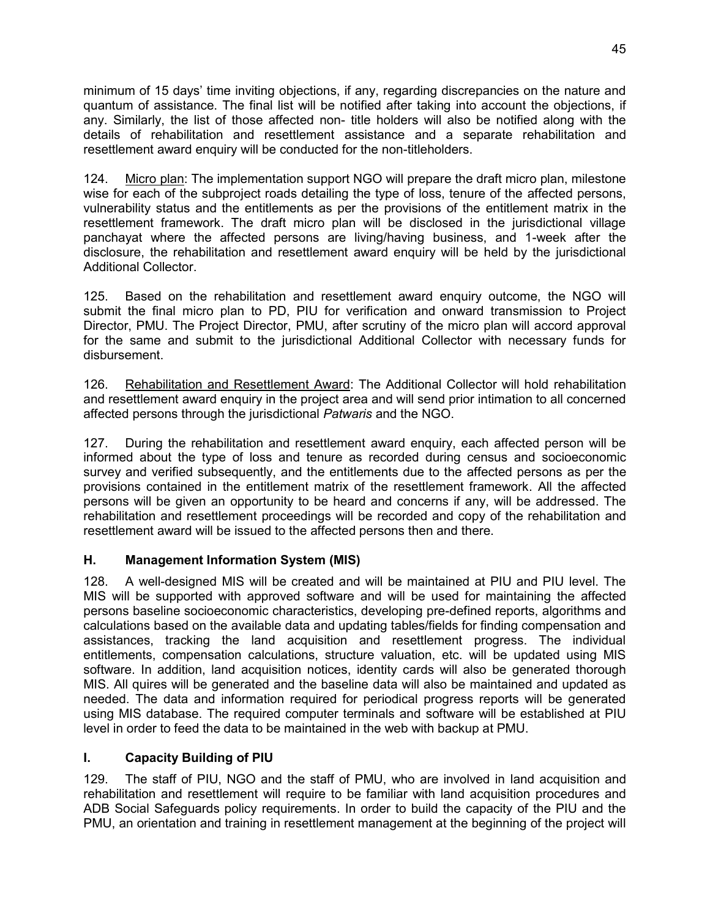minimum of 15 days' time inviting objections, if any, regarding discrepancies on the nature and quantum of assistance. The final list will be notified after taking into account the objections, if any. Similarly, the list of those affected non- title holders will also be notified along with the details of rehabilitation and resettlement assistance and a separate rehabilitation and resettlement award enquiry will be conducted for the non-titleholders.

124. Micro plan: The implementation support NGO will prepare the draft micro plan, milestone wise for each of the subproject roads detailing the type of loss, tenure of the affected persons, vulnerability status and the entitlements as per the provisions of the entitlement matrix in the resettlement framework. The draft micro plan will be disclosed in the jurisdictional village panchayat where the affected persons are living/having business, and 1-week after the disclosure, the rehabilitation and resettlement award enquiry will be held by the jurisdictional Additional Collector.

125. Based on the rehabilitation and resettlement award enquiry outcome, the NGO will submit the final micro plan to PD, PIU for verification and onward transmission to Project Director, PMU. The Project Director, PMU, after scrutiny of the micro plan will accord approval for the same and submit to the jurisdictional Additional Collector with necessary funds for disbursement.

126. Rehabilitation and Resettlement Award: The Additional Collector will hold rehabilitation and resettlement award enquiry in the project area and will send prior intimation to all concerned affected persons through the jurisdictional *Patwaris* and the NGO.

127. During the rehabilitation and resettlement award enquiry, each affected person will be informed about the type of loss and tenure as recorded during census and socioeconomic survey and verified subsequently, and the entitlements due to the affected persons as per the provisions contained in the entitlement matrix of the resettlement framework. All the affected persons will be given an opportunity to be heard and concerns if any, will be addressed. The rehabilitation and resettlement proceedings will be recorded and copy of the rehabilitation and resettlement award will be issued to the affected persons then and there.

### H. Management Information System (MIS)

128. A well-designed MIS will be created and will be maintained at PIU and PIU level. The MIS will be supported with approved software and will be used for maintaining the affected persons baseline socioeconomic characteristics, developing pre-defined reports, algorithms and calculations based on the available data and updating tables/fields for finding compensation and assistances, tracking the land acquisition and resettlement progress. The individual entitlements, compensation calculations, structure valuation, etc. will be updated using MIS software. In addition, land acquisition notices, identity cards will also be generated thorough MIS. All quires will be generated and the baseline data will also be maintained and updated as needed. The data and information required for periodical progress reports will be generated using MIS database. The required computer terminals and software will be established at PIU level in order to feed the data to be maintained in the web with backup at PMU.

### I. Capacity Building of PIU

129. The staff of PIU, NGO and the staff of PMU, who are involved in land acquisition and rehabilitation and resettlement will require to be familiar with land acquisition procedures and ADB Social Safeguards policy requirements. In order to build the capacity of the PIU and the PMU, an orientation and training in resettlement management at the beginning of the project will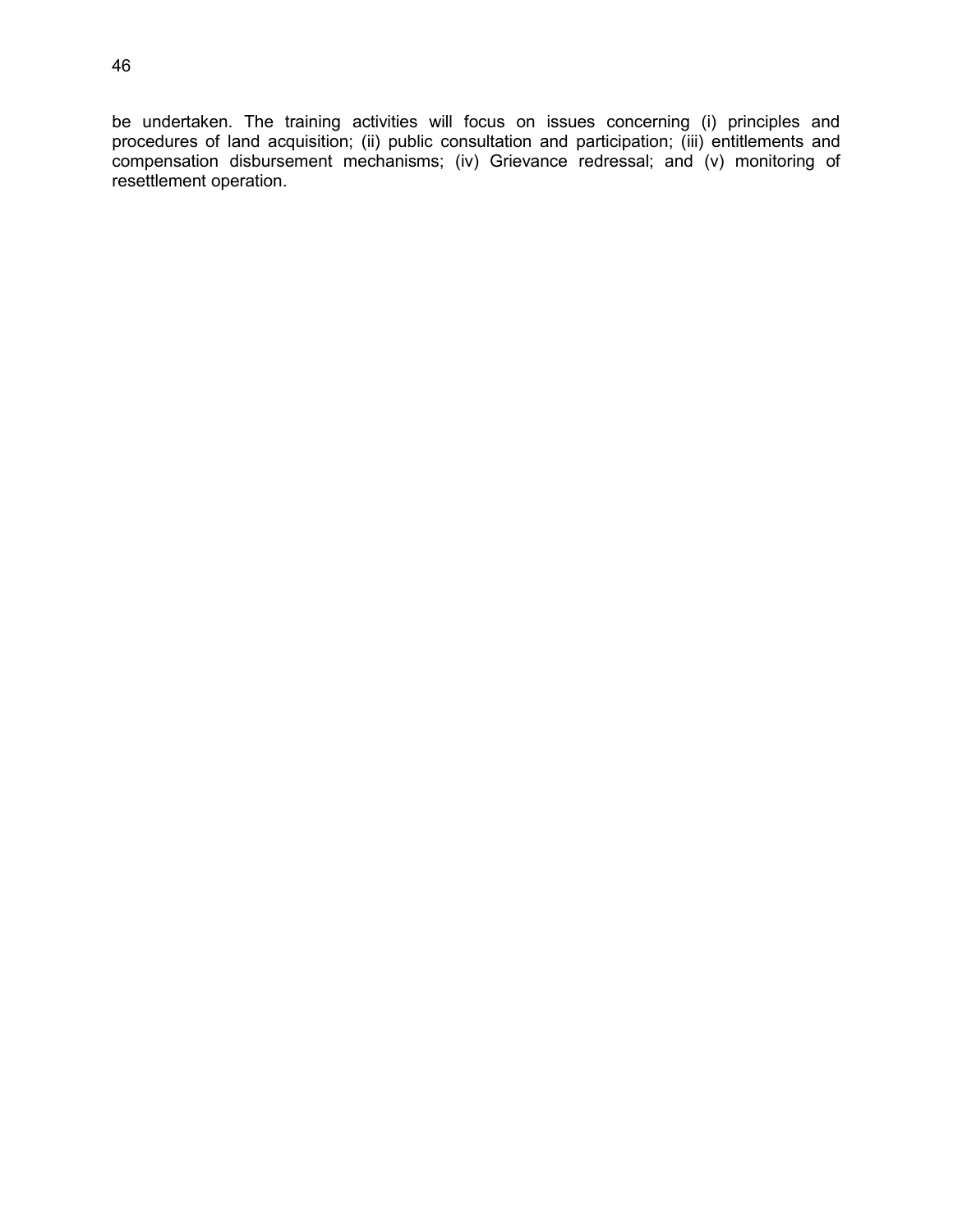be undertaken. The training activities will focus on issues concerning (i) principles and procedures of land acquisition; (ii) public consultation and participation; (iii) entitlements and compensation disbursement mechanisms; (iv) Grievance redressal; and (v) monitoring of resettlement operation.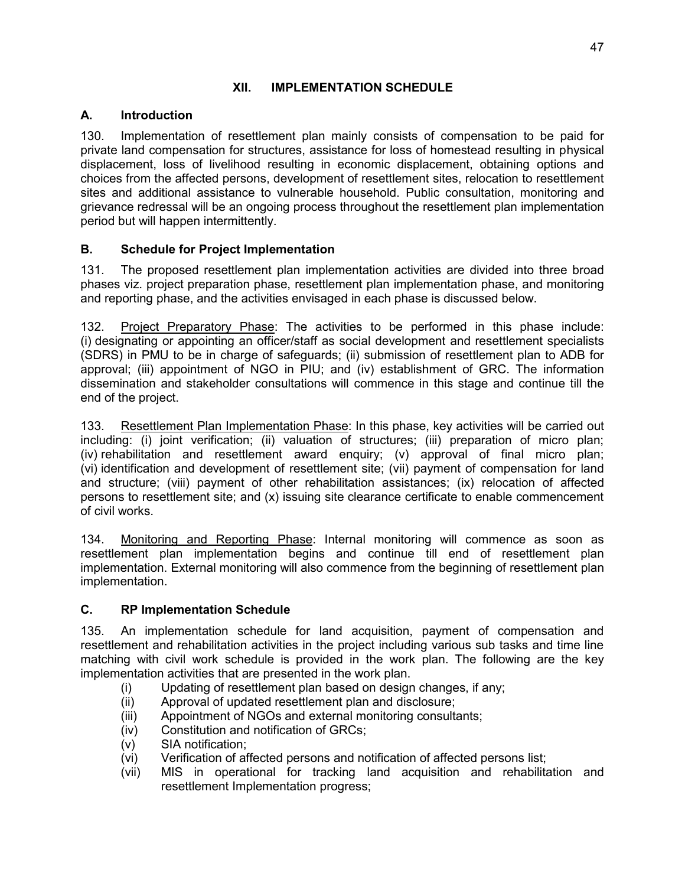# XII. IMPLEMENTATION SCHEDULE

## A. Introduction

130. Implementation of resettlement plan mainly consists of compensation to be paid for private land compensation for structures, assistance for loss of homestead resulting in physical displacement, loss of livelihood resulting in economic displacement, obtaining options and choices from the affected persons, development of resettlement sites, relocation to resettlement sites and additional assistance to vulnerable household. Public consultation, monitoring and grievance redressal will be an ongoing process throughout the resettlement plan implementation period but will happen intermittently.

## B. Schedule for Project Implementation

131. The proposed resettlement plan implementation activities are divided into three broad phases viz. project preparation phase, resettlement plan implementation phase, and monitoring and reporting phase, and the activities envisaged in each phase is discussed below.

132. Project Preparatory Phase: The activities to be performed in this phase include: (i) designating or appointing an officer/staff as social development and resettlement specialists (SDRS) in PMU to be in charge of safeguards; (ii) submission of resettlement plan to ADB for approval; (iii) appointment of NGO in PIU; and (iv) establishment of GRC. The information dissemination and stakeholder consultations will commence in this stage and continue till the end of the project.

133. Resettlement Plan Implementation Phase: In this phase, key activities will be carried out including: (i) joint verification; (ii) valuation of structures; (iii) preparation of micro plan; (iv) rehabilitation and resettlement award enquiry; (v) approval of final micro plan; (vi) identification and development of resettlement site; (vii) payment of compensation for land and structure; (viii) payment of other rehabilitation assistances; (ix) relocation of affected persons to resettlement site; and (x) issuing site clearance certificate to enable commencement of civil works.

134. Monitoring and Reporting Phase: Internal monitoring will commence as soon as resettlement plan implementation begins and continue till end of resettlement plan implementation. External monitoring will also commence from the beginning of resettlement plan implementation.

## C. RP Implementation Schedule

135. An implementation schedule for land acquisition, payment of compensation and resettlement and rehabilitation activities in the project including various sub tasks and time line matching with civil work schedule is provided in the work plan. The following are the key implementation activities that are presented in the work plan.

(i) Updating of resettlement plan based on design changes, if any;
(ii) Approval of updated resettlement plan and disclosure;
(iii) Appointment of NGOs and external monitoring consultants;
(iv) Constitution and notification of GRCs;
(v) SIA notification;
(vi) Verification of affected persons and notification of affected persons list;
(vii) MIS in operational for tracking land acquisition and rehabilitation and resettlement Implementation progress;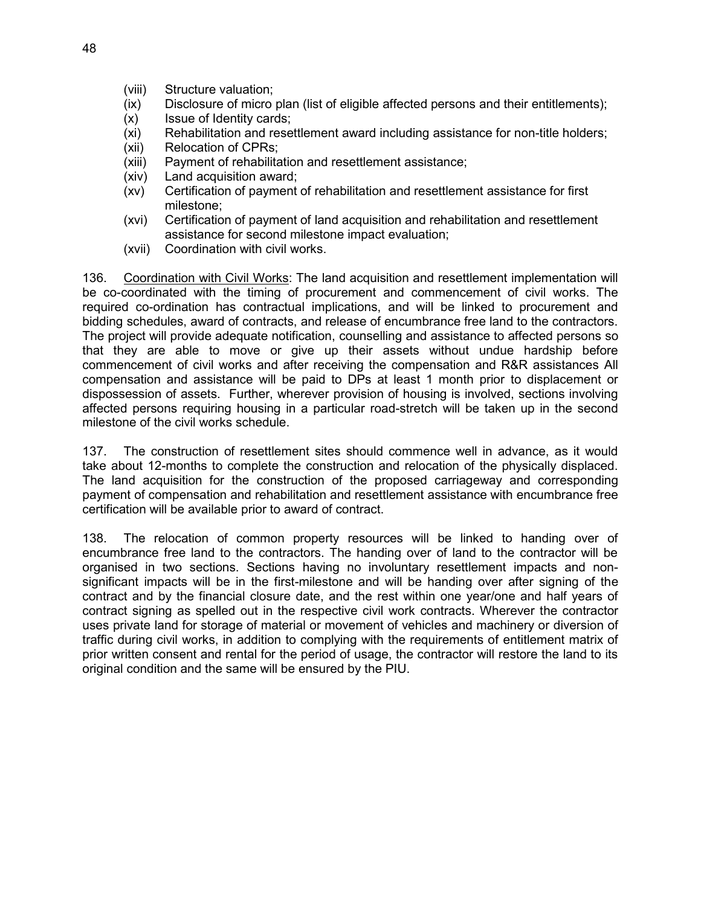(viii) Structure valuation;
(ix) Disclosure of micro plan (list of eligible affected persons and their entitlements);
(x) Issue of Identity cards;
(xi) Rehabilitation and resettlement award including assistance for non-title holders;
(xii) Relocation of CPRs;
(xiii) Payment of rehabilitation and resettlement assistance;
(xiv) Land acquisition award;
(xv) Certification of payment of rehabilitation and resettlement assistance for first milestone;
(xvi) Certification of payment of land acquisition and rehabilitation and resettlement assistance for second milestone impact evaluation;
(xvii) Coordination with civil works.

136. Coordination with Civil Works: The land acquisition and resettlement implementation will be co-coordinated with the timing of procurement and commencement of civil works. The required co-ordination has contractual implications, and will be linked to procurement and bidding schedules, award of contracts, and release of encumbrance free land to the contractors. The project will provide adequate notification, counselling and assistance to affected persons so that they are able to move or give up their assets without undue hardship before commencement of civil works and after receiving the compensation and R&R assistances All compensation and assistance will be paid to DPs at least 1 month prior to displacement or dispossession of assets. Further, wherever provision of housing is involved, sections involving affected persons requiring housing in a particular road-stretch will be taken up in the second milestone of the civil works schedule.

137. The construction of resettlement sites should commence well in advance, as it would take about 12-months to complete the construction and relocation of the physically displaced. The land acquisition for the construction of the proposed carriageway and corresponding payment of compensation and rehabilitation and resettlement assistance with encumbrance free certification will be available prior to award of contract.

138. The relocation of common property resources will be linked to handing over of encumbrance free land to the contractors. The handing over of land to the contractor will be organised in two sections. Sections having no involuntary resettlement impacts and non-significant impacts will be in the first-milestone and will be handing over after signing of the contract and by the financial closure date, and the rest within one year/one and half years of contract signing as spelled out in the respective civil work contracts. Wherever the contractor uses private land for storage of material or movement of vehicles and machinery or diversion of traffic during civil works, in addition to complying with the requirements of entitlement matrix of prior written consent and rental for the period of usage, the contractor will restore the land to its original condition and the same will be ensured by the PIU.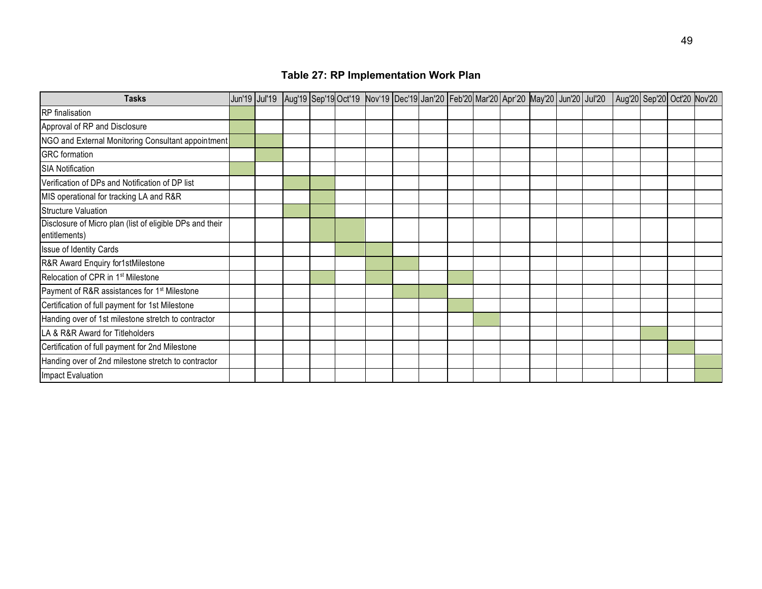**Table 27: RP Implementation Work Plan**

| Tasks | Jun'19 | Jul'19 | Aug'19 | Sep'19 | Oct'19 | Nov'19 | Dec'19 | Jan'20 | Feb'20 | Mar'20 | Apr'20 | May'20 | Jun'20 | Jul'20 | Aug'20 | Sep'20 | Oct'20 | Nov'20 |
|---|---|---|---|---|---|---|---|---|---|---|---|---|---|---|---|---|---|---|
| RP finalisation | ■ | | | | | | | | | | | | | | | | | |
| Approval of RP and Disclosure | ■ | | | | | | | | | | | | | | | | | |
| NGO and External Monitoring Consultant appointment | ■ | ■ | | | | | | | | | | | | | | | | |
| GRC formation | | ■ | | | | | | | | | | | | | | | | |
| SIA Notification | ■ | | | | | | | | | | | | | | | | | |
| Verification of DPs and Notification of DP list | | | ■ | ■ | | | | | | | | | | | | | | |
| MIS operational for tracking LA and R&R | | | | ■ | | | | | | | | | | | | | | |
| Structure Valuation | | | ■ | ■ | | | | | | | | | | | | | | |
| Disclosure of Micro plan (list of eligible DPs and their entitlements) | | | | ■ | ■ | | | | | | | | | | | | | |
| Issue of Identity Cards | | | | | ■ | ■ | | | | | | | | | | | | |
| R&R Award Enquiry for1stMilestone | | | | | | ■ | ■ | | | | | | | | | | | |
| Relocation of CPR in 1st Milestone | | | | ■ | | ■ | | | ■ | | | | | | | | | |
| Payment of R&R assistances for 1st Milestone | | | | | | | ■ | ■ | | | | | | | | | | |
| Certification of full payment for 1st Milestone | | | | | | | | | ■ | | | | | | | | | |
| Handing over of 1st milestone stretch to contractor | | | | | | | | | | ■ | | | | | | | | |
| LA & R&R Award for Titleholders | | | | | | | | | | | | | | | | ■ | | |
| Certification of full payment for 2nd Milestone | | | | | | | | | | | | | | | | | ■ | |
| Handing over of 2nd milestone stretch to contractor | | | | | | | | | | | | | | | | | | ■ |
| Impact Evaluation | | | | | | | | | | | | | | | | | | ■ |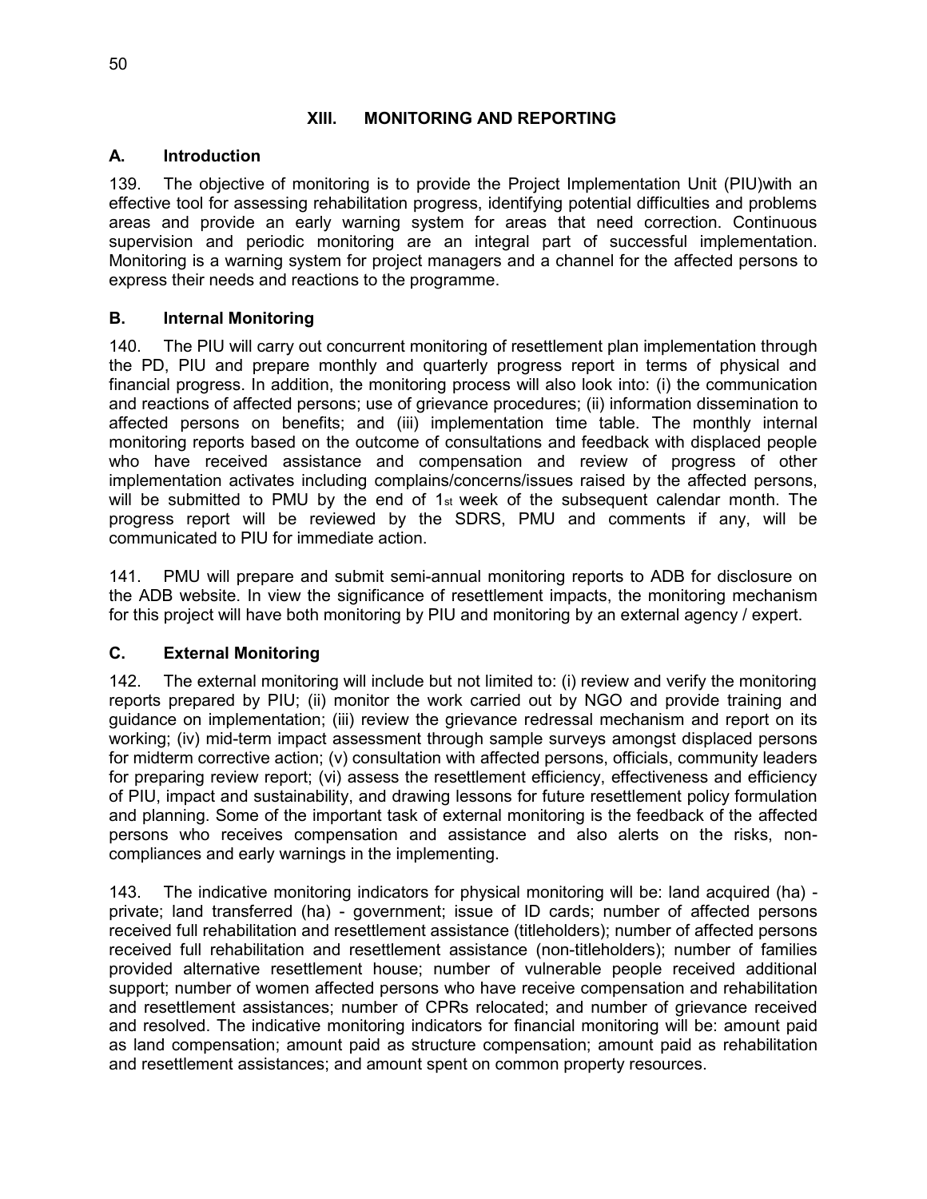## XIII. MONITORING AND REPORTING

### A. Introduction

139. The objective of monitoring is to provide the Project Implementation Unit (PIU)with an effective tool for assessing rehabilitation progress, identifying potential difficulties and problems areas and provide an early warning system for areas that need correction. Continuous supervision and periodic monitoring are an integral part of successful implementation. Monitoring is a warning system for project managers and a channel for the affected persons to express their needs and reactions to the programme.

### B. Internal Monitoring

140. The PIU will carry out concurrent monitoring of resettlement plan implementation through the PD, PIU and prepare monthly and quarterly progress report in terms of physical and financial progress. In addition, the monitoring process will also look into: (i) the communication and reactions of affected persons; use of grievance procedures; (ii) information dissemination to affected persons on benefits; and (iii) implementation time table. The monthly internal monitoring reports based on the outcome of consultations and feedback with displaced people who have received assistance and compensation and review of progress of other implementation activates including complains/concerns/issues raised by the affected persons, will be submitted to PMU by the end of 1st week of the subsequent calendar month. The progress report will be reviewed by the SDRS, PMU and comments if any, will be communicated to PIU for immediate action.

141. PMU will prepare and submit semi-annual monitoring reports to ADB for disclosure on the ADB website. In view the significance of resettlement impacts, the monitoring mechanism for this project will have both monitoring by PIU and monitoring by an external agency / expert.

### C. External Monitoring

142. The external monitoring will include but not limited to: (i) review and verify the monitoring reports prepared by PIU; (ii) monitor the work carried out by NGO and provide training and guidance on implementation; (iii) review the grievance redressal mechanism and report on its working; (iv) mid-term impact assessment through sample surveys amongst displaced persons for midterm corrective action; (v) consultation with affected persons, officials, community leaders for preparing review report; (vi) assess the resettlement efficiency, effectiveness and efficiency of PIU, impact and sustainability, and drawing lessons for future resettlement policy formulation and planning. Some of the important task of external monitoring is the feedback of the affected persons who receives compensation and assistance and also alerts on the risks, non-compliances and early warnings in the implementing.

143. The indicative monitoring indicators for physical monitoring will be: land acquired (ha) - private; land transferred (ha) - government; issue of ID cards; number of affected persons received full rehabilitation and resettlement assistance (titleholders); number of affected persons received full rehabilitation and resettlement assistance (non-titleholders); number of families provided alternative resettlement house; number of vulnerable people received additional support; number of women affected persons who have receive compensation and rehabilitation and resettlement assistances; number of CPRs relocated; and number of grievance received and resolved. The indicative monitoring indicators for financial monitoring will be: amount paid as land compensation; amount paid as structure compensation; amount paid as rehabilitation and resettlement assistances; and amount spent on common property resources.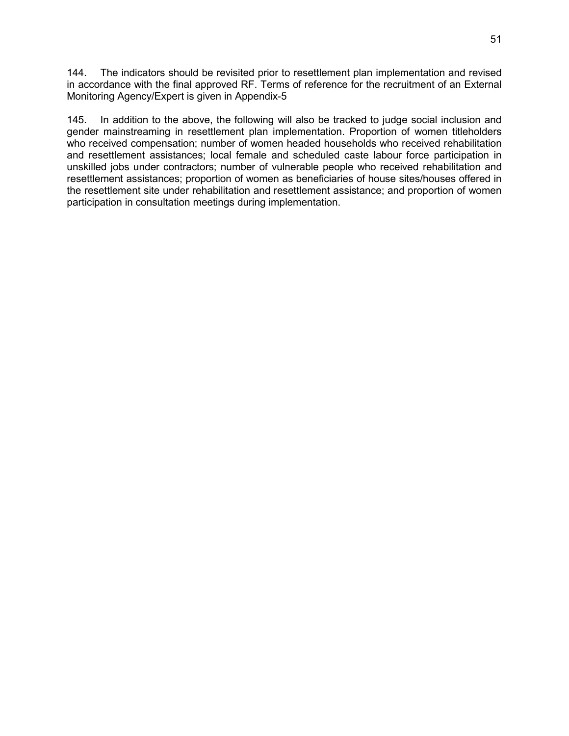144. The indicators should be revisited prior to resettlement plan implementation and revised in accordance with the final approved RF. Terms of reference for the recruitment of an External Monitoring Agency/Expert is given in Appendix-5

145. In addition to the above, the following will also be tracked to judge social inclusion and gender mainstreaming in resettlement plan implementation. Proportion of women titleholders who received compensation; number of women headed households who received rehabilitation and resettlement assistances; local female and scheduled caste labour force participation in unskilled jobs under contractors; number of vulnerable people who received rehabilitation and resettlement assistances; proportion of women as beneficiaries of house sites/houses offered in the resettlement site under rehabilitation and resettlement assistance; and proportion of women participation in consultation meetings during implementation.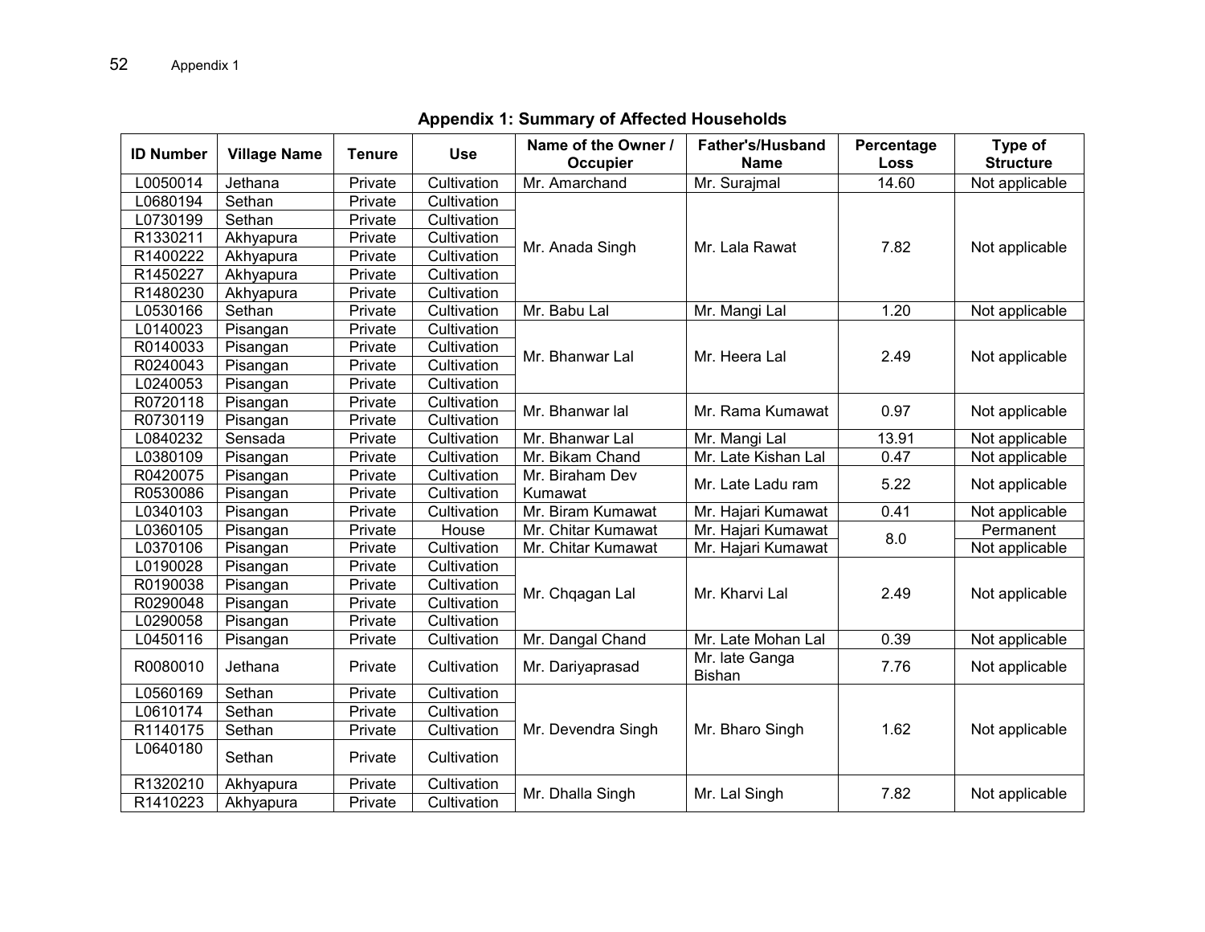## Appendix 1: Summary of Affected Households

| ID Number | Village Name | Tenure | Use | Name of the Owner / Occupier | Father's/Husband Name | Percentage Loss | Type of Structure |
|---|---|---|---|---|---|---|---|
| L0050014 | Jethana | Private | Cultivation | Mr. Amarchand | Mr. Surajmal | 14.60 | Not applicable |
| L0680194 | Sethan | Private | Cultivation | Mr. Anada Singh | Mr. Lala Rawat | 7.82 | Not applicable |
| L0730199 | Sethan | Private | Cultivation | | | | |
| R1330211 | Akhyapura | Private | Cultivation | | | | |
| R1400222 | Akhyapura | Private | Cultivation | | | | |
| R1450227 | Akhyapura | Private | Cultivation | | | | |
| R1480230 | Akhyapura | Private | Cultivation | | | | |
| L0530166 | Sethan | Private | Cultivation | Mr. Babu Lal | Mr. Mangi Lal | 1.20 | Not applicable |
| L0140023 | Pisangan | Private | Cultivation | Mr. Bhanwar Lal | Mr. Heera Lal | 2.49 | Not applicable |
| R0140033 | Pisangan | Private | Cultivation | | | | |
| R0240043 | Pisangan | Private | Cultivation | | | | |
| L0240053 | Pisangan | Private | Cultivation | | | | |
| R0720118 | Pisangan | Private | Cultivation | Mr. Bhanwar lal | Mr. Rama Kumawat | 0.97 | Not applicable |
| R0730119 | Pisangan | Private | Cultivation | | | | |
| L0840232 | Sensada | Private | Cultivation | Mr. Bhanwar Lal | Mr. Mangi Lal | 13.91 | Not applicable |
| L0380109 | Pisangan | Private | Cultivation | Mr. Bikam Chand | Mr. Late Kishan Lal | 0.47 | Not applicable |
| R0420075 | Pisangan | Private | Cultivation | Mr. Biraham Dev Kumawat | Mr. Late Ladu ram | 5.22 | Not applicable |
| R0530086 | Pisangan | Private | Cultivation | | | | |
| L0340103 | Pisangan | Private | Cultivation | Mr. Biram Kumawat | Mr. Hajari Kumawat | 0.41 | Not applicable |
| L0360105 | Pisangan | Private | House | Mr. Chitar Kumawat | Mr. Hajari Kumawat | 8.0 | Permanent |
| L0370106 | Pisangan | Private | Cultivation | Mr. Chitar Kumawat | Mr. Hajari Kumawat | | Not applicable |
| L0190028 | Pisangan | Private | Cultivation | Mr. Chqagan Lal | Mr. Kharvi Lal | 2.49 | Not applicable |
| R0190038 | Pisangan | Private | Cultivation | | | | |
| R0290048 | Pisangan | Private | Cultivation | | | | |
| L0290058 | Pisangan | Private | Cultivation | | | | |
| L0450116 | Pisangan | Private | Cultivation | Mr. Dangal Chand | Mr. Late Mohan Lal | 0.39 | Not applicable |
| R0080010 | Jethana | Private | Cultivation | Mr. Dariyaprasad | Mr. late Ganga Bishan | 7.76 | Not applicable |
| L0560169 | Sethan | Private | Cultivation | Mr. Devendra Singh | Mr. Bharo Singh | 1.62 | Not applicable |
| L0610174 | Sethan | Private | Cultivation | | | | |
| R1140175 | Sethan | Private | Cultivation | | | | |
| L0640180 | Sethan | Private | Cultivation | | | | |
| R1320210 | Akhyapura | Private | Cultivation | Mr. Dhalla Singh | Mr. Lal Singh | 7.82 | Not applicable |
| R1410223 | Akhyapura | Private | Cultivation | | | | |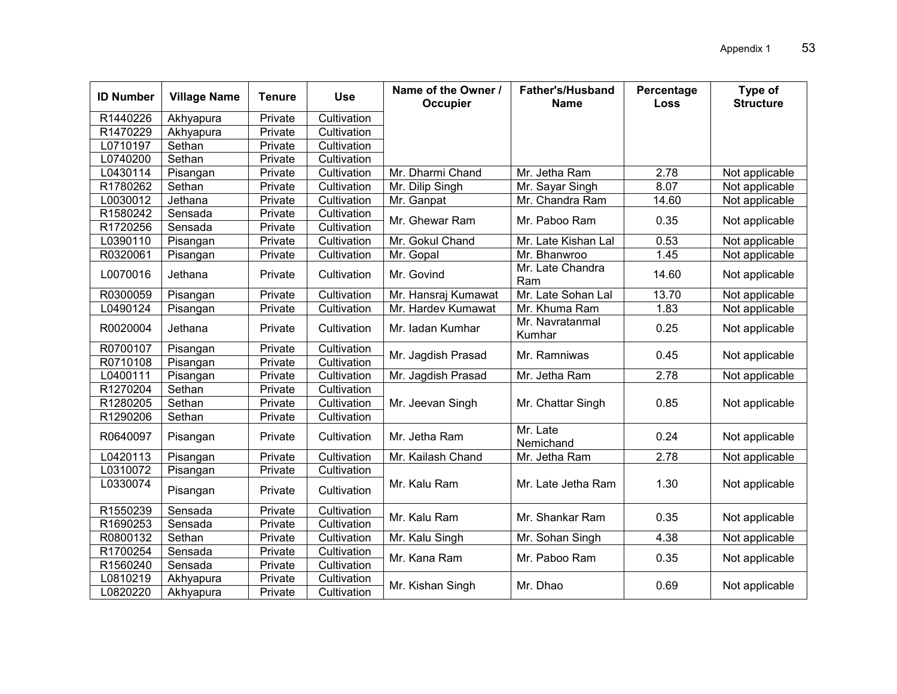| ID Number | Village Name | Tenure | Use | Name of the Owner / Occupier | Father's/Husband Name | Percentage Loss | Type of Structure |
|---|---|---|---|---|---|---|---|
| R1440226 | Akhyapura | Private | Cultivation | | | | |
| R1470229 | Akhyapura | Private | Cultivation | | | | |
| L0710197 | Sethan | Private | Cultivation | | | | |
| L0740200 | Sethan | Private | Cultivation | | | | |
| L0430114 | Pisangan | Private | Cultivation | Mr. Dharmi Chand | Mr. Jetha Ram | 2.78 | Not applicable |
| R1780262 | Sethan | Private | Cultivation | Mr. Dilip Singh | Mr. Sayar Singh | 8.07 | Not applicable |
| L0030012 | Jethana | Private | Cultivation | Mr. Ganpat | Mr. Chandra Ram | 14.60 | Not applicable |
| R1580242 | Sensada | Private | Cultivation | Mr. Ghewar Ram | Mr. Paboo Ram | 0.35 | Not applicable |
| R1720256 | Sensada | Private | Cultivation | | | | |
| L0390110 | Pisangan | Private | Cultivation | Mr. Gokul Chand | Mr. Late Kishan Lal | 0.53 | Not applicable |
| R0320061 | Pisangan | Private | Cultivation | Mr. Gopal | Mr. Bhanwroo | 1.45 | Not applicable |
| L0070016 | Jethana | Private | Cultivation | Mr. Govind | Mr. Late Chandra Ram | 14.60 | Not applicable |
| R0300059 | Pisangan | Private | Cultivation | Mr. Hansraj Kumawat | Mr. Late Sohan Lal | 13.70 | Not applicable |
| L0490124 | Pisangan | Private | Cultivation | Mr. Hardev Kumawat | Mr. Khuma Ram | 1.83 | Not applicable |
| R0020004 | Jethana | Private | Cultivation | Mr. Iadan Kumhar | Mr. Navratanmal Kumhar | 0.25 | Not applicable |
| R0700107 | Pisangan | Private | Cultivation | Mr. Jagdish Prasad | Mr. Ramniwas | 0.45 | Not applicable |
| R0710108 | Pisangan | Private | Cultivation | | | | |
| L0400111 | Pisangan | Private | Cultivation | Mr. Jagdish Prasad | Mr. Jetha Ram | 2.78 | Not applicable |
| R1270204 | Sethan | Private | Cultivation | Mr. Jeevan Singh | Mr. Chattar Singh | 0.85 | Not applicable |
| R1280205 | Sethan | Private | Cultivation | | | | |
| R1290206 | Sethan | Private | Cultivation | | | | |
| R0640097 | Pisangan | Private | Cultivation | Mr. Jetha Ram | Mr. Late Nemichand | 0.24 | Not applicable |
| L0420113 | Pisangan | Private | Cultivation | Mr. Kailash Chand | Mr. Jetha Ram | 2.78 | Not applicable |
| L0310072 | Pisangan | Private | Cultivation | Mr. Kalu Ram | Mr. Late Jetha Ram | 1.30 | Not applicable |
| L0330074 | Pisangan | Private | Cultivation | | | | |
| R1550239 | Sensada | Private | Cultivation | Mr. Kalu Ram | Mr. Shankar Ram | 0.35 | Not applicable |
| R1690253 | Sensada | Private | Cultivation | | | | |
| R0800132 | Sethan | Private | Cultivation | Mr. Kalu Singh | Mr. Sohan Singh | 4.38 | Not applicable |
| R1700254 | Sensada | Private | Cultivation | Mr. Kana Ram | Mr. Paboo Ram | 0.35 | Not applicable |
| R1560240 | Sensada | Private | Cultivation | | | | |
| L0810219 | Akhyapura | Private | Cultivation | Mr. Kishan Singh | Mr. Dhao | 0.69 | Not applicable |
| L0820220 | Akhyapura | Private | Cultivation | | | | |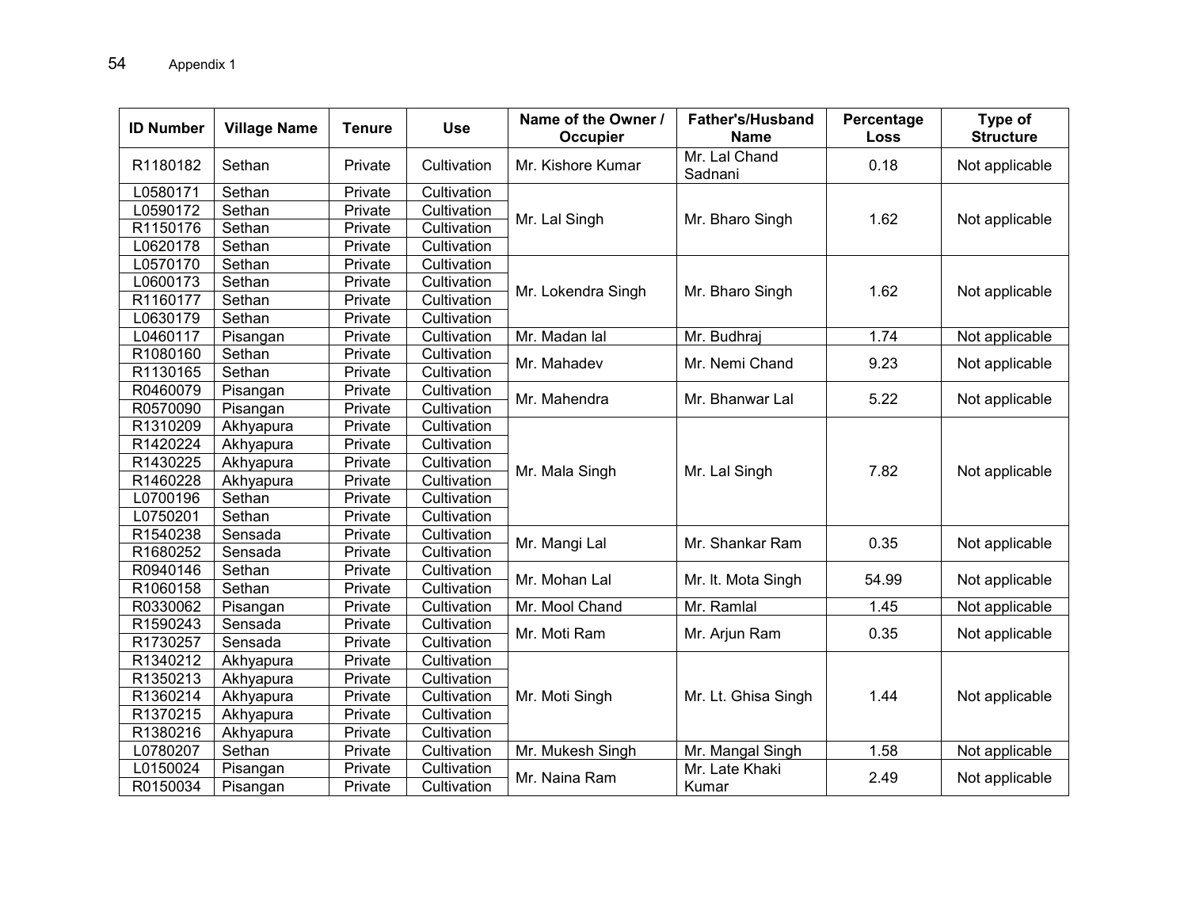| ID Number | Village Name | Tenure | Use | Name of the Owner / Occupier | Father's/Husband Name | Percentage Loss | Type of Structure |
|---|---|---|---|---|---|---|---|
| R1180182 | Sethan | Private | Cultivation | Mr. Kishore Kumar | Mr. Lal Chand Sadnani | 0.18 | Not applicable |
| L0580171 | Sethan | Private | Cultivation | Mr. Lal Singh | Mr. Bharo Singh | 1.62 | Not applicable |
| L0590172 | Sethan | Private | Cultivation | | | | |
| R1150176 | Sethan | Private | Cultivation | | | | |
| L0620178 | Sethan | Private | Cultivation | | | | |
| L0570170 | Sethan | Private | Cultivation | Mr. Lokendra Singh | Mr. Bharo Singh | 1.62 | Not applicable |
| L0600173 | Sethan | Private | Cultivation | | | | |
| R1160177 | Sethan | Private | Cultivation | | | | |
| L0630179 | Sethan | Private | Cultivation | | | | |
| L0460117 | Pisangan | Private | Cultivation | Mr. Madan lal | Mr. Budhraj | 1.74 | Not applicable |
| R1080160 | Sethan | Private | Cultivation | Mr. Mahadev | Mr. Nemi Chand | 9.23 | Not applicable |
| R1130165 | Sethan | Private | Cultivation | | | | |
| R0460079 | Pisangan | Private | Cultivation | Mr. Mahendra | Mr. Bhanwar Lal | 5.22 | Not applicable |
| R0570090 | Pisangan | Private | Cultivation | | | | |
| R1310209 | Akhyapura | Private | Cultivation | Mr. Mala Singh | Mr. Lal Singh | 7.82 | Not applicable |
| R1420224 | Akhyapura | Private | Cultivation | | | | |
| R1430225 | Akhyapura | Private | Cultivation | | | | |
| R1460228 | Akhyapura | Private | Cultivation | | | | |
| L0700196 | Sethan | Private | Cultivation | | | | |
| L0750201 | Sethan | Private | Cultivation | | | | |
| R1540238 | Sensada | Private | Cultivation | Mr. Mangi Lal | Mr. Shankar Ram | 0.35 | Not applicable |
| R1680252 | Sensada | Private | Cultivation | | | | |
| R0940146 | Sethan | Private | Cultivation | Mr. Mohan Lal | Mr. lt. Mota Singh | 54.99 | Not applicable |
| R1060158 | Sethan | Private | Cultivation | | | | |
| R0330062 | Pisangan | Private | Cultivation | Mr. Mool Chand | Mr. Ramlal | 1.45 | Not applicable |
| R1590243 | Sensada | Private | Cultivation | Mr. Moti Ram | Mr. Arjun Ram | 0.35 | Not applicable |
| R1730257 | Sensada | Private | Cultivation | | | | |
| R1340212 | Akhyapura | Private | Cultivation | Mr. Moti Singh | Mr. Lt. Ghisa Singh | 1.44 | Not applicable |
| R1350213 | Akhyapura | Private | Cultivation | | | | |
| R1360214 | Akhyapura | Private | Cultivation | | | | |
| R1370215 | Akhyapura | Private | Cultivation | | | | |
| R1380216 | Akhyapura | Private | Cultivation | | | | |
| L0780207 | Sethan | Private | Cultivation | Mr. Mukesh Singh | Mr. Mangal Singh | 1.58 | Not applicable |
| L0150024 | Pisangan | Private | Cultivation | Mr. Naina Ram | Mr. Late Khaki Kumar | 2.49 | Not applicable |
| R0150034 | Pisangan | Private | Cultivation | | | | |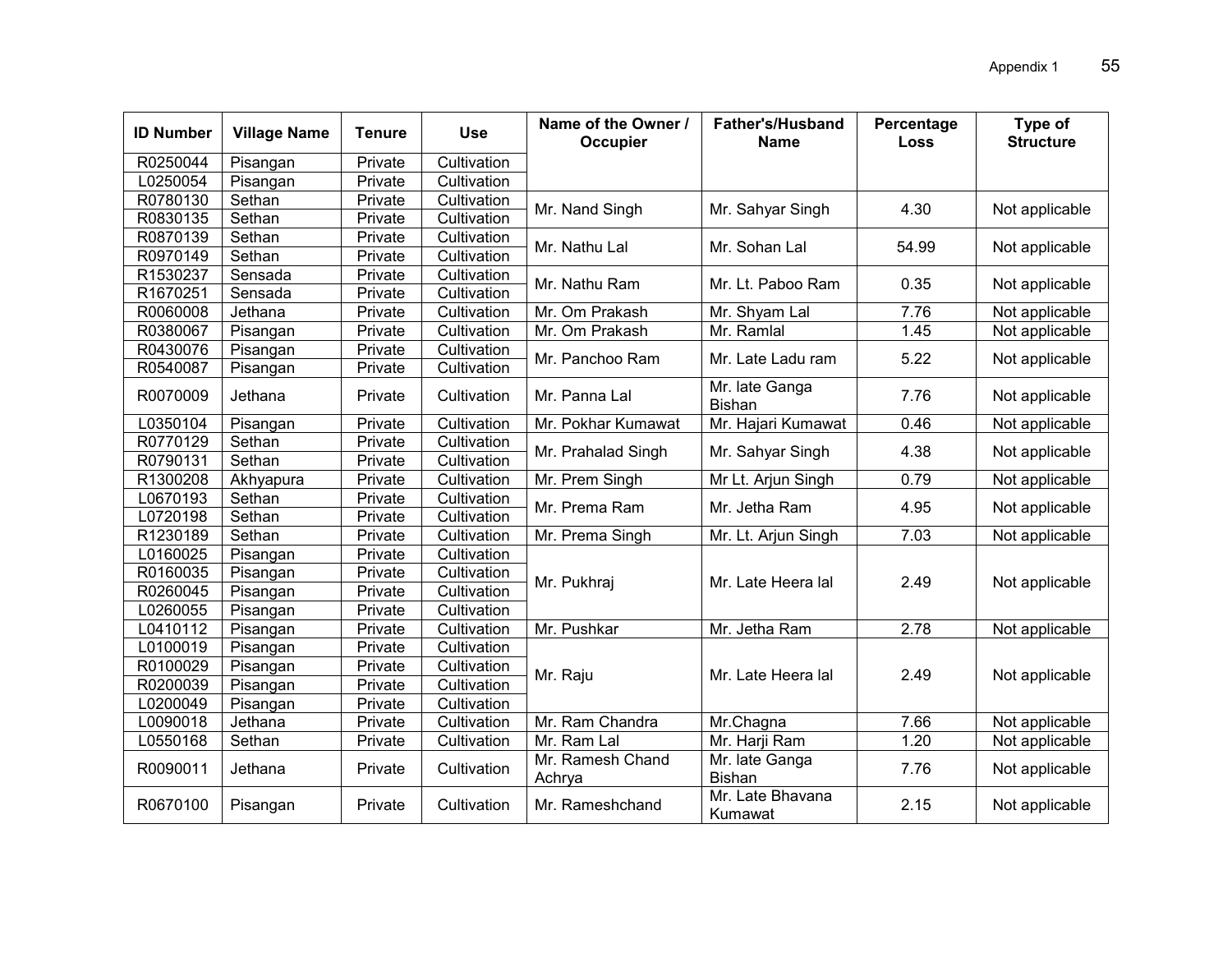| ID Number | Village Name | Tenure | Use | Name of the Owner / Occupier | Father's/Husband Name | Percentage Loss | Type of Structure |
|---|---|---|---|---|---|---|---|
| R0250044 | Pisangan | Private | Cultivation | | | | |
| L0250054 | Pisangan | Private | Cultivation | | | | |
| R0780130 | Sethan | Private | Cultivation | Mr. Nand Singh | Mr. Sahyar Singh | 4.30 | Not applicable |
| R0830135 | Sethan | Private | Cultivation | | | | |
| R0870139 | Sethan | Private | Cultivation | Mr. Nathu Lal | Mr. Sohan Lal | 54.99 | Not applicable |
| R0970149 | Sethan | Private | Cultivation | | | | |
| R1530237 | Sensada | Private | Cultivation | Mr. Nathu Ram | Mr. Lt. Paboo Ram | 0.35 | Not applicable |
| R1670251 | Sensada | Private | Cultivation | | | | |
| R0060008 | Jethana | Private | Cultivation | Mr. Om Prakash | Mr. Shyam Lal | 7.76 | Not applicable |
| R0380067 | Pisangan | Private | Cultivation | Mr. Om Prakash | Mr. Ramlal | 1.45 | Not applicable |
| R0430076 | Pisangan | Private | Cultivation | Mr. Panchoo Ram | Mr. Late Ladu ram | 5.22 | Not applicable |
| R0540087 | Pisangan | Private | Cultivation | | | | |
| R0070009 | Jethana | Private | Cultivation | Mr. Panna Lal | Mr. late Ganga Bishan | 7.76 | Not applicable |
| L0350104 | Pisangan | Private | Cultivation | Mr. Pokhar Kumawat | Mr. Hajari Kumawat | 0.46 | Not applicable |
| R0770129 | Sethan | Private | Cultivation | Mr. Prahalad Singh | Mr. Sahyar Singh | 4.38 | Not applicable |
| R0790131 | Sethan | Private | Cultivation | | | | |
| R1300208 | Akhyapura | Private | Cultivation | Mr. Prem Singh | Mr Lt. Arjun Singh | 0.79 | Not applicable |
| L0670193 | Sethan | Private | Cultivation | Mr. Prema Ram | Mr. Jetha Ram | 4.95 | Not applicable |
| L0720198 | Sethan | Private | Cultivation | | | | |
| R1230189 | Sethan | Private | Cultivation | Mr. Prema Singh | Mr. Lt. Arjun Singh | 7.03 | Not applicable |
| L0160025 | Pisangan | Private | Cultivation | Mr. Pukhraj | Mr. Late Heera lal | 2.49 | Not applicable |
| R0160035 | Pisangan | Private | Cultivation | | | | |
| R0260045 | Pisangan | Private | Cultivation | | | | |
| L0260055 | Pisangan | Private | Cultivation | | | | |
| L0410112 | Pisangan | Private | Cultivation | Mr. Pushkar | Mr. Jetha Ram | 2.78 | Not applicable |
| L0100019 | Pisangan | Private | Cultivation | Mr. Raju | Mr. Late Heera lal | 2.49 | Not applicable |
| R0100029 | Pisangan | Private | Cultivation | | | | |
| R0200039 | Pisangan | Private | Cultivation | | | | |
| L0200049 | Pisangan | Private | Cultivation | | | | |
| L0090018 | Jethana | Private | Cultivation | Mr. Ram Chandra | Mr.Chagna | 7.66 | Not applicable |
| L0550168 | Sethan | Private | Cultivation | Mr. Ram Lal | Mr. Harji Ram | 1.20 | Not applicable |
| R0090011 | Jethana | Private | Cultivation | Mr. Ramesh Chand Achrya | Mr. late Ganga Bishan | 7.76 | Not applicable |
| R0670100 | Pisangan | Private | Cultivation | Mr. Rameshchand | Mr. Late Bhavana Kumawat | 2.15 | Not applicable |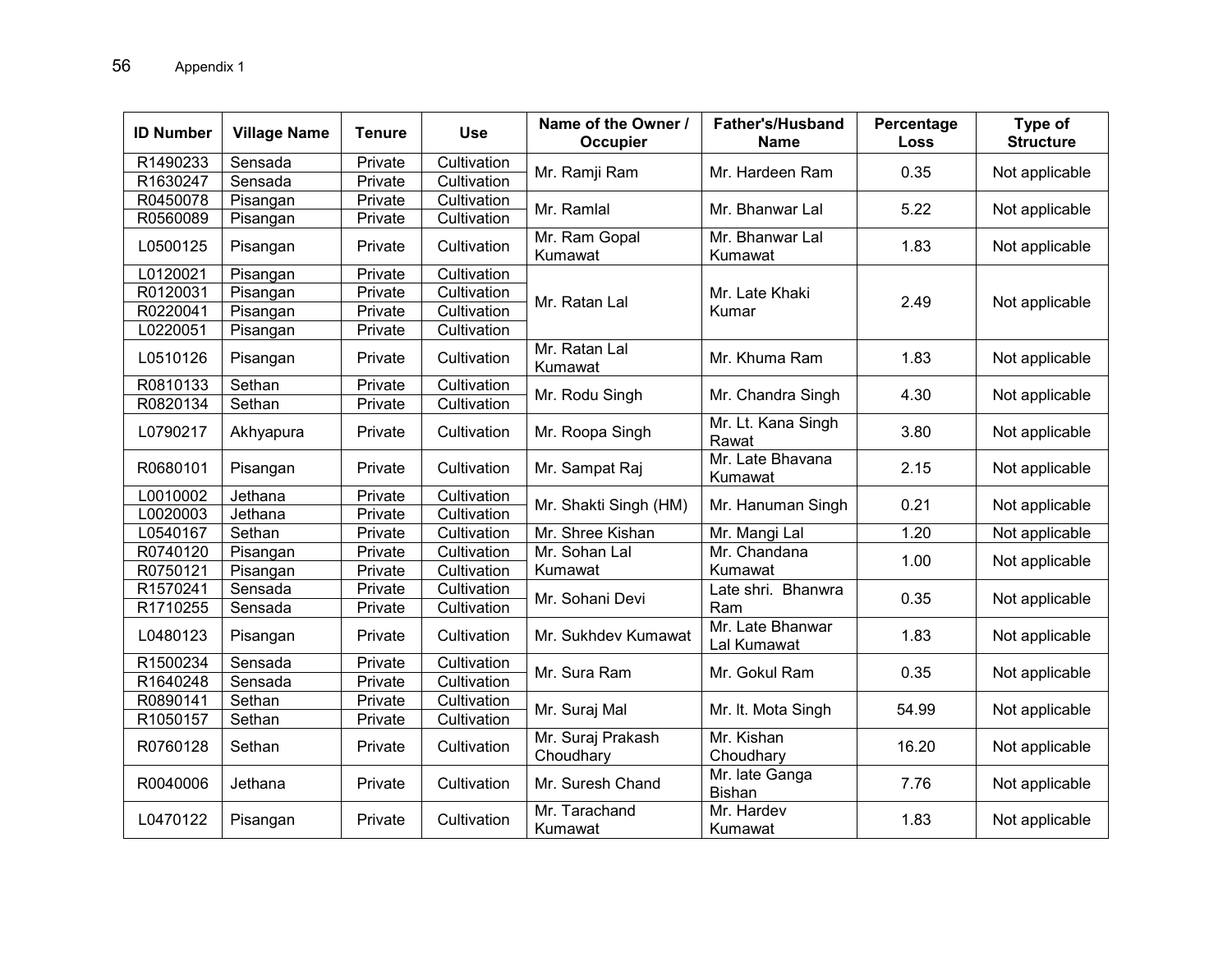| ID Number | Village Name | Tenure | Use | Name of the Owner / Occupier | Father's/Husband Name | Percentage Loss | Type of Structure |
|---|---|---|---|---|---|---|---|
| R1490233 | Sensada | Private | Cultivation | Mr. Ramji Ram | Mr. Hardeen Ram | 0.35 | Not applicable |
| R1630247 | Sensada | Private | Cultivation | | | | |
| R0450078 | Pisangan | Private | Cultivation | Mr. Ramlal | Mr. Bhanwar Lal | 5.22 | Not applicable |
| R0560089 | Pisangan | Private | Cultivation | | | | |
| L0500125 | Pisangan | Private | Cultivation | Mr. Ram Gopal Kumawat | Mr. Bhanwar Lal Kumawat | 1.83 | Not applicable |
| L0120021 | Pisangan | Private | Cultivation | Mr. Ratan Lal | Mr. Late Khaki Kumar | 2.49 | Not applicable |
| R0120031 | Pisangan | Private | Cultivation | | | | |
| R0220041 | Pisangan | Private | Cultivation | | | | |
| L0220051 | Pisangan | Private | Cultivation | | | | |
| L0510126 | Pisangan | Private | Cultivation | Mr. Ratan Lal Kumawat | Mr. Khuma Ram | 1.83 | Not applicable |
| R0810133 | Sethan | Private | Cultivation | Mr. Rodu Singh | Mr. Chandra Singh | 4.30 | Not applicable |
| R0820134 | Sethan | Private | Cultivation | | | | |
| L0790217 | Akhyapura | Private | Cultivation | Mr. Roopa Singh | Mr. Lt. Kana Singh Rawat | 3.80 | Not applicable |
| R0680101 | Pisangan | Private | Cultivation | Mr. Sampat Raj | Mr. Late Bhavana Kumawat | 2.15 | Not applicable |
| L0010002 | Jethana | Private | Cultivation | Mr. Shakti Singh (HM) | Mr. Hanuman Singh | 0.21 | Not applicable |
| L0020003 | Jethana | Private | Cultivation | | | | |
| L0540167 | Sethan | Private | Cultivation | Mr. Shree Kishan | Mr. Mangi Lal | 1.20 | Not applicable |
| R0740120 | Pisangan | Private | Cultivation | Mr. Sohan Lal Kumawat | Mr. Chandana Kumawat | 1.00 | Not applicable |
| R0750121 | Pisangan | Private | Cultivation | | | | |
| R1570241 | Sensada | Private | Cultivation | Mr. Sohani Devi | Late shri. Bhanwra Ram | 0.35 | Not applicable |
| R1710255 | Sensada | Private | Cultivation | | | | |
| L0480123 | Pisangan | Private | Cultivation | Mr. Sukhdev Kumawat | Mr. Late Bhanwar Lal Kumawat | 1.83 | Not applicable |
| R1500234 | Sensada | Private | Cultivation | Mr. Sura Ram | Mr. Gokul Ram | 0.35 | Not applicable |
| R1640248 | Sensada | Private | Cultivation | | | | |
| R0890141 | Sethan | Private | Cultivation | Mr. Suraj Mal | Mr. lt. Mota Singh | 54.99 | Not applicable |
| R1050157 | Sethan | Private | Cultivation | | | | |
| R0760128 | Sethan | Private | Cultivation | Mr. Suraj Prakash Choudhary | Mr. Kishan Choudhary | 16.20 | Not applicable |
| R0040006 | Jethana | Private | Cultivation | Mr. Suresh Chand | Mr. late Ganga Bishan | 7.76 | Not applicable |
| L0470122 | Pisangan | Private | Cultivation | Mr. Tarachand Kumawat | Mr. Hardev Kumawat | 1.83 | Not applicable |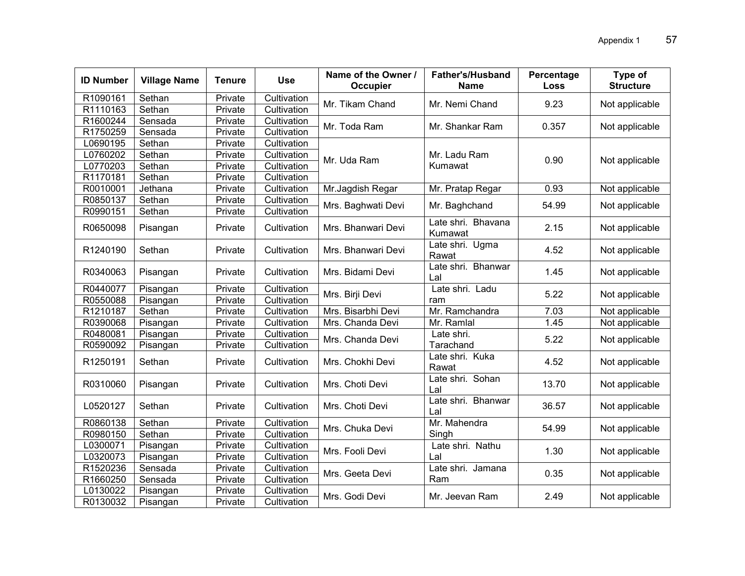| ID Number | Village Name | Tenure | Use | Name of the Owner / Occupier | Father's/Husband Name | Percentage Loss | Type of Structure |
|---|---|---|---|---|---|---|---|
| R1090161 | Sethan | Private | Cultivation | Mr. Tikam Chand | Mr. Nemi Chand | 9.23 | Not applicable |
| R1110163 | Sethan | Private | Cultivation | | | | |
| R1600244 | Sensada | Private | Cultivation | Mr. Toda Ram | Mr. Shankar Ram | 0.357 | Not applicable |
| R1750259 | Sensada | Private | Cultivation | | | | |
| L0690195 | Sethan | Private | Cultivation | Mr. Uda Ram | Mr. Ladu Ram Kumawat | 0.90 | Not applicable |
| L0760202 | Sethan | Private | Cultivation | | | | |
| L0770203 | Sethan | Private | Cultivation | | | | |
| R1170181 | Sethan | Private | Cultivation | | | | |
| R0010001 | Jethana | Private | Cultivation | Mr.Jagdish Regar | Mr. Pratap Regar | 0.93 | Not applicable |
| R0850137 | Sethan | Private | Cultivation | Mrs. Baghwati Devi | Mr. Baghchand | 54.99 | Not applicable |
| R0990151 | Sethan | Private | Cultivation | | | | |
| R0650098 | Pisangan | Private | Cultivation | Mrs. Bhanwari Devi | Late shri. Bhavana Kumawat | 2.15 | Not applicable |
| R1240190 | Sethan | Private | Cultivation | Mrs. Bhanwari Devi | Late shri. Ugma Rawat | 4.52 | Not applicable |
| R0340063 | Pisangan | Private | Cultivation | Mrs. Bidami Devi | Late shri. Bhanwar Lal | 1.45 | Not applicable |
| R0440077 | Pisangan | Private | Cultivation | Mrs. Birji Devi | Late shri. Ladu ram | 5.22 | Not applicable |
| R0550088 | Pisangan | Private | Cultivation | | | | |
| R1210187 | Sethan | Private | Cultivation | Mrs. Bisarbhi Devi | Mr. Ramchandra | 7.03 | Not applicable |
| R0390068 | Pisangan | Private | Cultivation | Mrs. Chanda Devi | Mr. Ramlal | 1.45 | Not applicable |
| R0480081 | Pisangan | Private | Cultivation | Mrs. Chanda Devi | Late shri. Tarachand | 5.22 | Not applicable |
| R0590092 | Pisangan | Private | Cultivation | | | | |
| R1250191 | Sethan | Private | Cultivation | Mrs. Chokhi Devi | Late shri. Kuka Rawat | 4.52 | Not applicable |
| R0310060 | Pisangan | Private | Cultivation | Mrs. Choti Devi | Late shri. Sohan Lal | 13.70 | Not applicable |
| L0520127 | Sethan | Private | Cultivation | Mrs. Choti Devi | Late shri. Bhanwar Lal | 36.57 | Not applicable |
| R0860138 | Sethan | Private | Cultivation | Mrs. Chuka Devi | Mr. Mahendra Singh | 54.99 | Not applicable |
| R0980150 | Sethan | Private | Cultivation | | | | |
| L0300071 | Pisangan | Private | Cultivation | Mrs. Fooli Devi | Late shri. Nathu Lal | 1.30 | Not applicable |
| L0320073 | Pisangan | Private | Cultivation | | | | |
| R1520236 | Sensada | Private | Cultivation | Mrs. Geeta Devi | Late shri. Jamana Ram | 0.35 | Not applicable |
| R1660250 | Sensada | Private | Cultivation | | | | |
| L0130022 | Pisangan | Private | Cultivation | Mrs. Godi Devi | Mr. Jeevan Ram | 2.49 | Not applicable |
| R0130032 | Pisangan | Private | Cultivation | | | | |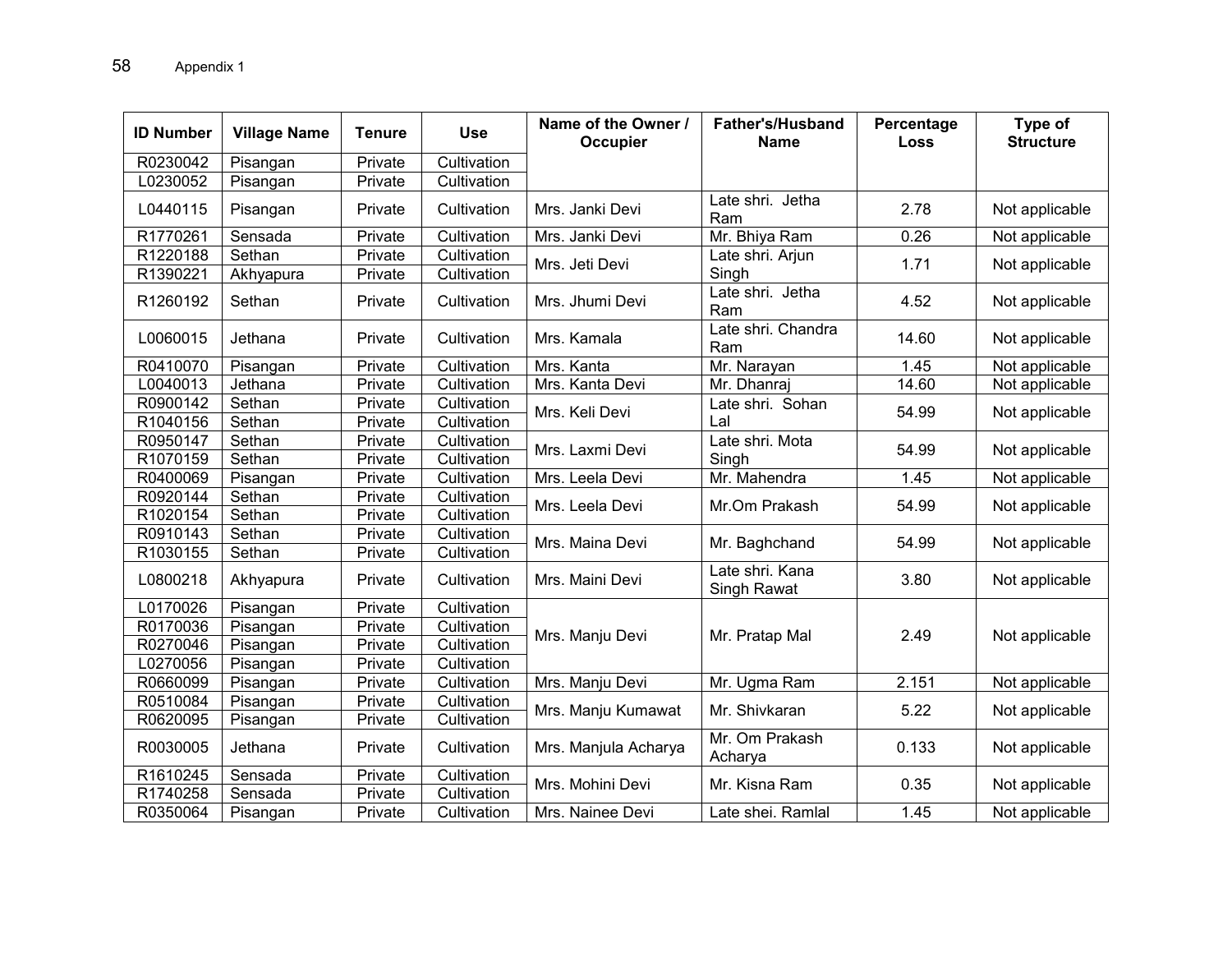| ID Number | Village Name | Tenure | Use | Name of the Owner / Occupier | Father's/Husband Name | Percentage Loss | Type of Structure |
|---|---|---|---|---|---|---|---|
| R0230042 | Pisangan | Private | Cultivation | | | | |
| L0230052 | Pisangan | Private | Cultivation | | | | |
| L0440115 | Pisangan | Private | Cultivation | Mrs. Janki Devi | Late shri. Jetha Ram | 2.78 | Not applicable |
| R1770261 | Sensada | Private | Cultivation | Mrs. Janki Devi | Mr. Bhiya Ram | 0.26 | Not applicable |
| R1220188 | Sethan | Private | Cultivation | Mrs. Jeti Devi | Late shri. Arjun Singh | 1.71 | Not applicable |
| R1390221 | Akhyapura | Private | Cultivation | | | | |
| R1260192 | Sethan | Private | Cultivation | Mrs. Jhumi Devi | Late shri. Jetha Ram | 4.52 | Not applicable |
| L0060015 | Jethana | Private | Cultivation | Mrs. Kamala | Late shri. Chandra Ram | 14.60 | Not applicable |
| R0410070 | Pisangan | Private | Cultivation | Mrs. Kanta | Mr. Narayan | 1.45 | Not applicable |
| L0040013 | Jethana | Private | Cultivation | Mrs. Kanta Devi | Mr. Dhanraj | 14.60 | Not applicable |
| R0900142 | Sethan | Private | Cultivation | Mrs. Keli Devi | Late shri. Sohan Lal | 54.99 | Not applicable |
| R1040156 | Sethan | Private | Cultivation | | | | |
| R0950147 | Sethan | Private | Cultivation | Mrs. Laxmi Devi | Late shri. Mota Singh | 54.99 | Not applicable |
| R1070159 | Sethan | Private | Cultivation | | | | |
| R0400069 | Pisangan | Private | Cultivation | Mrs. Leela Devi | Mr. Mahendra | 1.45 | Not applicable |
| R0920144 | Sethan | Private | Cultivation | Mrs. Leela Devi | Mr.Om Prakash | 54.99 | Not applicable |
| R1020154 | Sethan | Private | Cultivation | | | | |
| R0910143 | Sethan | Private | Cultivation | Mrs. Maina Devi | Mr. Baghchand | 54.99 | Not applicable |
| R1030155 | Sethan | Private | Cultivation | | | | |
| L0800218 | Akhyapura | Private | Cultivation | Mrs. Maini Devi | Late shri. Kana Singh Rawat | 3.80 | Not applicable |
| L0170026 | Pisangan | Private | Cultivation | Mrs. Manju Devi | Mr. Pratap Mal | 2.49 | Not applicable |
| R0170036 | Pisangan | Private | Cultivation | | | | |
| R0270046 | Pisangan | Private | Cultivation | | | | |
| L0270056 | Pisangan | Private | Cultivation | | | | |
| R0660099 | Pisangan | Private | Cultivation | Mrs. Manju Devi | Mr. Ugma Ram | 2.151 | Not applicable |
| R0510084 | Pisangan | Private | Cultivation | Mrs. Manju Kumawat | Mr. Shivkaran | 5.22 | Not applicable |
| R0620095 | Pisangan | Private | Cultivation | | | | |
| R0030005 | Jethana | Private | Cultivation | Mrs. Manjula Acharya | Mr. Om Prakash Acharya | 0.133 | Not applicable |
| R1610245 | Sensada | Private | Cultivation | Mrs. Mohini Devi | Mr. Kisna Ram | 0.35 | Not applicable |
| R1740258 | Sensada | Private | Cultivation | | | | |
| R0350064 | Pisangan | Private | Cultivation | Mrs. Nainee Devi | Late shei. Ramlal | 1.45 | Not applicable |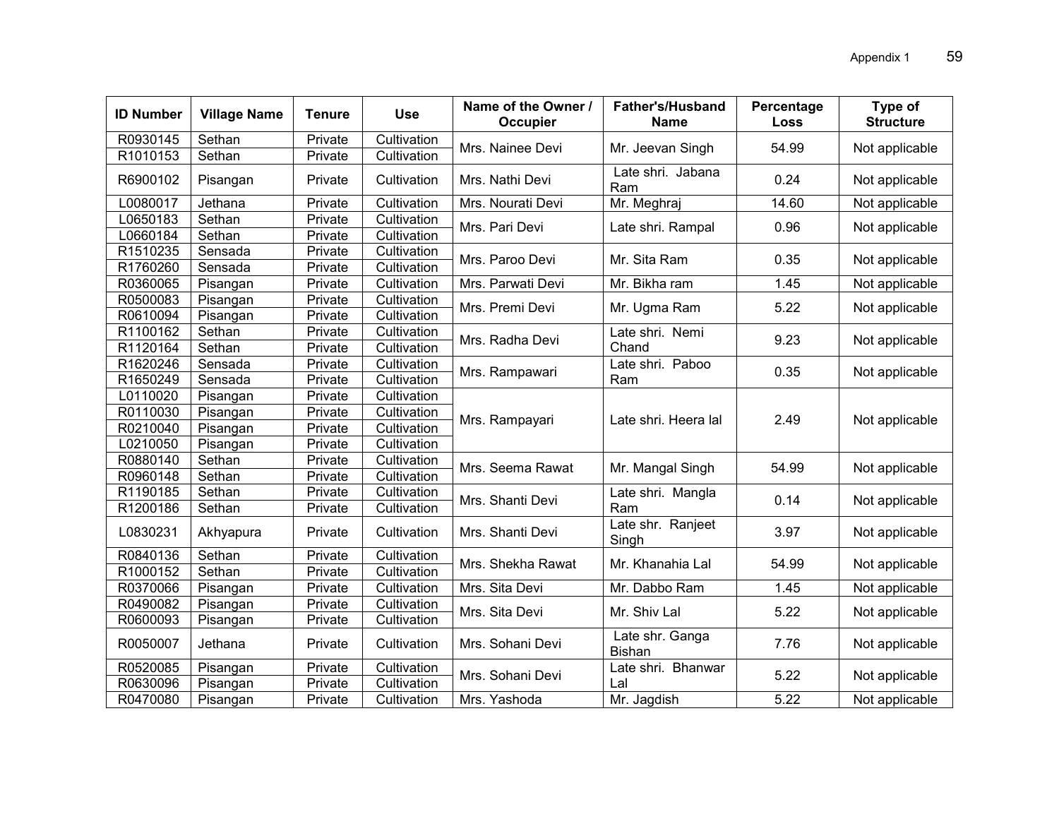| ID Number | Village Name | Tenure | Use | Name of the Owner / Occupier | Father's/Husband Name | Percentage Loss | Type of Structure |
|---|---|---|---|---|---|---|---|
| R0930145 | Sethan | Private | Cultivation | Mrs. Nainee Devi | Mr. Jeevan Singh | 54.99 | Not applicable |
| R1010153 | Sethan | Private | Cultivation | | | | |
| R6900102 | Pisangan | Private | Cultivation | Mrs. Nathi Devi | Late shri. Jabana Ram | 0.24 | Not applicable |
| L0080017 | Jethana | Private | Cultivation | Mrs. Nourati Devi | Mr. Meghraj | 14.60 | Not applicable |
| L0650183 | Sethan | Private | Cultivation | Mrs. Pari Devi | Late shri. Rampal | 0.96 | Not applicable |
| L0660184 | Sethan | Private | Cultivation | | | | |
| R1510235 | Sensada | Private | Cultivation | Mrs. Paroo Devi | Mr. Sita Ram | 0.35 | Not applicable |
| R1760260 | Sensada | Private | Cultivation | | | | |
| R0360065 | Pisangan | Private | Cultivation | Mrs. Parwati Devi | Mr. Bikha ram | 1.45 | Not applicable |
| R0500083 | Pisangan | Private | Cultivation | Mrs. Premi Devi | Mr. Ugma Ram | 5.22 | Not applicable |
| R0610094 | Pisangan | Private | Cultivation | | | | |
| R1100162 | Sethan | Private | Cultivation | Mrs. Radha Devi | Late shri. Nemi Chand | 9.23 | Not applicable |
| R1120164 | Sethan | Private | Cultivation | | | | |
| R1620246 | Sensada | Private | Cultivation | Mrs. Rampawari | Late shri. Paboo Ram | 0.35 | Not applicable |
| R1650249 | Sensada | Private | Cultivation | | | | |
| L0110020 | Pisangan | Private | Cultivation | Mrs. Rampayari | Late shri. Heera lal | 2.49 | Not applicable |
| R0110030 | Pisangan | Private | Cultivation | | | | |
| R0210040 | Pisangan | Private | Cultivation | | | | |
| L0210050 | Pisangan | Private | Cultivation | | | | |
| R0880140 | Sethan | Private | Cultivation | Mrs. Seema Rawat | Mr. Mangal Singh | 54.99 | Not applicable |
| R0960148 | Sethan | Private | Cultivation | | | | |
| R1190185 | Sethan | Private | Cultivation | Mrs. Shanti Devi | Late shri. Mangla Ram | 0.14 | Not applicable |
| R1200186 | Sethan | Private | Cultivation | | | | |
| L0830231 | Akhyapura | Private | Cultivation | Mrs. Shanti Devi | Late shr. Ranjeet Singh | 3.97 | Not applicable |
| R0840136 | Sethan | Private | Cultivation | Mrs. Shekha Rawat | Mr. Khanahia Lal | 54.99 | Not applicable |
| R1000152 | Sethan | Private | Cultivation | | | | |
| R0370066 | Pisangan | Private | Cultivation | Mrs. Sita Devi | Mr. Dabbo Ram | 1.45 | Not applicable |
| R0490082 | Pisangan | Private | Cultivation | Mrs. Sita Devi | Mr. Shiv Lal | 5.22 | Not applicable |
| R0600093 | Pisangan | Private | Cultivation | | | | |
| R0050007 | Jethana | Private | Cultivation | Mrs. Sohani Devi | Late shr. Ganga Bishan | 7.76 | Not applicable |
| R0520085 | Pisangan | Private | Cultivation | Mrs. Sohani Devi | Late shri. Bhanwar Lal | 5.22 | Not applicable |
| R0630096 | Pisangan | Private | Cultivation | | | | |
| R0470080 | Pisangan | Private | Cultivation | Mrs. Yashoda | Mr. Jagdish | 5.22 | Not applicable |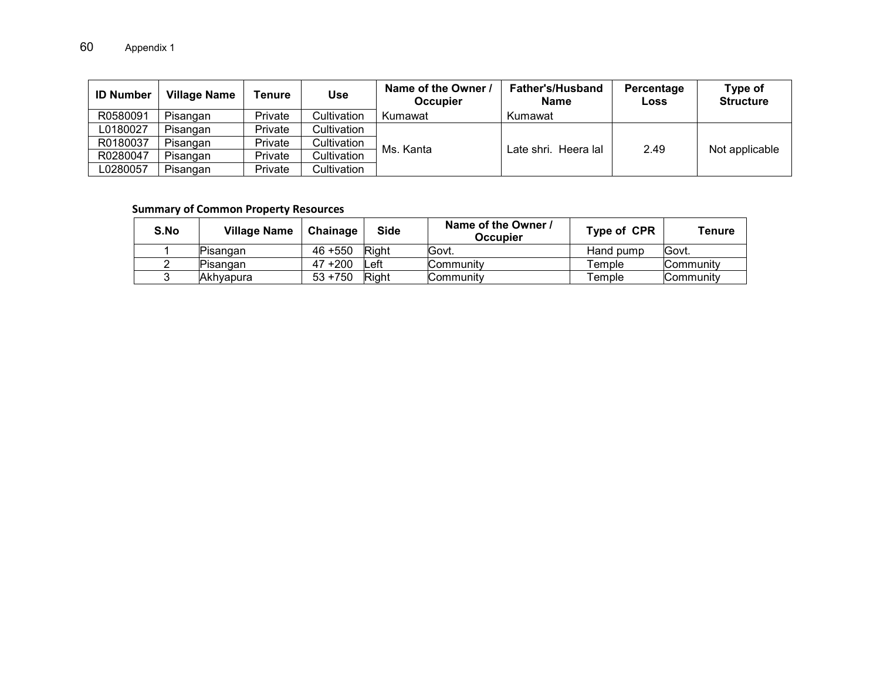| ID Number | Village Name | Tenure | Use | Name of the Owner / Occupier | Father's/Husband Name | Percentage Loss | Type of Structure |
|---|---|---|---|---|---|---|---|
| R0580091 | Pisangan | Private | Cultivation | Kumawat | Kumawat | | |
| L0180027 | Pisangan | Private | Cultivation | Ms. Kanta | Late shri. Heera lal | 2.49 | Not applicable |
| R0180037 | Pisangan | Private | Cultivation | | | | |
| R0280047 | Pisangan | Private | Cultivation | | | | |
| L0280057 | Pisangan | Private | Cultivation | | | | |

**Summary of Common Property Resources**

| S.No | Village Name | Chainage | Side | Name of the Owner / Occupier | Type of CPR | Tenure |
|---|---|---|---|---|---|---|
| 1 | Pisangan | 46 +550 | Right | Govt. | Hand pump | Govt. |
| 2 | Pisangan | 47 +200 | Left | Community | Temple | Community |
| 3 | Akhyapura | 53 +750 | Right | Community | Temple | Community |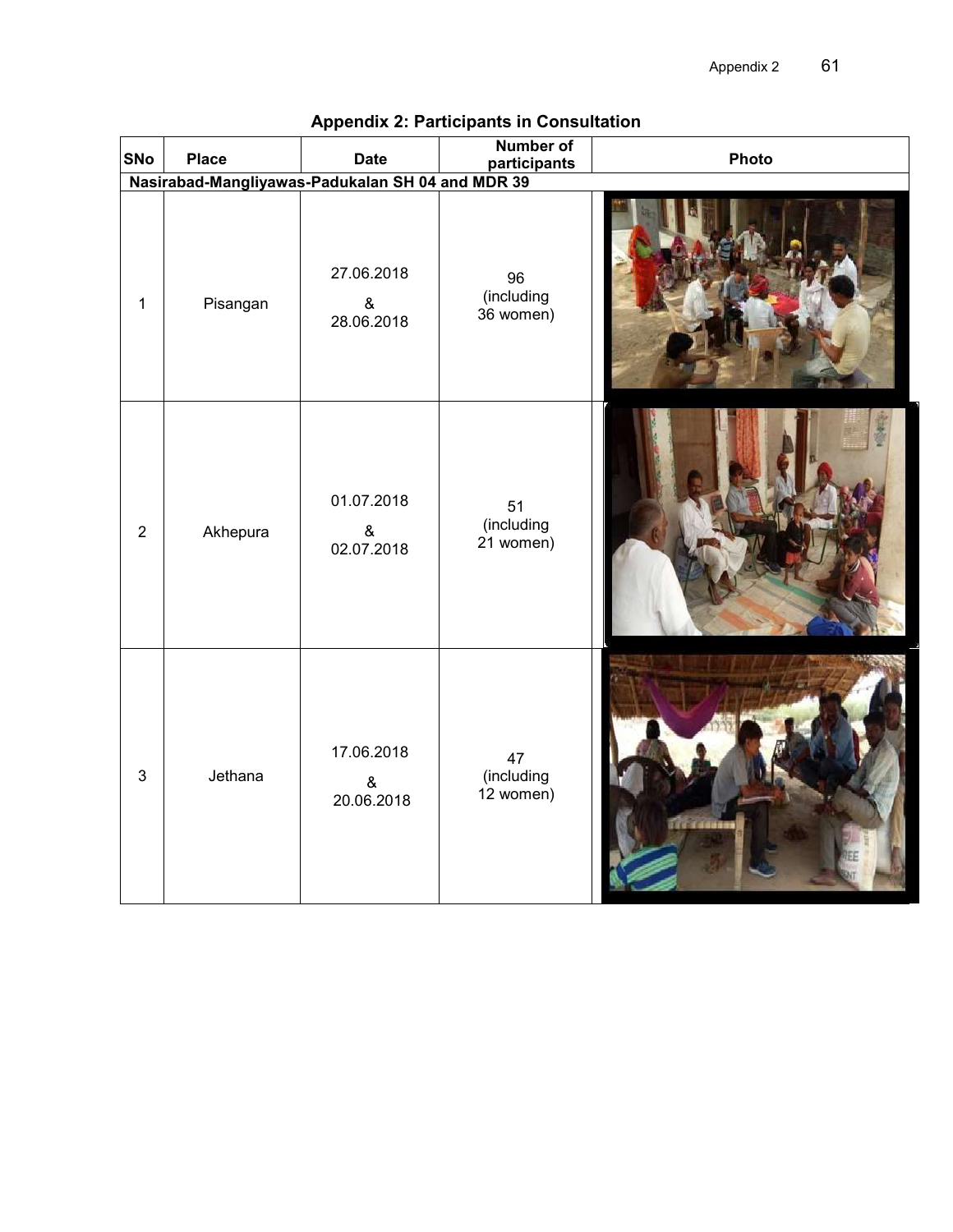## Appendix 2: Participants in Consultation

| SNo | Place | Date | Number of participants | Photo |
|---|---|---|---|---|
| **Nasirabad-Mangliyawas-Padukalan SH 04 and MDR 39** | | | | |
| 1 | Pisangan | 27.06.2018 & 28.06.2018 | 96 (including 36 women) | |
| 2 | Akhepura | 01.07.2018 & 02.07.2018 | 51 (including 21 women) | |
| 3 | Jethana | 17.06.2018 & 20.06.2018 | 47 (including 12 women) | |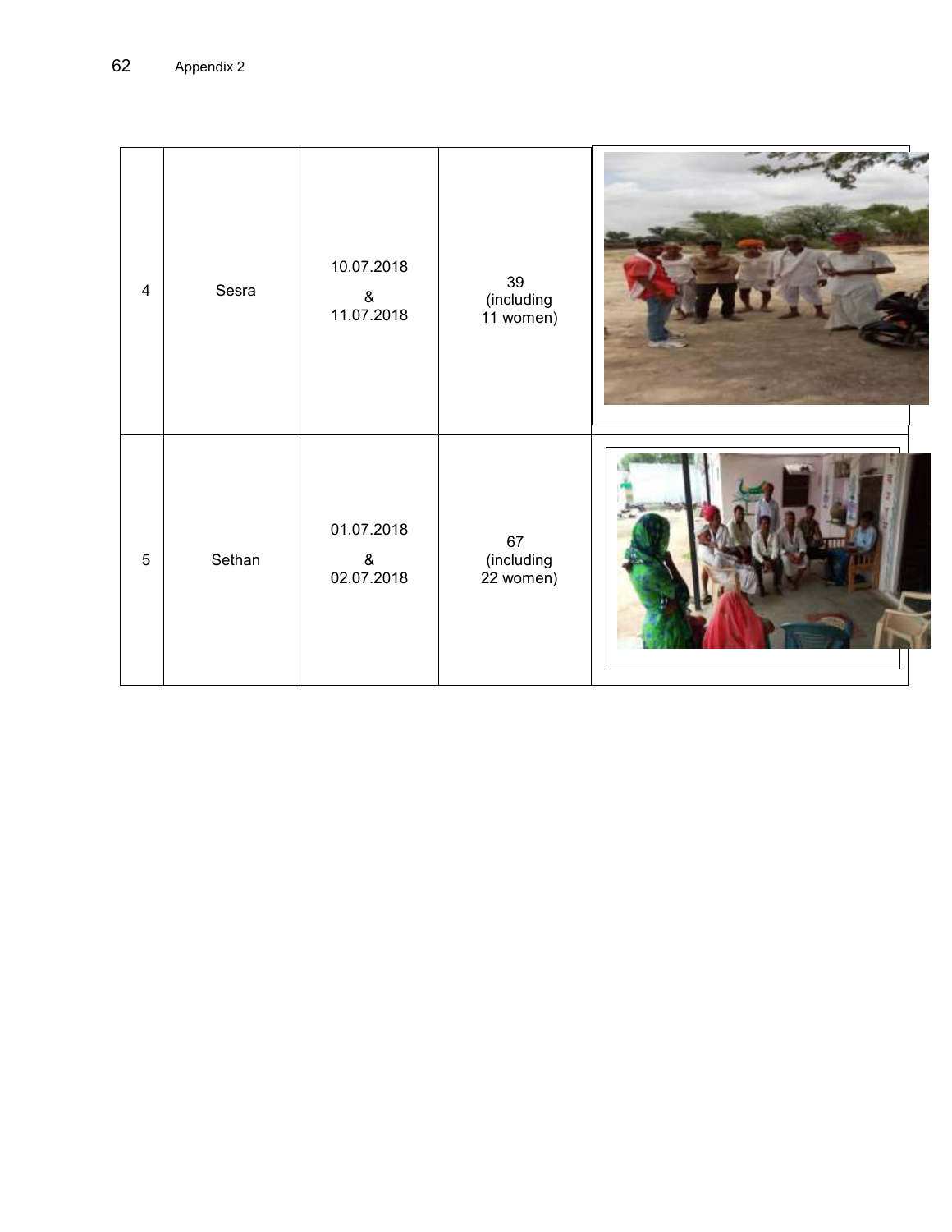| | | | | |
|---|---|---|---|---|
| 4 | Sesra | 10.07.2018 & 11.07.2018 | 39 (including 11 women) | |
| 5 | Sethan | 01.07.2018 & 02.07.2018 | 67 (including 22 women) | |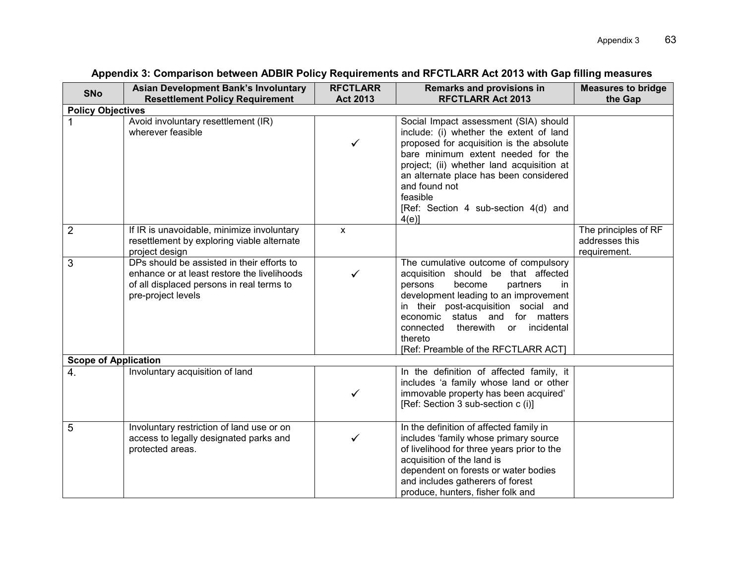## Appendix 3: Comparison between ADBIR Policy Requirements and RFCTLARR Act 2013 with Gap filling measures

| SNo | Asian Development Bank's Involuntary Resettlement Policy Requirement | RFCTLARR Act 2013 | Remarks and provisions in RFCTLARR Act 2013 | Measures to bridge the Gap |
|---|---|---|---|---|
| **Policy Objectives** | | | | |
| 1 | Avoid involuntary resettlement (IR) wherever feasible | ✓ | Social Impact assessment (SIA) should include: (i) whether the extent of land proposed for acquisition is the absolute bare minimum extent needed for the project; (ii) whether land acquisition at an alternate place has been considered and found not feasible [Ref: Section 4 sub-section 4(d) and 4(e)] | |
| 2 | If IR is unavoidable, minimize involuntary resettlement by exploring viable alternate project design | x | | The principles of RF addresses this requirement. |
| 3 | DPs should be assisted in their efforts to enhance or at least restore the livelihoods of all displaced persons in real terms to pre-project levels | ✓ | The cumulative outcome of compulsory acquisition should be that affected persons become partners in development leading to an improvement in their post-acquisition social and economic status and for matters connected therewith or incidental thereto [Ref: Preamble of the RFCTLARR ACT] | |
| **Scope of Application** | | | | |
| 4. | Involuntary acquisition of land | ✓ | In the definition of affected family, it includes 'a family whose land or other immovable property has been acquired' [Ref: Section 3 sub-section c (i)] | |
| 5 | Involuntary restriction of land use or on access to legally designated parks and protected areas. | ✓ | In the definition of affected family in includes 'family whose primary source of livelihood for three years prior to the acquisition of the land is dependent on forests or water bodies and includes gatherers of forest produce, hunters, fisher folk and | |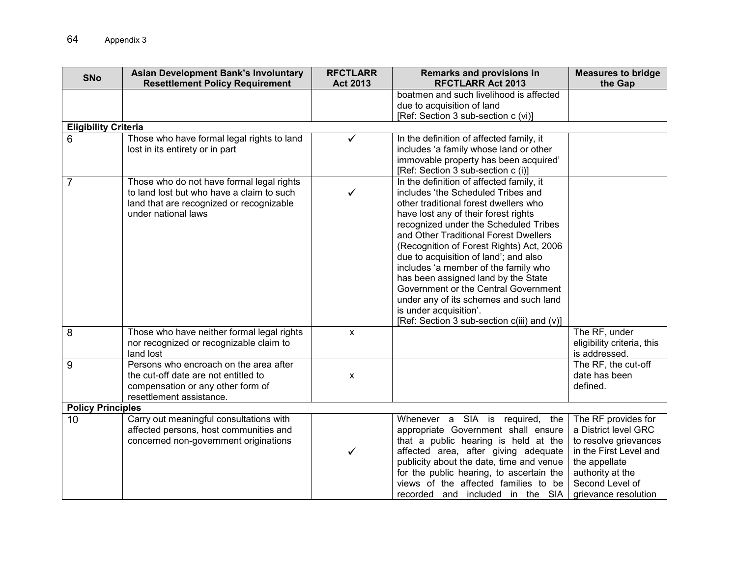| SNo | Asian Development Bank's Involuntary Resettlement Policy Requirement | RFCTLARR Act 2013 | Remarks and provisions in RFCTLARR Act 2013 | Measures to bridge the Gap |
|---|---|---|---|---|
| | | | boatmen and such livelihood is affected due to acquisition of land [Ref: Section 3 sub-section c (vi)] | |
| **Eligibility Criteria** | | | | |
| 6 | Those who have formal legal rights to land lost in its entirety or in part | ✓ | In the definition of affected family, it includes 'a family whose land or other immovable property has been acquired' [Ref: Section 3 sub-section c (i)] | |
| 7 | Those who do not have formal legal rights to land lost but who have a claim to such land that are recognized or recognizable under national laws | ✓ | In the definition of affected family, it includes 'the Scheduled Tribes and other traditional forest dwellers who have lost any of their forest rights recognized under the Scheduled Tribes and Other Traditional Forest Dwellers (Recognition of Forest Rights) Act, 2006 due to acquisition of land'; and also includes 'a member of the family who has been assigned land by the State Government or the Central Government under any of its schemes and such land is under acquisition'. [Ref: Section 3 sub-section c(iii) and (v)] | |
| 8 | Those who have neither formal legal rights nor recognized or recognizable claim to land lost | x | | The RF, under eligibility criteria, this is addressed. |
| 9 | Persons who encroach on the area after the cut-off date are not entitled to compensation or any other form of resettlement assistance. | x | | The RF, the cut-off date has been defined. |
| **Policy Principles** | | | | |
| 10 | Carry out meaningful consultations with affected persons, host communities and concerned non-government originations | ✓ | Whenever a SIA is required, the appropriate Government shall ensure that a public hearing is held at the affected area, after giving adequate publicity about the date, time and venue for the public hearing, to ascertain the views of the affected families to be recorded and included in the SIA | The RF provides for a District level GRC to resolve grievances in the First Level and the appellate authority at the Second Level of grievance resolution |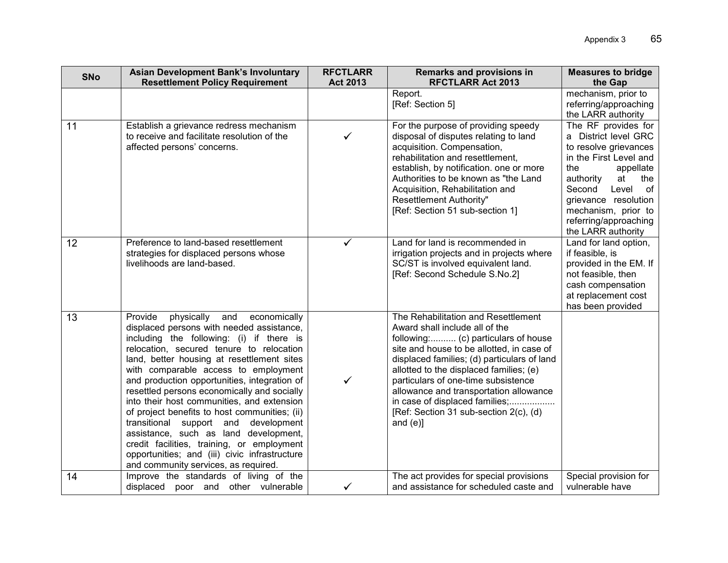| SNo | Asian Development Bank's Involuntary Resettlement Policy Requirement | RFCTLARR Act 2013 | Remarks and provisions in RFCTLARR Act 2013 | Measures to bridge the Gap |
|---|---|---|---|---|
| | | | Report.<br>[Ref: Section 5] | mechanism, prior to referring/approaching the LARR authority |
| 11 | Establish a grievance redress mechanism to receive and facilitate resolution of the affected persons' concerns. | ✓ | For the purpose of providing speedy disposal of disputes relating to land acquisition. Compensation, rehabilitation and resettlement, establish, by notification. one or more Authorities to be known as "the Land Acquisition, Rehabilitation and Resettlement Authority"<br>[Ref: Section 51 sub-section 1] | The RF provides for a District level GRC to resolve grievances in the First Level and the appellate authority at the Second Level of grievance resolution mechanism, prior to referring/approaching the LARR authority |
| 12 | Preference to land-based resettlement strategies for displaced persons whose livelihoods are land-based. | ✓ | Land for land is recommended in irrigation projects and in projects where SC/ST is involved equivalent land.<br>[Ref: Second Schedule S.No.2] | Land for land option, if feasible, is provided in the EM. If not feasible, then cash compensation at replacement cost has been provided |
| 13 | Provide physically and economically displaced persons with needed assistance, including the following: (i) if there is relocation, secured tenure to relocation land, better housing at resettlement sites with comparable access to employment and production opportunities, integration of resettled persons economically and socially into their host communities, and extension of project benefits to host communities; (ii) transitional support and development assistance, such as land development, credit facilities, training, or employment opportunities; and (iii) civic infrastructure and community services, as required. | ✓ | The Rehabilitation and Resettlement Award shall include all of the following:.......... (c) particulars of house site and house to be allotted, in case of displaced families; (d) particulars of land allotted to the displaced families; (e) particulars of one-time subsistence allowance and transportation allowance in case of displaced families;.................<br>[Ref: Section 31 sub-section 2(c), (d) and (e)] | |
| 14 | Improve the standards of living of the displaced poor and other vulnerable | ✓ | The act provides for special provisions and assistance for scheduled caste and | Special provision for vulnerable have |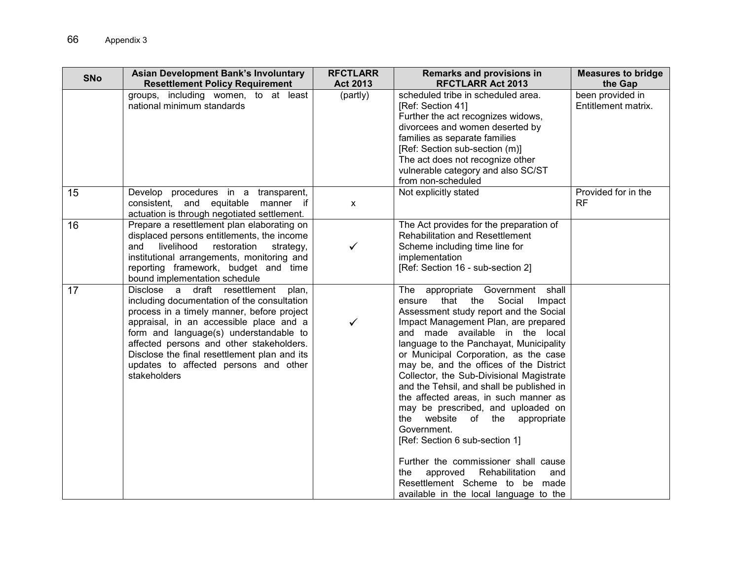| SNo | Asian Development Bank's Involuntary Resettlement Policy Requirement | RFCTLARR Act 2013 | Remarks and provisions in RFCTLARR Act 2013 | Measures to bridge the Gap |
|---|---|---|---|---|
| | groups, including women, to at least national minimum standards | (partly) | scheduled tribe in scheduled area. [Ref: Section 41] Further the act recognizes widows, divorcees and women deserted by families as separate families [Ref: Section sub-section (m)] The act does not recognize other vulnerable category and also SC/ST from non-scheduled | been provided in Entitlement matrix. |
| 15 | Develop procedures in a transparent, consistent, and equitable manner if actuation is through negotiated settlement. | x | Not explicitly stated | Provided for in the RF |
| 16 | Prepare a resettlement plan elaborating on displaced persons entitlements, the income and livelihood restoration strategy, institutional arrangements, monitoring and reporting framework, budget and time bound implementation schedule | ✓ | The Act provides for the preparation of Rehabilitation and Resettlement Scheme including time line for implementation [Ref: Section 16 - sub-section 2] | |
| 17 | Disclose a draft resettlement plan, including documentation of the consultation process in a timely manner, before project appraisal, in an accessible place and a form and language(s) understandable to affected persons and other stakeholders. Disclose the final resettlement plan and its updates to affected persons and other stakeholders | ✓ | The appropriate Government shall ensure that the Social Impact Assessment study report and the Social Impact Management Plan, are prepared and made available in the local language to the Panchayat, Municipality or Municipal Corporation, as the case may be, and the offices of the District Collector, the Sub-Divisional Magistrate and the Tehsil, and shall be published in the affected areas, in such manner as may be prescribed, and uploaded on the website of the appropriate Government. [Ref: Section 6 sub-section 1]<br><br>Further the commissioner shall cause the approved Rehabilitation and Resettlement Scheme to be made available in the local language to the | |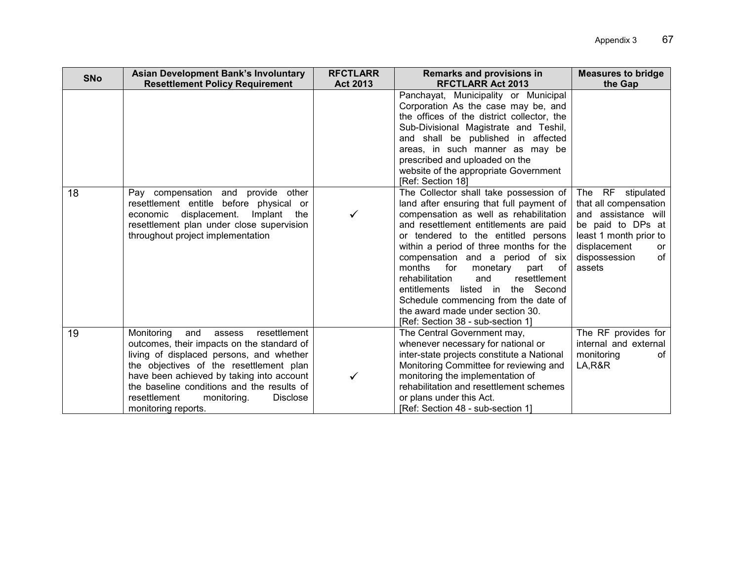| SNo | Asian Development Bank's Involuntary Resettlement Policy Requirement | RFCTLARR Act 2013 | Remarks and provisions in RFCTLARR Act 2013 | Measures to bridge the Gap |
|---|---|---|---|---|
| | | | Panchayat, Municipality or Municipal Corporation As the case may be, and the offices of the district collector, the Sub-Divisional Magistrate and Teshil, and shall be published in affected areas, in such manner as may be prescribed and uploaded on the website of the appropriate Government [Ref: Section 18] | |
| 18 | Pay compensation and provide other resettlement entitle before physical or economic displacement. Implant the resettlement plan under close supervision throughout project implementation | ✓ | The Collector shall take possession of land after ensuring that full payment of compensation as well as rehabilitation and resettlement entitlements are paid or tendered to the entitled persons within a period of three months for the compensation and a period of six months for monetary part of rehabilitation and resettlement entitlements listed in the Second Schedule commencing from the date of the award made under section 30. [Ref: Section 38 - sub-section 1] | The RF stipulated that all compensation and assistance will be paid to DPs at least 1 month prior to displacement or dispossession of assets |
| 19 | Monitoring and assess resettlement outcomes, their impacts on the standard of living of displaced persons, and whether the objectives of the resettlement plan have been achieved by taking into account the baseline conditions and the results of resettlement monitoring. Disclose monitoring reports. | ✓ | The Central Government may, whenever necessary for national or inter-state projects constitute a National Monitoring Committee for reviewing and monitoring the implementation of rehabilitation and resettlement schemes or plans under this Act. [Ref: Section 48 - sub-section 1] | The RF provides for internal and external monitoring of LA,R&R |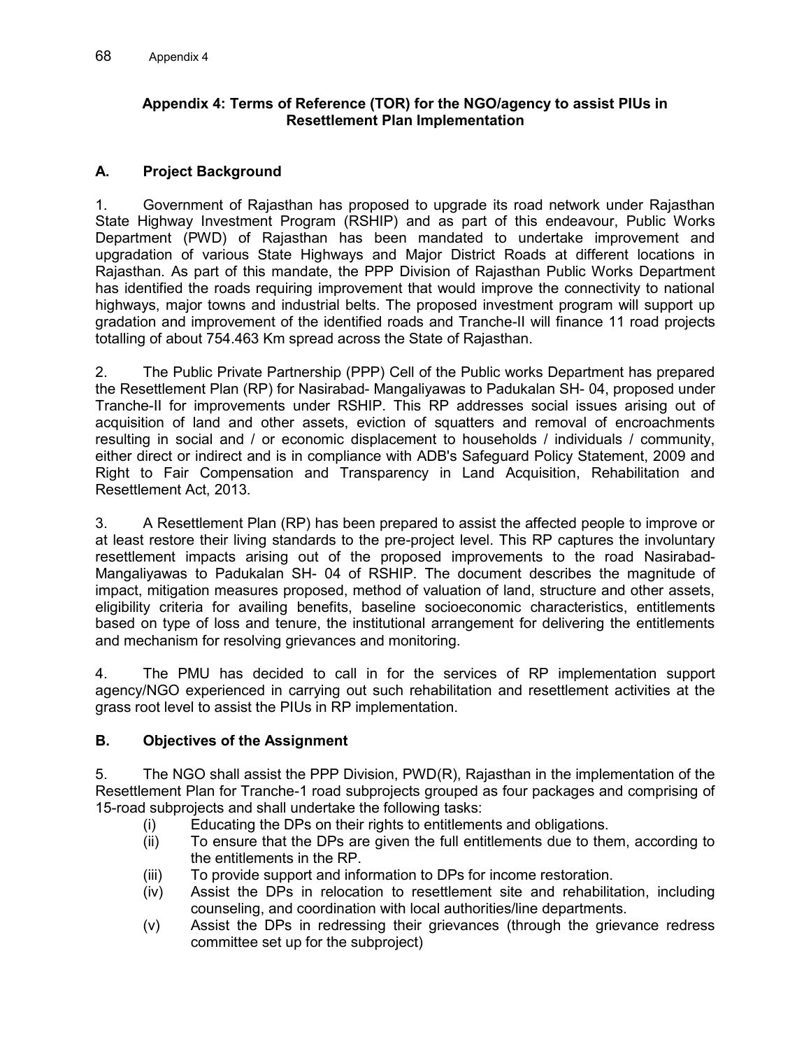## Appendix 4: Terms of Reference (TOR) for the NGO/agency to assist PIUs in Resettlement Plan Implementation

### A. Project Background

1. Government of Rajasthan has proposed to upgrade its road network under Rajasthan State Highway Investment Program (RSHIP) and as part of this endeavour, Public Works Department (PWD) of Rajasthan has been mandated to undertake improvement and upgradation of various State Highways and Major District Roads at different locations in Rajasthan. As part of this mandate, the PPP Division of Rajasthan Public Works Department has identified the roads requiring improvement that would improve the connectivity to national highways, major towns and industrial belts. The proposed investment program will support up gradation and improvement of the identified roads and Tranche-II will finance 11 road projects totalling of about 754.463 Km spread across the State of Rajasthan.

2. The Public Private Partnership (PPP) Cell of the Public works Department has prepared the Resettlement Plan (RP) for Nasirabad- Mangaliyawas to Padukalan SH- 04, proposed under Tranche-II for improvements under RSHIP. This RP addresses social issues arising out of acquisition of land and other assets, eviction of squatters and removal of encroachments resulting in social and / or economic displacement to households / individuals / community, either direct or indirect and is in compliance with ADB's Safeguard Policy Statement, 2009 and Right to Fair Compensation and Transparency in Land Acquisition, Rehabilitation and Resettlement Act, 2013.

3. A Resettlement Plan (RP) has been prepared to assist the affected people to improve or at least restore their living standards to the pre-project level. This RP captures the involuntary resettlement impacts arising out of the proposed improvements to the road Nasirabad-Mangaliyawas to Padukalan SH- 04 of RSHIP. The document describes the magnitude of impact, mitigation measures proposed, method of valuation of land, structure and other assets, eligibility criteria for availing benefits, baseline socioeconomic characteristics, entitlements based on type of loss and tenure, the institutional arrangement for delivering the entitlements and mechanism for resolving grievances and monitoring.

4. The PMU has decided to call in for the services of RP implementation support agency/NGO experienced in carrying out such rehabilitation and resettlement activities at the grass root level to assist the PIUs in RP implementation.

### B. Objectives of the Assignment

5. The NGO shall assist the PPP Division, PWD(R), Rajasthan in the implementation of the Resettlement Plan for Tranche-1 road subprojects grouped as four packages and comprising of 15-road subprojects and shall undertake the following tasks:

(i) Educating the DPs on their rights to entitlements and obligations.
(ii) To ensure that the DPs are given the full entitlements due to them, according to the entitlements in the RP.
(iii) To provide support and information to DPs for income restoration.
(iv) Assist the DPs in relocation to resettlement site and rehabilitation, including counseling, and coordination with local authorities/line departments.
(v) Assist the DPs in redressing their grievances (through the grievance redress committee set up for the subproject)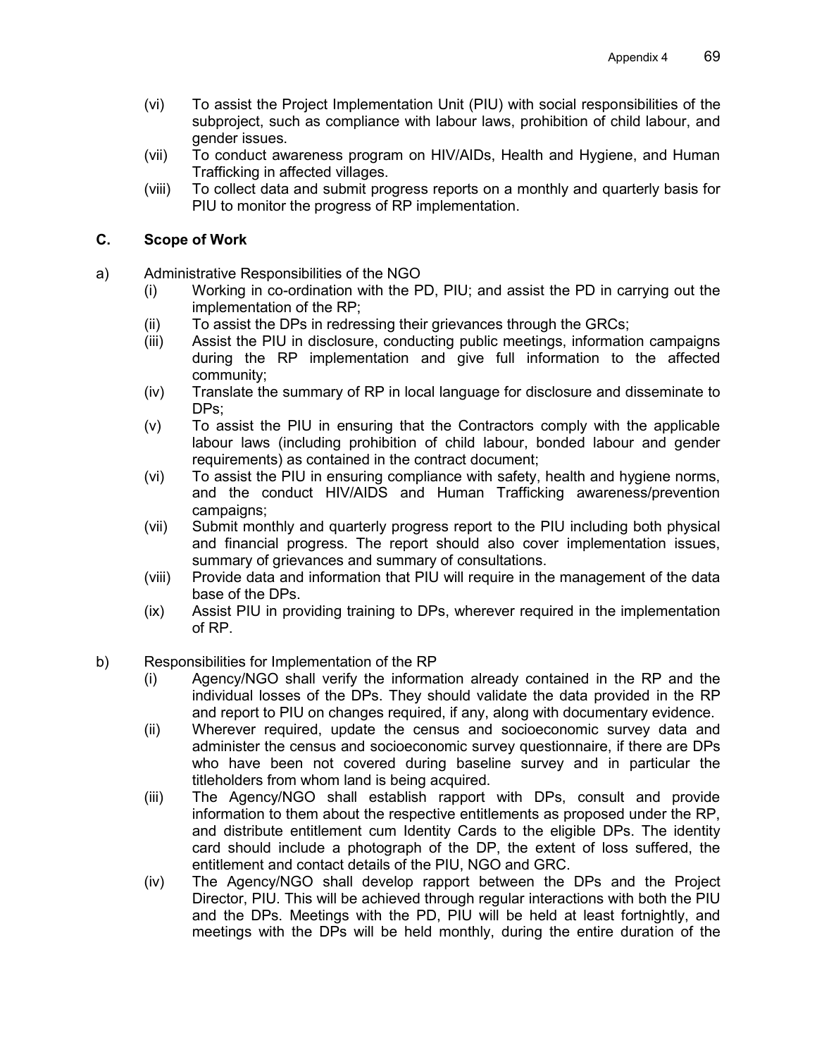(vi) To assist the Project Implementation Unit (PIU) with social responsibilities of the subproject, such as compliance with labour laws, prohibition of child labour, and gender issues.

(vii) To conduct awareness program on HIV/AIDs, Health and Hygiene, and Human Trafficking in affected villages.

(viii) To collect data and submit progress reports on a monthly and quarterly basis for PIU to monitor the progress of RP implementation.

## C. Scope of Work

a) Administrative Responsibilities of the NGO

(i) Working in co-ordination with the PD, PIU; and assist the PD in carrying out the implementation of the RP;

(ii) To assist the DPs in redressing their grievances through the GRCs;

(iii) Assist the PIU in disclosure, conducting public meetings, information campaigns during the RP implementation and give full information to the affected community;

(iv) Translate the summary of RP in local language for disclosure and disseminate to DPs;

(v) To assist the PIU in ensuring that the Contractors comply with the applicable labour laws (including prohibition of child labour, bonded labour and gender requirements) as contained in the contract document;

(vi) To assist the PIU in ensuring compliance with safety, health and hygiene norms, and the conduct HIV/AIDS and Human Trafficking awareness/prevention campaigns;

(vii) Submit monthly and quarterly progress report to the PIU including both physical and financial progress. The report should also cover implementation issues, summary of grievances and summary of consultations.

(viii) Provide data and information that PIU will require in the management of the data base of the DPs.

(ix) Assist PIU in providing training to DPs, wherever required in the implementation of RP.

b) Responsibilities for Implementation of the RP

(i) Agency/NGO shall verify the information already contained in the RP and the individual losses of the DPs. They should validate the data provided in the RP and report to PIU on changes required, if any, along with documentary evidence.

(ii) Wherever required, update the census and socioeconomic survey data and administer the census and socioeconomic survey questionnaire, if there are DPs who have been not covered during baseline survey and in particular the titleholders from whom land is being acquired.

(iii) The Agency/NGO shall establish rapport with DPs, consult and provide information to them about the respective entitlements as proposed under the RP, and distribute entitlement cum Identity Cards to the eligible DPs. The identity card should include a photograph of the DP, the extent of loss suffered, the entitlement and contact details of the PIU, NGO and GRC.

(iv) The Agency/NGO shall develop rapport between the DPs and the Project Director, PIU. This will be achieved through regular interactions with both the PIU and the DPs. Meetings with the PD, PIU will be held at least fortnightly, and meetings with the DPs will be held monthly, during the entire duration of the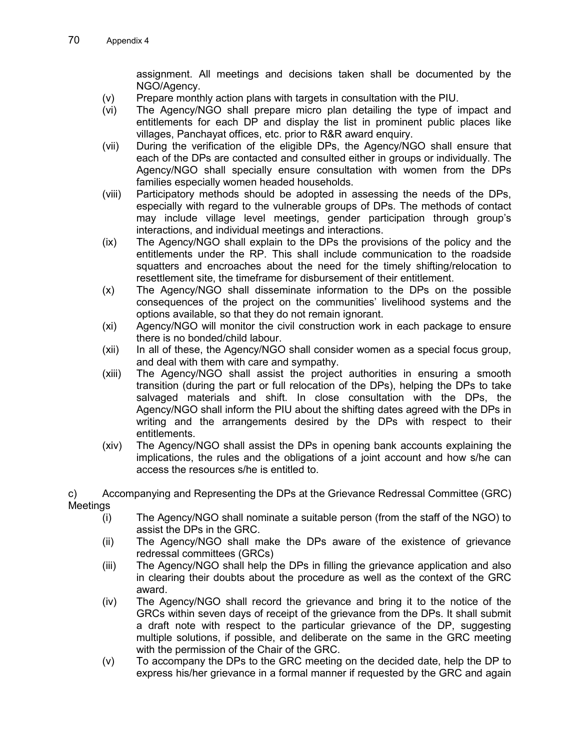assignment. All meetings and decisions taken shall be documented by the NGO/Agency.

(v) Prepare monthly action plans with targets in consultation with the PIU.

(vi) The Agency/NGO shall prepare micro plan detailing the type of impact and entitlements for each DP and display the list in prominent public places like villages, Panchayat offices, etc. prior to R&R award enquiry.

(vii) During the verification of the eligible DPs, the Agency/NGO shall ensure that each of the DPs are contacted and consulted either in groups or individually. The Agency/NGO shall specially ensure consultation with women from the DPs families especially women headed households.

(viii) Participatory methods should be adopted in assessing the needs of the DPs, especially with regard to the vulnerable groups of DPs. The methods of contact may include village level meetings, gender participation through group's interactions, and individual meetings and interactions.

(ix) The Agency/NGO shall explain to the DPs the provisions of the policy and the entitlements under the RP. This shall include communication to the roadside squatters and encroaches about the need for the timely shifting/relocation to resettlement site, the timeframe for disbursement of their entitlement.

(x) The Agency/NGO shall disseminate information to the DPs on the possible consequences of the project on the communities' livelihood systems and the options available, so that they do not remain ignorant.

(xi) Agency/NGO will monitor the civil construction work in each package to ensure there is no bonded/child labour.

(xii) In all of these, the Agency/NGO shall consider women as a special focus group, and deal with them with care and sympathy.

(xiii) The Agency/NGO shall assist the project authorities in ensuring a smooth transition (during the part or full relocation of the DPs), helping the DPs to take salvaged materials and shift. In close consultation with the DPs, the Agency/NGO shall inform the PIU about the shifting dates agreed with the DPs in writing and the arrangements desired by the DPs with respect to their entitlements.

(xiv) The Agency/NGO shall assist the DPs in opening bank accounts explaining the implications, the rules and the obligations of a joint account and how s/he can access the resources s/he is entitled to.

c) Accompanying and Representing the DPs at the Grievance Redressal Committee (GRC) Meetings

(i) The Agency/NGO shall nominate a suitable person (from the staff of the NGO) to assist the DPs in the GRC.

(ii) The Agency/NGO shall make the DPs aware of the existence of grievance redressal committees (GRCs)

(iii) The Agency/NGO shall help the DPs in filling the grievance application and also in clearing their doubts about the procedure as well as the context of the GRC award.

(iv) The Agency/NGO shall record the grievance and bring it to the notice of the GRCs within seven days of receipt of the grievance from the DPs. It shall submit a draft note with respect to the particular grievance of the DP, suggesting multiple solutions, if possible, and deliberate on the same in the GRC meeting with the permission of the Chair of the GRC.

(v) To accompany the DPs to the GRC meeting on the decided date, help the DP to express his/her grievance in a formal manner if requested by the GRC and again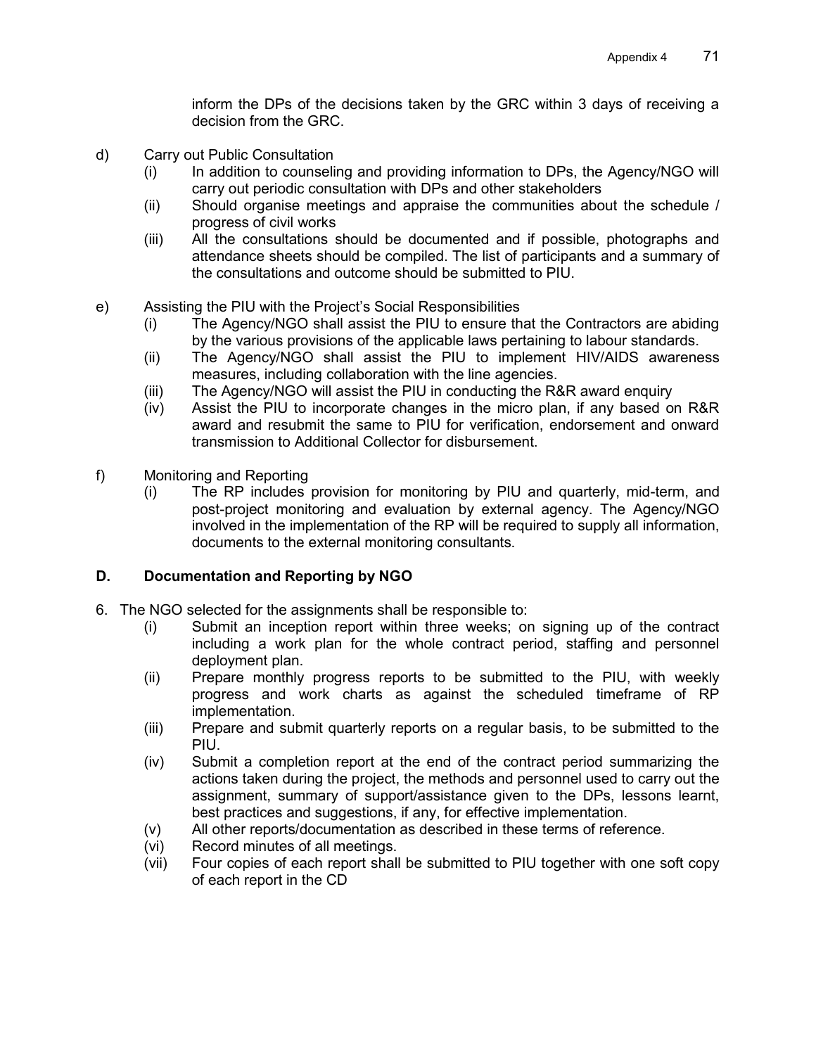inform the DPs of the decisions taken by the GRC within 3 days of receiving a decision from the GRC.

d) Carry out Public Consultation
   - (i) In addition to counseling and providing information to DPs, the Agency/NGO will carry out periodic consultation with DPs and other stakeholders
   - (ii) Should organise meetings and appraise the communities about the schedule / progress of civil works
   - (iii) All the consultations should be documented and if possible, photographs and attendance sheets should be compiled. The list of participants and a summary of the consultations and outcome should be submitted to PIU.

e) Assisting the PIU with the Project's Social Responsibilities
   - (i) The Agency/NGO shall assist the PIU to ensure that the Contractors are abiding by the various provisions of the applicable laws pertaining to labour standards.
   - (ii) The Agency/NGO shall assist the PIU to implement HIV/AIDS awareness measures, including collaboration with the line agencies.
   - (iii) The Agency/NGO will assist the PIU in conducting the R&R award enquiry
   - (iv) Assist the PIU to incorporate changes in the micro plan, if any based on R&R award and resubmit the same to PIU for verification, endorsement and onward transmission to Additional Collector for disbursement.

f) Monitoring and Reporting
   - (i) The RP includes provision for monitoring by PIU and quarterly, mid-term, and post-project monitoring and evaluation by external agency. The Agency/NGO involved in the implementation of the RP will be required to supply all information, documents to the external monitoring consultants.

### D. Documentation and Reporting by NGO

6. The NGO selected for the assignments shall be responsible to:
   - (i) Submit an inception report within three weeks; on signing up of the contract including a work plan for the whole contract period, staffing and personnel deployment plan.
   - (ii) Prepare monthly progress reports to be submitted to the PIU, with weekly progress and work charts as against the scheduled timeframe of RP implementation.
   - (iii) Prepare and submit quarterly reports on a regular basis, to be submitted to the PIU.
   - (iv) Submit a completion report at the end of the contract period summarizing the actions taken during the project, the methods and personnel used to carry out the assignment, summary of support/assistance given to the DPs, lessons learnt, best practices and suggestions, if any, for effective implementation.
   - (v) All other reports/documentation as described in these terms of reference.
   - (vi) Record minutes of all meetings.
   - (vii) Four copies of each report shall be submitted to PIU together with one soft copy of each report in the CD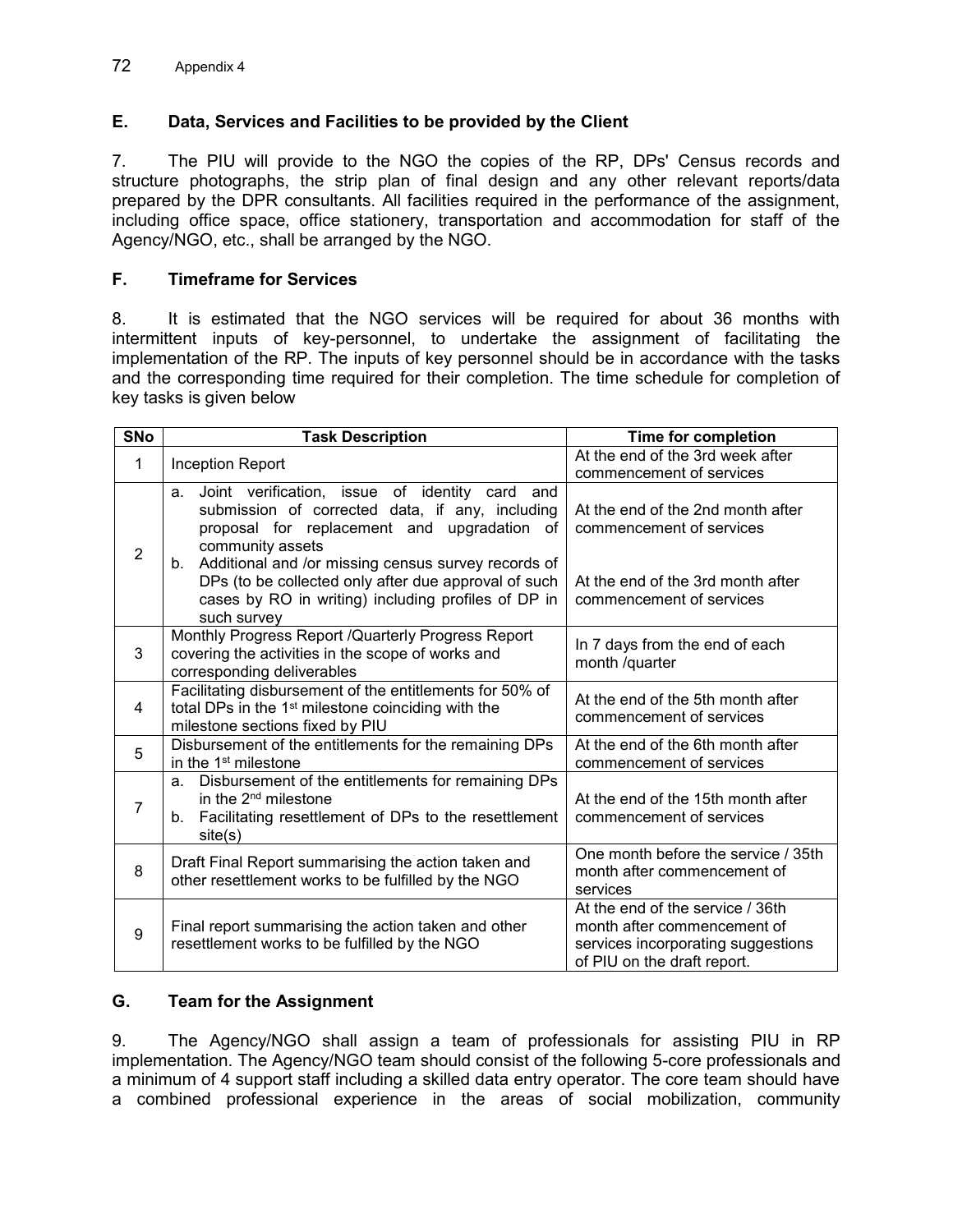## E. Data, Services and Facilities to be provided by the Client

7. The PIU will provide to the NGO the copies of the RP, DPs' Census records and structure photographs, the strip plan of final design and any other relevant reports/data prepared by the DPR consultants. All facilities required in the performance of the assignment, including office space, office stationery, transportation and accommodation for staff of the Agency/NGO, etc., shall be arranged by the NGO.

## F. Timeframe for Services

8. It is estimated that the NGO services will be required for about 36 months with intermittent inputs of key-personnel, to undertake the assignment of facilitating the implementation of the RP. The inputs of key personnel should be in accordance with the tasks and the corresponding time required for their completion. The time schedule for completion of key tasks is given below

| SNo | Task Description | Time for completion |
|---|---|---|
| 1 | Inception Report | At the end of the 3rd week after commencement of services |
| 2 | a. Joint verification, issue of identity card and submission of corrected data, if any, including proposal for replacement and upgradation of community assets<br>b. Additional and /or missing census survey records of DPs (to be collected only after due approval of such cases by RO in writing) including profiles of DP in such survey | At the end of the 2nd month after commencement of services<br><br>At the end of the 3rd month after commencement of services |
| 3 | Monthly Progress Report /Quarterly Progress Report covering the activities in the scope of works and corresponding deliverables | In 7 days from the end of each month /quarter |
| 4 | Facilitating disbursement of the entitlements for 50% of total DPs in the 1st milestone coinciding with the milestone sections fixed by PIU | At the end of the 5th month after commencement of services |
| 5 | Disbursement of the entitlements for the remaining DPs in the 1st milestone | At the end of the 6th month after commencement of services |
| 7 | a. Disbursement of the entitlements for remaining DPs in the 2nd milestone<br>b. Facilitating resettlement of DPs to the resettlement site(s) | At the end of the 15th month after commencement of services |
| 8 | Draft Final Report summarising the action taken and other resettlement works to be fulfilled by the NGO | One month before the service / 35th month after commencement of services |
| 9 | Final report summarising the action taken and other resettlement works to be fulfilled by the NGO | At the end of the service / 36th month after commencement of services incorporating suggestions of PIU on the draft report. |

## G. Team for the Assignment

9. The Agency/NGO shall assign a team of professionals for assisting PIU in RP implementation. The Agency/NGO team should consist of the following 5-core professionals and a minimum of 4 support staff including a skilled data entry operator. The core team should have a combined professional experience in the areas of social mobilization, community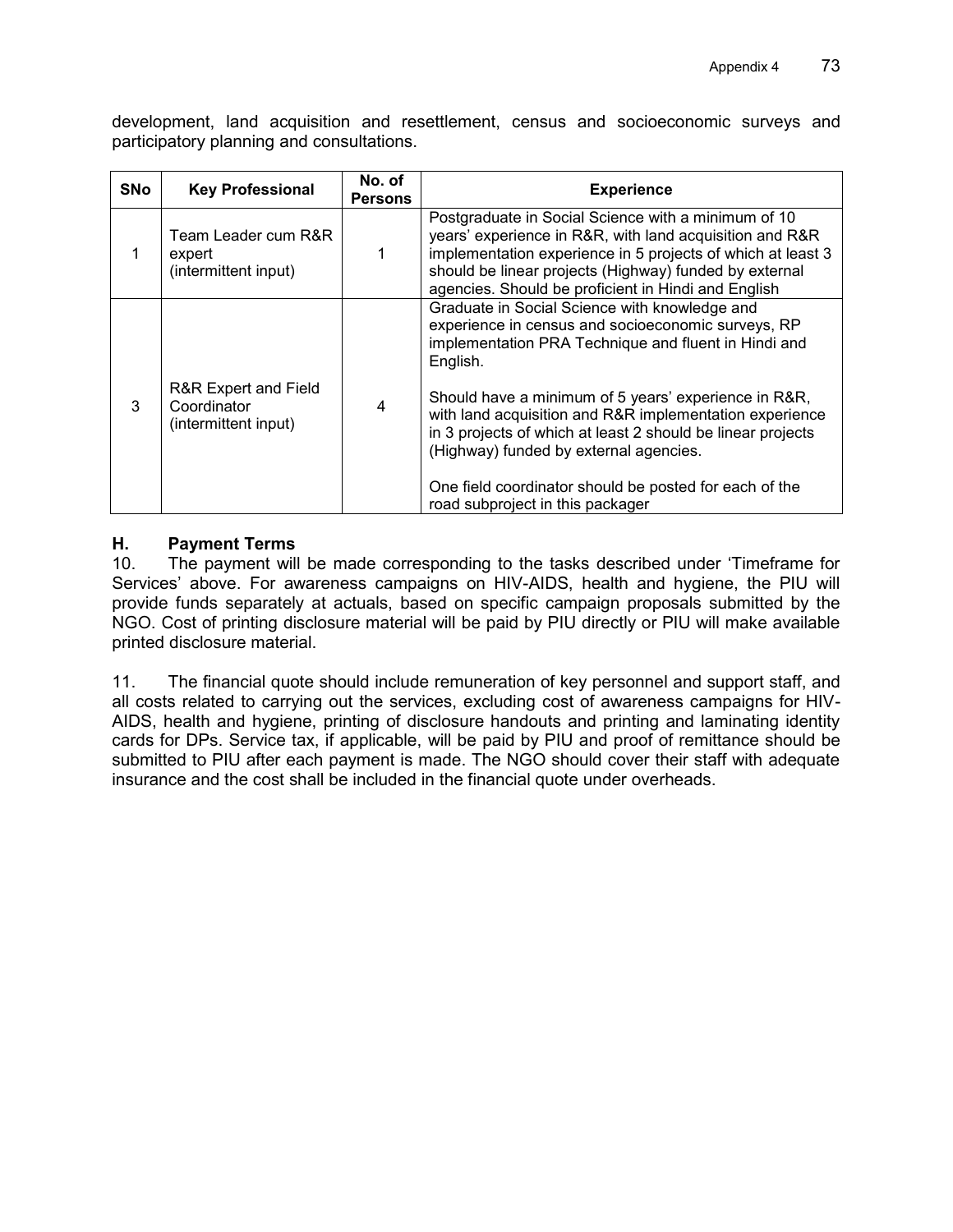development, land acquisition and resettlement, census and socioeconomic surveys and participatory planning and consultations.

| SNo | Key Professional | No. of Persons | Experience |
|---|---|---|---|
| 1 | Team Leader cum R&R expert (intermittent input) | 1 | Postgraduate in Social Science with a minimum of 10 years' experience in R&R, with land acquisition and R&R implementation experience in 5 projects of which at least 3 should be linear projects (Highway) funded by external agencies. Should be proficient in Hindi and English |
| 3 | R&R Expert and Field Coordinator (intermittent input) | 4 | Graduate in Social Science with knowledge and experience in census and socioeconomic surveys, RP implementation PRA Technique and fluent in Hindi and English.<br><br>Should have a minimum of 5 years' experience in R&R, with land acquisition and R&R implementation experience in 3 projects of which at least 2 should be linear projects (Highway) funded by external agencies.<br><br>One field coordinator should be posted for each of the road subproject in this packager |

## H. Payment Terms

10. The payment will be made corresponding to the tasks described under 'Timeframe for Services' above. For awareness campaigns on HIV-AIDS, health and hygiene, the PIU will provide funds separately at actuals, based on specific campaign proposals submitted by the NGO. Cost of printing disclosure material will be paid by PIU directly or PIU will make available printed disclosure material.

11. The financial quote should include remuneration of key personnel and support staff, and all costs related to carrying out the services, excluding cost of awareness campaigns for HIV-AIDS, health and hygiene, printing of disclosure handouts and printing and laminating identity cards for DPs. Service tax, if applicable, will be paid by PIU and proof of remittance should be submitted to PIU after each payment is made. The NGO should cover their staff with adequate insurance and the cost shall be included in the financial quote under overheads.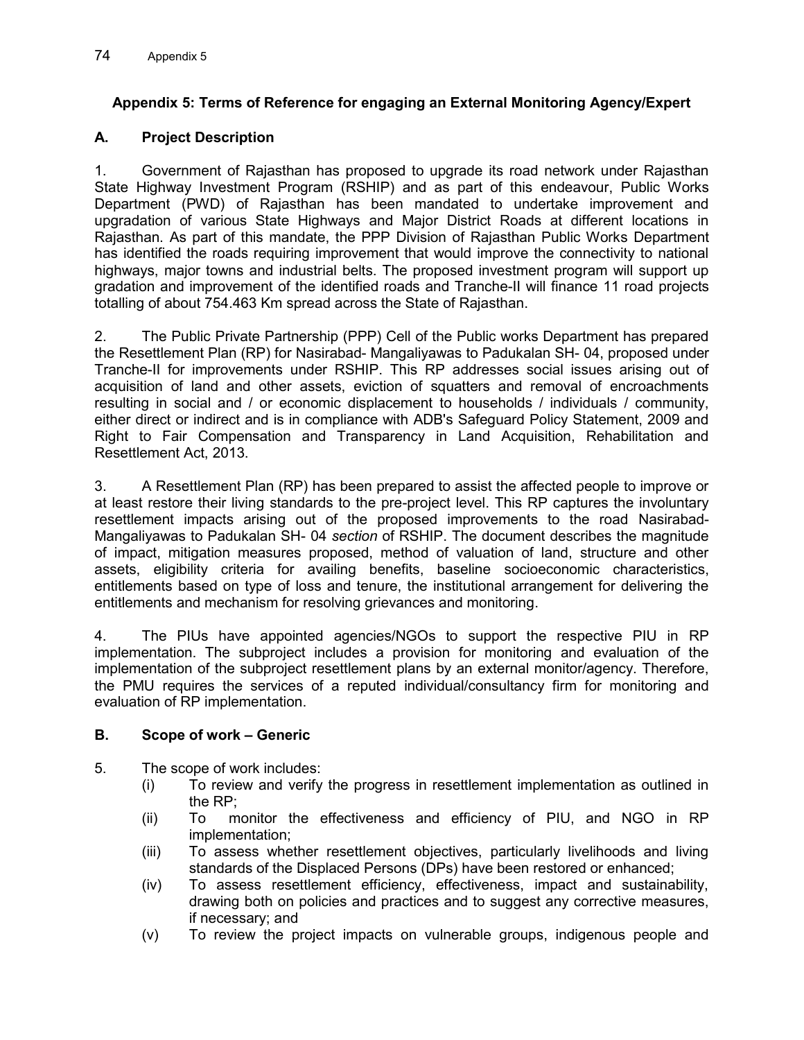## Appendix 5: Terms of Reference for engaging an External Monitoring Agency/Expert

### A. Project Description

1. Government of Rajasthan has proposed to upgrade its road network under Rajasthan State Highway Investment Program (RSHIP) and as part of this endeavour, Public Works Department (PWD) of Rajasthan has been mandated to undertake improvement and upgradation of various State Highways and Major District Roads at different locations in Rajasthan. As part of this mandate, the PPP Division of Rajasthan Public Works Department has identified the roads requiring improvement that would improve the connectivity to national highways, major towns and industrial belts. The proposed investment program will support up gradation and improvement of the identified roads and Tranche-II will finance 11 road projects totalling of about 754.463 Km spread across the State of Rajasthan.

2. The Public Private Partnership (PPP) Cell of the Public works Department has prepared the Resettlement Plan (RP) for Nasirabad- Mangaliyawas to Padukalan SH- 04, proposed under Tranche-II for improvements under RSHIP. This RP addresses social issues arising out of acquisition of land and other assets, eviction of squatters and removal of encroachments resulting in social and / or economic displacement to households / individuals / community, either direct or indirect and is in compliance with ADB's Safeguard Policy Statement, 2009 and Right to Fair Compensation and Transparency in Land Acquisition, Rehabilitation and Resettlement Act, 2013.

3. A Resettlement Plan (RP) has been prepared to assist the affected people to improve or at least restore their living standards to the pre-project level. This RP captures the involuntary resettlement impacts arising out of the proposed improvements to the road Nasirabad-Mangaliyawas to Padukalan SH- 04 *section* of RSHIP. The document describes the magnitude of impact, mitigation measures proposed, method of valuation of land, structure and other assets, eligibility criteria for availing benefits, baseline socioeconomic characteristics, entitlements based on type of loss and tenure, the institutional arrangement for delivering the entitlements and mechanism for resolving grievances and monitoring.

4. The PIUs have appointed agencies/NGOs to support the respective PIU in RP implementation. The subproject includes a provision for monitoring and evaluation of the implementation of the subproject resettlement plans by an external monitor/agency. Therefore, the PMU requires the services of a reputed individual/consultancy firm for monitoring and evaluation of RP implementation.

### B. Scope of work – Generic

5. The scope of work includes:
   - (i) To review and verify the progress in resettlement implementation as outlined in the RP;
   - (ii) To monitor the effectiveness and efficiency of PIU, and NGO in RP implementation;
   - (iii) To assess whether resettlement objectives, particularly livelihoods and living standards of the Displaced Persons (DPs) have been restored or enhanced;
   - (iv) To assess resettlement efficiency, effectiveness, impact and sustainability, drawing both on policies and practices and to suggest any corrective measures, if necessary; and
   - (v) To review the project impacts on vulnerable groups, indigenous people and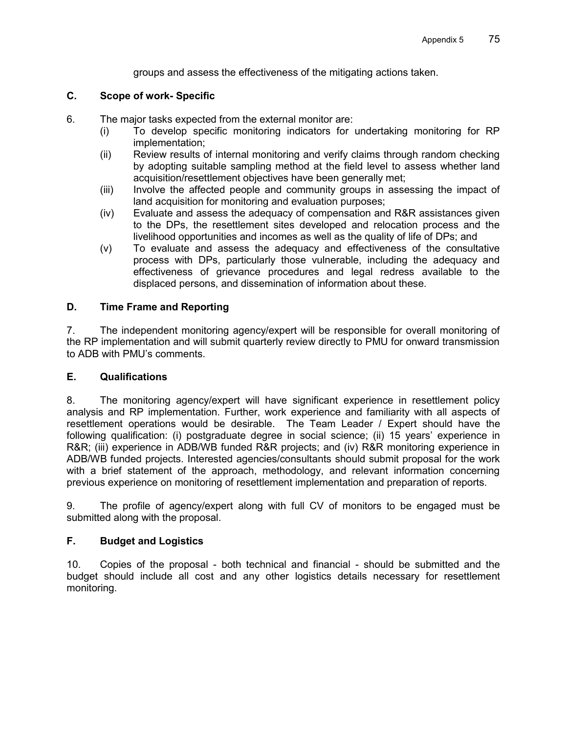groups and assess the effectiveness of the mitigating actions taken.

## C. Scope of work- Specific

6. The major tasks expected from the external monitor are:
   - (i) To develop specific monitoring indicators for undertaking monitoring for RP implementation;
   - (ii) Review results of internal monitoring and verify claims through random checking by adopting suitable sampling method at the field level to assess whether land acquisition/resettlement objectives have been generally met;
   - (iii) Involve the affected people and community groups in assessing the impact of land acquisition for monitoring and evaluation purposes;
   - (iv) Evaluate and assess the adequacy of compensation and R&R assistances given to the DPs, the resettlement sites developed and relocation process and the livelihood opportunities and incomes as well as the quality of life of DPs; and
   - (v) To evaluate and assess the adequacy and effectiveness of the consultative process with DPs, particularly those vulnerable, including the adequacy and effectiveness of grievance procedures and legal redress available to the displaced persons, and dissemination of information about these.

## D. Time Frame and Reporting

7. The independent monitoring agency/expert will be responsible for overall monitoring of the RP implementation and will submit quarterly review directly to PMU for onward transmission to ADB with PMU's comments.

## E. Qualifications

8. The monitoring agency/expert will have significant experience in resettlement policy analysis and RP implementation. Further, work experience and familiarity with all aspects of resettlement operations would be desirable. The Team Leader / Expert should have the following qualification: (i) postgraduate degree in social science; (ii) 15 years' experience in R&R; (iii) experience in ADB/WB funded R&R projects; and (iv) R&R monitoring experience in ADB/WB funded projects. Interested agencies/consultants should submit proposal for the work with a brief statement of the approach, methodology, and relevant information concerning previous experience on monitoring of resettlement implementation and preparation of reports.

9. The profile of agency/expert along with full CV of monitors to be engaged must be submitted along with the proposal.

## F. Budget and Logistics

10. Copies of the proposal - both technical and financial - should be submitted and the budget should include all cost and any other logistics details necessary for resettlement monitoring.